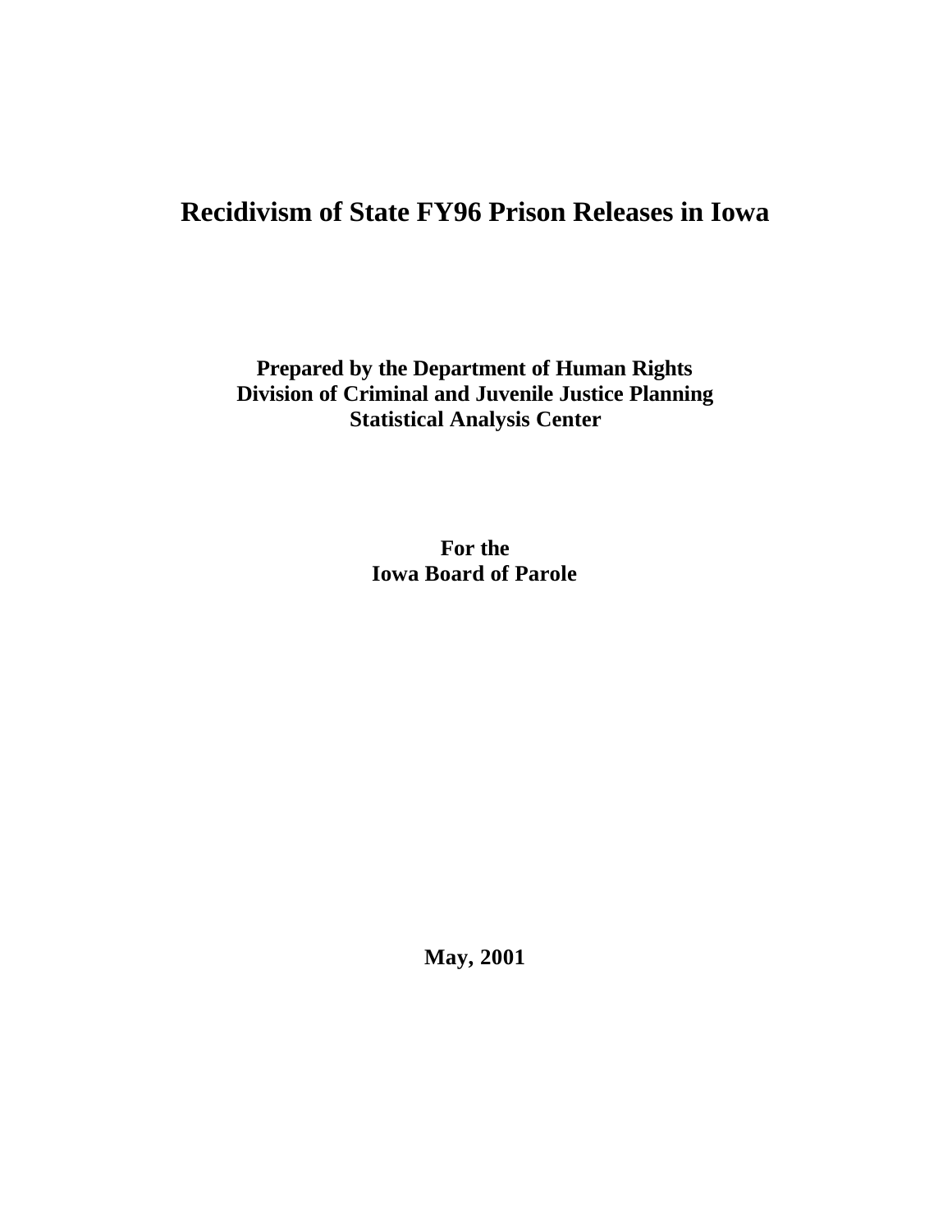# Recidivism of State FY96 Prison Releases in Iowa

**Prepared by the Department of Human Rights**
**Division of Criminal and Juvenile Justice Planning**
**Statistical Analysis Center**

**For the**
**Iowa Board of Parole**

**May, 2001**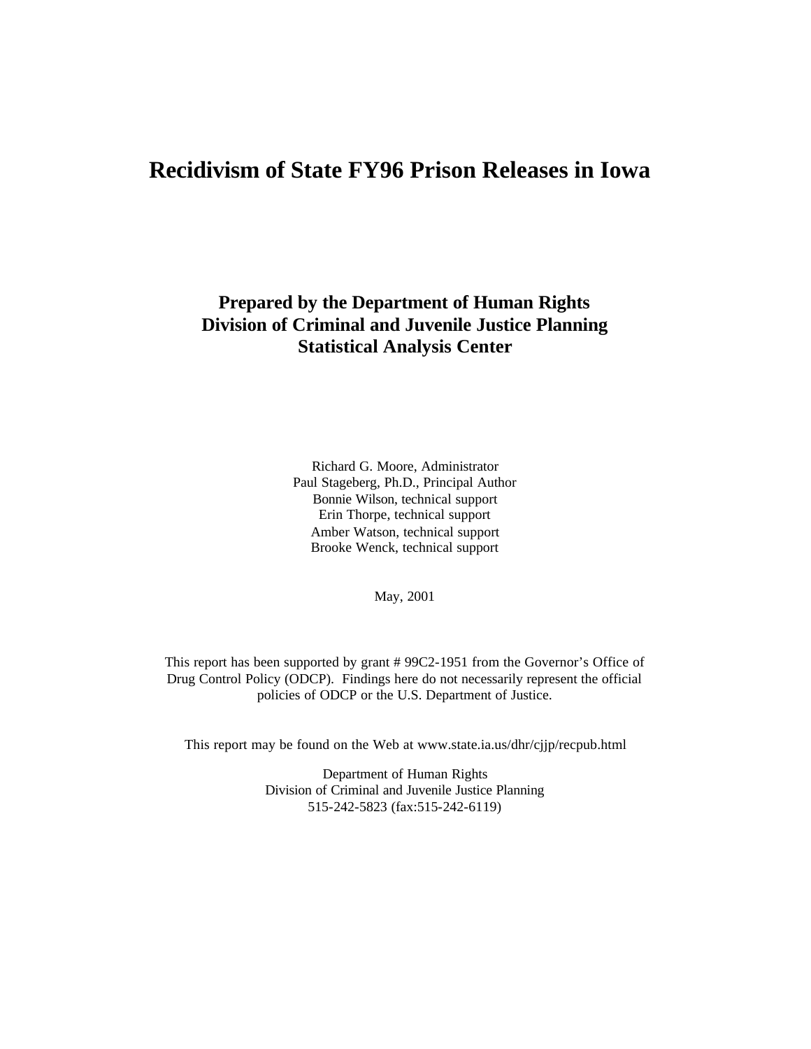# Recidivism of State FY96 Prison Releases in Iowa

**Prepared by the Department of Human Rights**
**Division of Criminal and Juvenile Justice Planning**
**Statistical Analysis Center**

Richard G. Moore, Administrator
Paul Stageberg, Ph.D., Principal Author
Bonnie Wilson, technical support
Erin Thorpe, technical support
Amber Watson, technical support
Brooke Wenck, technical support

May, 2001

This report has been supported by grant # 99C2-1951 from the Governor's Office of Drug Control Policy (ODCP). Findings here do not necessarily represent the official policies of ODCP or the U.S. Department of Justice.

This report may be found on the Web at www.state.ia.us/dhr/cjjp/recpub.html

Department of Human Rights
Division of Criminal and Juvenile Justice Planning
515-242-5823 (fax:515-242-6119)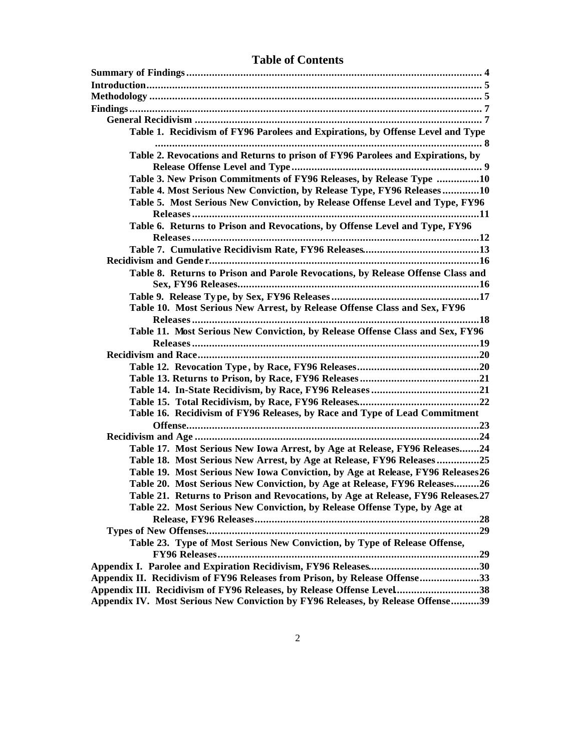# Table of Contents

**Summary of Findings** .......... 4
**Introduction** .......... 5
**Methodology** .......... 5
**Findings** .......... 7
- **General Recidivism** .......... 7
  - **Table 1. Recidivism of FY96 Parolees and Expirations, by Offense Level and Type** .......... 8
  - **Table 2. Revocations and Returns to prison of FY96 Parolees and Expirations, by Release Offense Level and Type** .......... 9
  - **Table 3. New Prison Commitments of FY96 Releases, by Release Type** .......... 10
  - **Table 4. Most Serious New Conviction, by Release Type, FY96 Releases** .......... 10
  - **Table 5. Most Serious New Conviction, by Release Offense Level and Type, FY96 Releases** .......... 11
  - **Table 6. Returns to Prison and Revocations, by Offense Level and Type, FY96 Releases** .......... 12
  - **Table 7. Cumulative Recidivism Rate, FY96 Releases** .......... 13
- **Recidivism and Gender** .......... 16
  - **Table 8. Returns to Prison and Parole Revocations, by Release Offense Class and Sex, FY96 Releases** .......... 16
  - **Table 9. Release Type, by Sex, FY96 Releases** .......... 17
  - **Table 10. Most Serious New Arrest, by Release Offense Class and Sex, FY96 Releases** .......... 18
  - **Table 11. Most Serious New Conviction, by Release Offense Class and Sex, FY96 Releases** .......... 19
- **Recidivism and Race** .......... 20
  - **Table 12. Revocation Type, by Race, FY96 Releases** .......... 20
  - **Table 13. Returns to Prison, by Race, FY96 Releases** .......... 21
  - **Table 14. In-State Recidivism, by Race, FY96 Releases** .......... 21
  - **Table 15. Total Recidivism, by Race, FY96 Releases** .......... 22
  - **Table 16. Recidivism of FY96 Releases, by Race and Type of Lead Commitment Offense** .......... 23
- **Recidivism and Age** .......... 24
  - **Table 17. Most Serious New Iowa Arrest, by Age at Release, FY96 Releases** .......... 24
  - **Table 18. Most Serious New Arrest, by Age at Release, FY96 Releases** .......... 25
  - **Table 19. Most Serious New Iowa Conviction, by Age at Release, FY96 Releases** .......... 26
  - **Table 20. Most Serious New Conviction, by Age at Release, FY96 Releases** .......... 26
  - **Table 21. Returns to Prison and Revocations, by Age at Release, FY96 Releases** .......... 27
  - **Table 22. Most Serious New Conviction, by Release Offense Type, by Age at Release, FY96 Releases** .......... 28
- **Types of New Offenses** .......... 29
  - **Table 23. Type of Most Serious New Conviction, by Type of Release Offense, FY96 Releases** .......... 29

**Appendix I. Parolee and Expiration Recidivism, FY96 Releases** .......... 30
**Appendix II. Recidivism of FY96 Releases from Prison, by Release Offense** .......... 33
**Appendix III. Recidivism of FY96 Releases, by Release Offense Level** .......... 38
**Appendix IV. Most Serious New Conviction by FY96 Releases, by Release Offense** .......... 39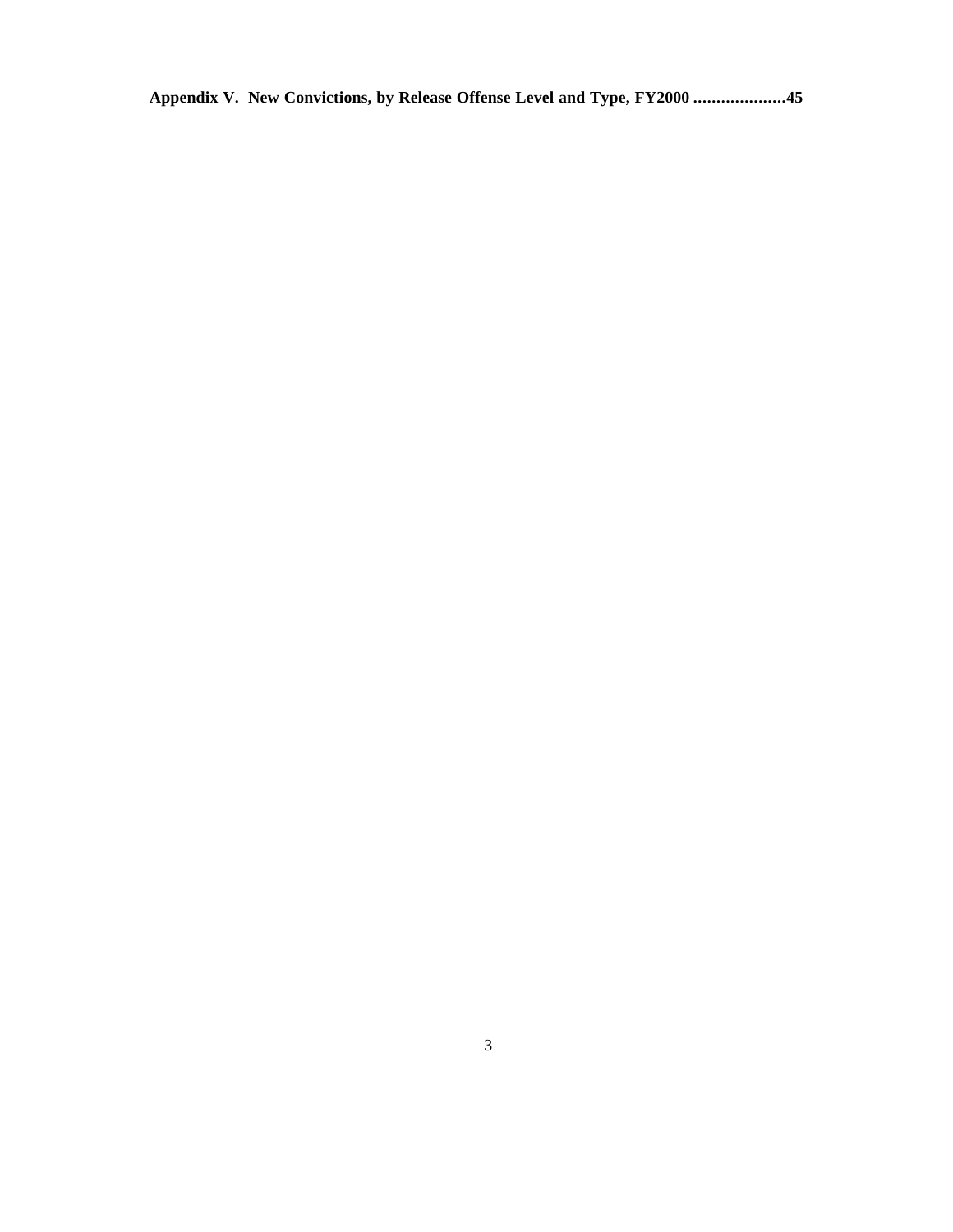**Appendix V. New Convictions, by Release Offense Level and Type, FY2000 ....................45**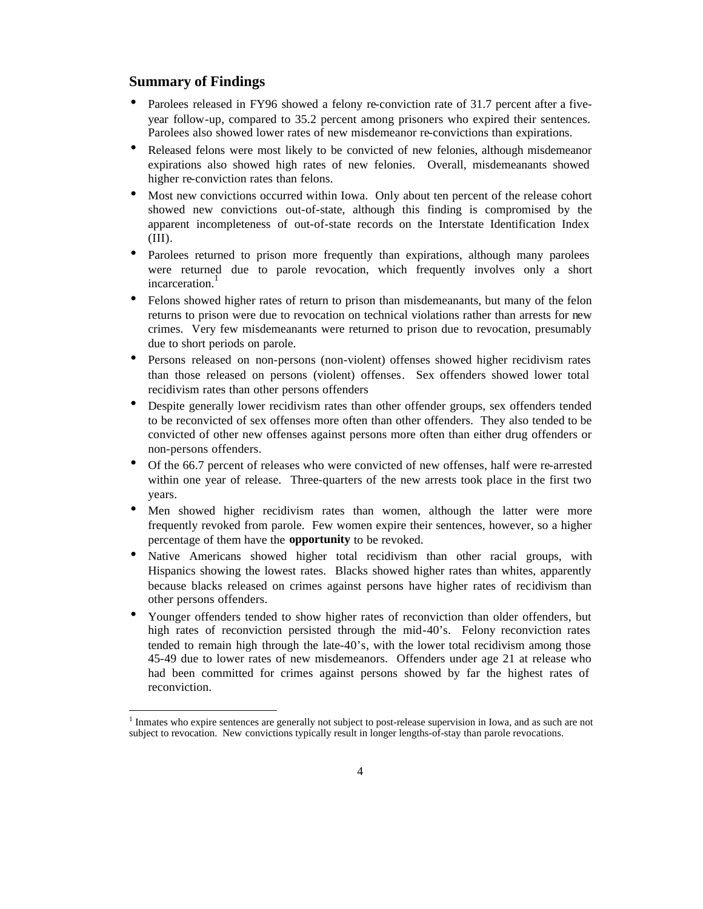## Summary of Findings

- Parolees released in FY96 showed a felony re-conviction rate of 31.7 percent after a five-year follow-up, compared to 35.2 percent among prisoners who expired their sentences. Parolees also showed lower rates of new misdemeanor re-convictions than expirations.
- Released felons were most likely to be convicted of new felonies, although misdemeanor expirations also showed high rates of new felonies. Overall, misdemeanants showed higher re-conviction rates than felons.
- Most new convictions occurred within Iowa. Only about ten percent of the release cohort showed new convictions out-of-state, although this finding is compromised by the apparent incompleteness of out-of-state records on the Interstate Identification Index (III).
- Parolees returned to prison more frequently than expirations, although many parolees were returned due to parole revocation, which frequently involves only a short incarceration.[1]
- Felons showed higher rates of return to prison than misdemeanants, but many of the felon returns to prison were due to revocation on technical violations rather than arrests for new crimes. Very few misdemeanants were returned to prison due to revocation, presumably due to short periods on parole.
- Persons released on non-persons (non-violent) offenses showed higher recidivism rates than those released on persons (violent) offenses. Sex offenders showed lower total recidivism rates than other persons offenders
- Despite generally lower recidivism rates than other offender groups, sex offenders tended to be reconvicted of sex offenses more often than other offenders. They also tended to be convicted of other new offenses against persons more often than either drug offenders or non-persons offenders.
- Of the 66.7 percent of releases who were convicted of new offenses, half were re-arrested within one year of release. Three-quarters of the new arrests took place in the first two years.
- Men showed higher recidivism rates than women, although the latter were more frequently revoked from parole. Few women expire their sentences, however, so a higher percentage of them have the **opportunity** to be revoked.
- Native Americans showed higher total recidivism than other racial groups, with Hispanics showing the lowest rates. Blacks showed higher rates than whites, apparently because blacks released on crimes against persons have higher rates of recidivism than other persons offenders.
- Younger offenders tended to show higher rates of reconviction than older offenders, but high rates of reconviction persisted through the mid-40's. Felony reconviction rates tended to remain high through the late-40's, with the lower total recidivism among those 45-49 due to lower rates of new misdemeanors. Offenders under age 21 at release who had been committed for crimes against persons showed by far the highest rates of reconviction.

[1] Inmates who expire sentences are generally not subject to post-release supervision in Iowa, and as such are not subject to revocation. New convictions typically result in longer lengths-of-stay than parole revocations.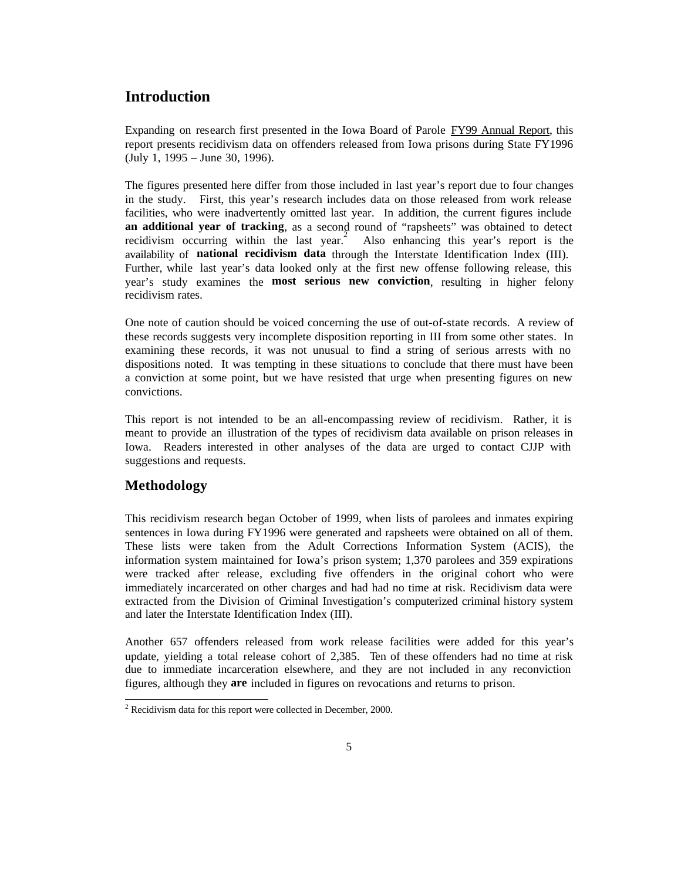# Introduction

Expanding on research first presented in the Iowa Board of Parole FY99 Annual Report, this report presents recidivism data on offenders released from Iowa prisons during State FY1996 (July 1, 1995 – June 30, 1996).

The figures presented here differ from those included in last year's report due to four changes in the study. First, this year's research includes data on those released from work release facilities, who were inadvertently omitted last year. In addition, the current figures include **an additional year of tracking**, as a second round of "rapsheets" was obtained to detect recidivism occurring within the last year.[2] Also enhancing this year's report is the availability of **national recidivism data** through the Interstate Identification Index (III). Further, while last year's data looked only at the first new offense following release, this year's study examines the **most serious new conviction**, resulting in higher felony recidivism rates.

One note of caution should be voiced concerning the use of out-of-state records. A review of these records suggests very incomplete disposition reporting in III from some other states. In examining these records, it was not unusual to find a string of serious arrests with no dispositions noted. It was tempting in these situations to conclude that there must have been a conviction at some point, but we have resisted that urge when presenting figures on new convictions.

This report is not intended to be an all-encompassing review of recidivism. Rather, it is meant to provide an illustration of the types of recidivism data available on prison releases in Iowa. Readers interested in other analyses of the data are urged to contact CJJP with suggestions and requests.

## Methodology

This recidivism research began October of 1999, when lists of parolees and inmates expiring sentences in Iowa during FY1996 were generated and rapsheets were obtained on all of them. These lists were taken from the Adult Corrections Information System (ACIS), the information system maintained for Iowa's prison system; 1,370 parolees and 359 expirations were tracked after release, excluding five offenders in the original cohort who were immediately incarcerated on other charges and had had no time at risk. Recidivism data were extracted from the Division of Criminal Investigation's computerized criminal history system and later the Interstate Identification Index (III).

Another 657 offenders released from work release facilities were added for this year's update, yielding a total release cohort of 2,385. Ten of these offenders had no time at risk due to immediate incarceration elsewhere, and they are not included in any reconviction figures, although they **are** included in figures on revocations and returns to prison.

[2] Recidivism data for this report were collected in December, 2000.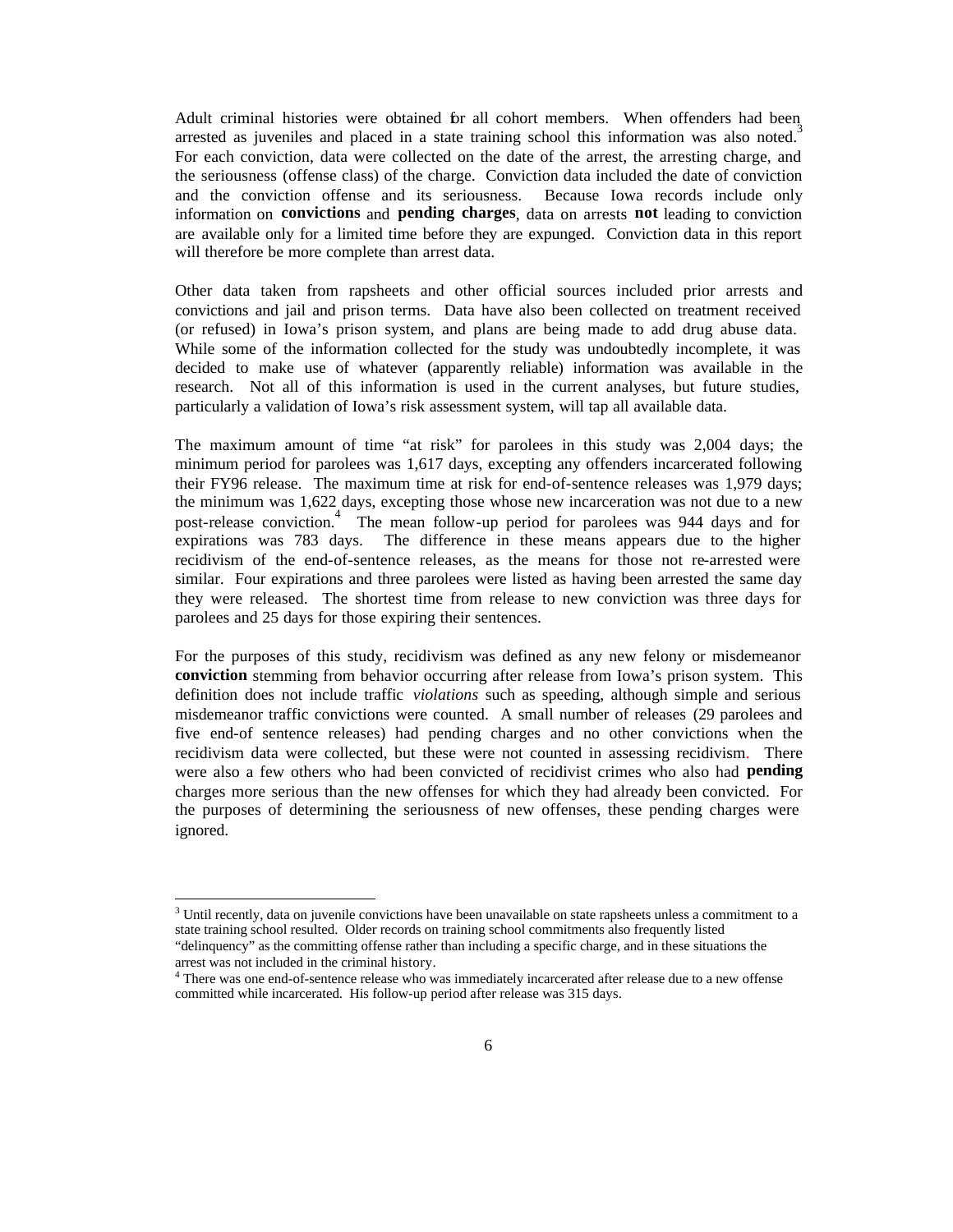Adult criminal histories were obtained for all cohort members. When offenders had been arrested as juveniles and placed in a state training school this information was also noted.[3] For each conviction, data were collected on the date of the arrest, the arresting charge, and the seriousness (offense class) of the charge. Conviction data included the date of conviction and the conviction offense and its seriousness. Because Iowa records include only information on **convictions** and **pending charges**, data on arrests **not** leading to conviction are available only for a limited time before they are expunged. Conviction data in this report will therefore be more complete than arrest data.

Other data taken from rapsheets and other official sources included prior arrests and convictions and jail and prison terms. Data have also been collected on treatment received (or refused) in Iowa's prison system, and plans are being made to add drug abuse data. While some of the information collected for the study was undoubtedly incomplete, it was decided to make use of whatever (apparently reliable) information was available in the research. Not all of this information is used in the current analyses, but future studies, particularly a validation of Iowa's risk assessment system, will tap all available data.

The maximum amount of time "at risk" for parolees in this study was 2,004 days; the minimum period for parolees was 1,617 days, excepting any offenders incarcerated following their FY96 release. The maximum time at risk for end-of-sentence releases was 1,979 days; the minimum was 1,622 days, excepting those whose new incarceration was not due to a new post-release conviction.[4] The mean follow-up period for parolees was 944 days and for expirations was 783 days. The difference in these means appears due to the higher recidivism of the end-of-sentence releases, as the means for those not re-arrested were similar. Four expirations and three parolees were listed as having been arrested the same day they were released. The shortest time from release to new conviction was three days for parolees and 25 days for those expiring their sentences.

For the purposes of this study, recidivism was defined as any new felony or misdemeanor **conviction** stemming from behavior occurring after release from Iowa's prison system. This definition does not include traffic *violations* such as speeding, although simple and serious misdemeanor traffic convictions were counted. A small number of releases (29 parolees and five end-of sentence releases) had pending charges and no other convictions when the recidivism data were collected, but these were not counted in assessing recidivism. There were also a few others who had been convicted of recidivist crimes who also had **pending** charges more serious than the new offenses for which they had already been convicted. For the purposes of determining the seriousness of new offenses, these pending charges were ignored.

---

[3] Until recently, data on juvenile convictions have been unavailable on state rapsheets unless a commitment to a state training school resulted. Older records on training school commitments also frequently listed "delinquency" as the committing offense rather than including a specific charge, and in these situations the arrest was not included in the criminal history.

[4] There was one end-of-sentence release who was immediately incarcerated after release due to a new offense committed while incarcerated. His follow-up period after release was 315 days.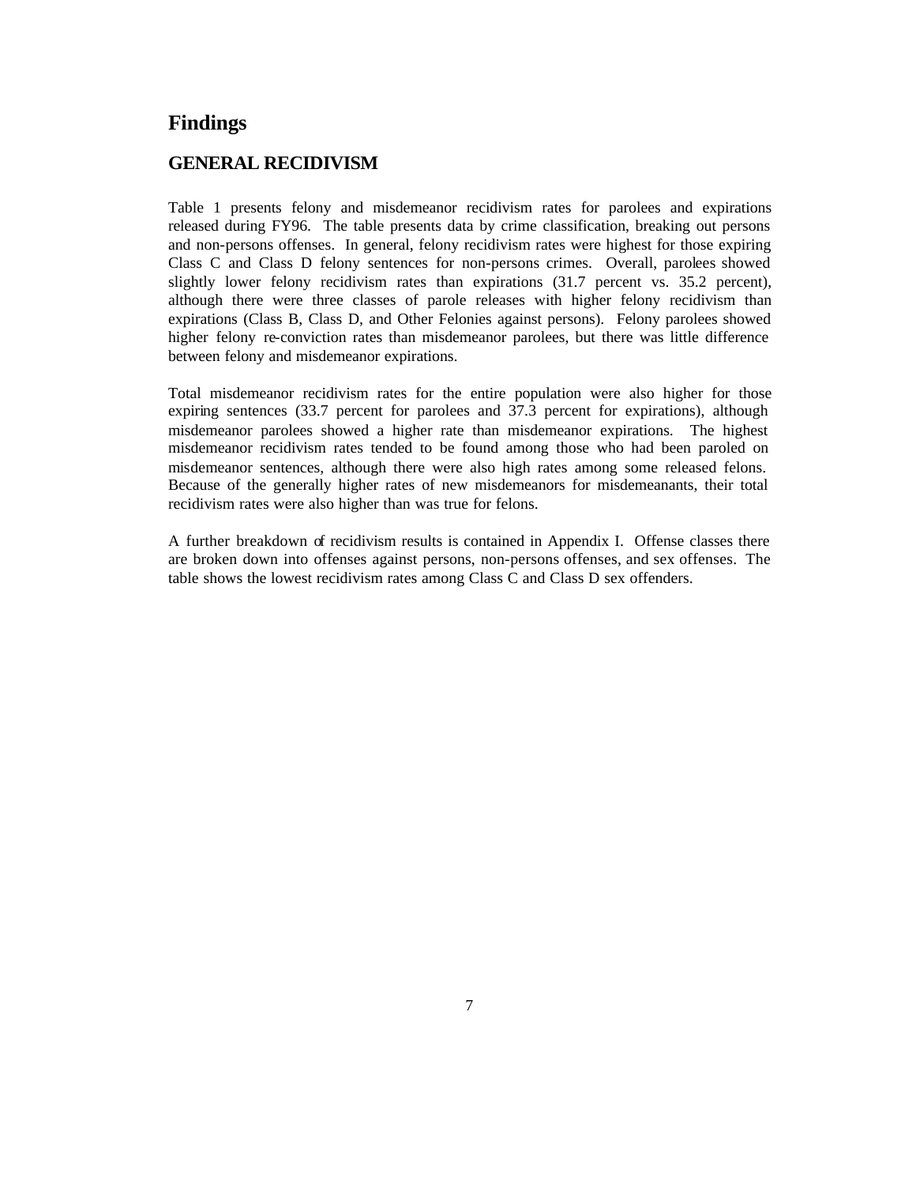# Findings

## GENERAL RECIDIVISM

Table 1 presents felony and misdemeanor recidivism rates for parolees and expirations released during FY96. The table presents data by crime classification, breaking out persons and non-persons offenses. In general, felony recidivism rates were highest for those expiring Class C and Class D felony sentences for non-persons crimes. Overall, parolees showed slightly lower felony recidivism rates than expirations (31.7 percent vs. 35.2 percent), although there were three classes of parole releases with higher felony recidivism than expirations (Class B, Class D, and Other Felonies against persons). Felony parolees showed higher felony re-conviction rates than misdemeanor parolees, but there was little difference between felony and misdemeanor expirations.

Total misdemeanor recidivism rates for the entire population were also higher for those expiring sentences (33.7 percent for parolees and 37.3 percent for expirations), although misdemeanor parolees showed a higher rate than misdemeanor expirations. The highest misdemeanor recidivism rates tended to be found among those who had been paroled on misdemeanor sentences, although there were also high rates among some released felons. Because of the generally higher rates of new misdemeanors for misdemeanants, their total recidivism rates were also higher than was true for felons.

A further breakdown of recidivism results is contained in Appendix I. Offense classes there are broken down into offenses against persons, non-persons offenses, and sex offenses. The table shows the lowest recidivism rates among Class C and Class D sex offenders.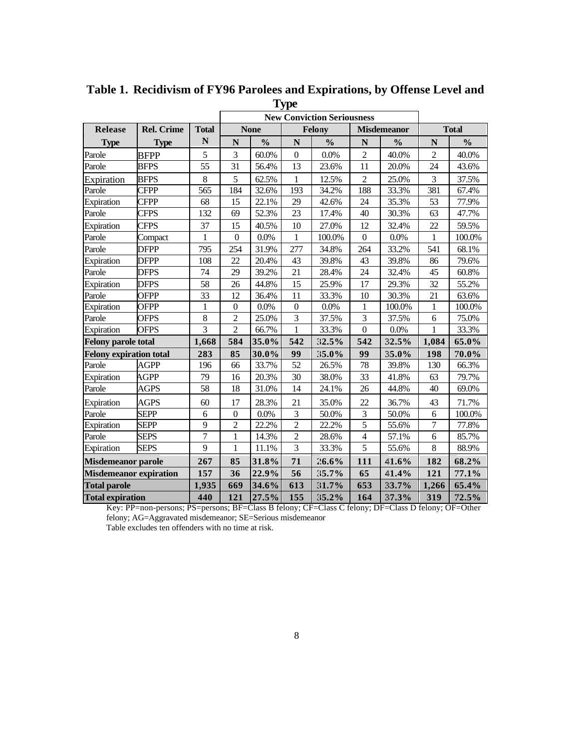**Table 1. Recidivism of FY96 Parolees and Expirations, by Offense Level and Type**

| Release | Rel. Crime | Total | New Conviction Seriousness | | | | | | | |
|---|---|---|---|---|---|---|---|---|---|---|
| | | | None | | Felony | | Misdemeanor | | Total | |
| Type | Type | N | N | % | N | % | N | % | N | % |
| Parole | BFPP | 5 | 3 | 60.0% | 0 | 0.0% | 2 | 40.0% | 2 | 40.0% |
| Parole | BFPS | 55 | 31 | 56.4% | 13 | 23.6% | 11 | 20.0% | 24 | 43.6% |
| Expiration | BFPS | 8 | 5 | 62.5% | 1 | 12.5% | 2 | 25.0% | 3 | 37.5% |
| Parole | CFPP | 565 | 184 | 32.6% | 193 | 34.2% | 188 | 33.3% | 381 | 67.4% |
| Expiration | CFPP | 68 | 15 | 22.1% | 29 | 42.6% | 24 | 35.3% | 53 | 77.9% |
| Parole | CFPS | 132 | 69 | 52.3% | 23 | 17.4% | 40 | 30.3% | 63 | 47.7% |
| Expiration | CFPS | 37 | 15 | 40.5% | 10 | 27.0% | 12 | 32.4% | 22 | 59.5% |
| Parole | Compact | 1 | 0 | 0.0% | 1 | 100.0% | 0 | 0.0% | 1 | 100.0% |
| Parole | DFPP | 795 | 254 | 31.9% | 277 | 34.8% | 264 | 33.2% | 541 | 68.1% |
| Expiration | DFPP | 108 | 22 | 20.4% | 43 | 39.8% | 43 | 39.8% | 86 | 79.6% |
| Parole | DFPS | 74 | 29 | 39.2% | 21 | 28.4% | 24 | 32.4% | 45 | 60.8% |
| Expiration | DFPS | 58 | 26 | 44.8% | 15 | 25.9% | 17 | 29.3% | 32 | 55.2% |
| Parole | OFPP | 33 | 12 | 36.4% | 11 | 33.3% | 10 | 30.3% | 21 | 63.6% |
| Expiration | OFPP | 1 | 0 | 0.0% | 0 | 0.0% | 1 | 100.0% | 1 | 100.0% |
| Parole | OFPS | 8 | 2 | 25.0% | 3 | 37.5% | 3 | 37.5% | 6 | 75.0% |
| Expiration | OFPS | 3 | 2 | 66.7% | 1 | 33.3% | 0 | 0.0% | 1 | 33.3% |
| **Felony parole total** | | **1,668** | **584** | **35.0%** | **542** | **32.5%** | **542** | **32.5%** | **1,084** | **65.0%** |
| **Felony expiration total** | | **283** | **85** | **30.0%** | **99** | **35.0%** | **99** | **35.0%** | **198** | **70.0%** |
| Parole | AGPP | 196 | 66 | 33.7% | 52 | 26.5% | 78 | 39.8% | 130 | 66.3% |
| Expiration | AGPP | 79 | 16 | 20.3% | 30 | 38.0% | 33 | 41.8% | 63 | 79.7% |
| Parole | AGPS | 58 | 18 | 31.0% | 14 | 24.1% | 26 | 44.8% | 40 | 69.0% |
| Expiration | AGPS | 60 | 17 | 28.3% | 21 | 35.0% | 22 | 36.7% | 43 | 71.7% |
| Parole | SEPP | 6 | 0 | 0.0% | 3 | 50.0% | 3 | 50.0% | 6 | 100.0% |
| Expiration | SEPP | 9 | 2 | 22.2% | 2 | 22.2% | 5 | 55.6% | 7 | 77.8% |
| Parole | SEPS | 7 | 1 | 14.3% | 2 | 28.6% | 4 | 57.1% | 6 | 85.7% |
| Expiration | SEPS | 9 | 1 | 11.1% | 3 | 33.3% | 5 | 55.6% | 8 | 88.9% |
| **Misdemeanor parole** | | **267** | **85** | **31.8%** | **71** | **26.6%** | **111** | **41.6%** | **182** | **68.2%** |
| **Misdemeanor expiration** | | **157** | **36** | **22.9%** | **56** | **35.7%** | **65** | **41.4%** | **121** | **77.1%** |
| **Total parole** | | **1,935** | **669** | **34.6%** | **613** | **31.7%** | **653** | **33.7%** | **1,266** | **65.4%** |
| **Total expiration** | | **440** | **121** | **27.5%** | **155** | **35.2%** | **164** | **37.3%** | **319** | **72.5%** |

Key: PP=non-persons; PS=persons; BF=Class B felony; CF=Class C felony; DF=Class D felony; OF=Other felony; AG=Aggravated misdemeanor; SE=Serious misdemeanor

Table excludes ten offenders with no time at risk.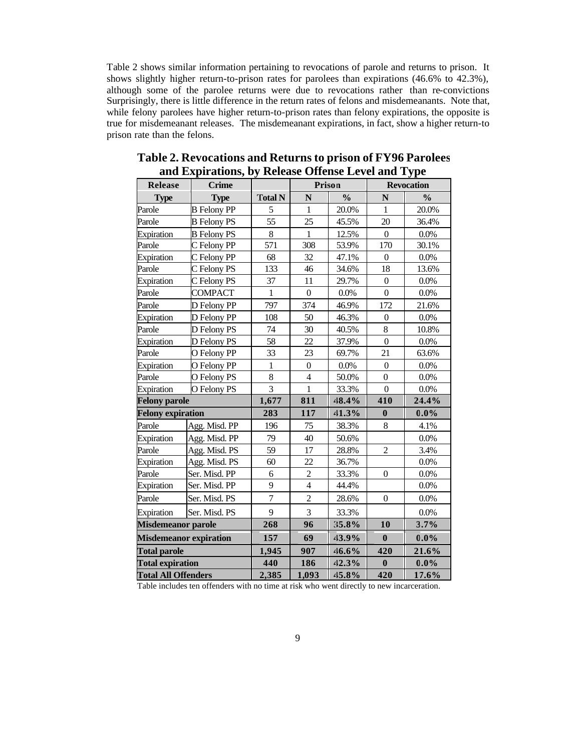Table 2 shows similar information pertaining to revocations of parole and returns to prison. It shows slightly higher return-to-prison rates for parolees than expirations (46.6% to 42.3%), although some of the parolee returns were due to revocations rather than re-convictions Surprisingly, there is little difference in the return rates of felons and misdemeanants. Note that, while felony parolees have higher return-to-prison rates than felony expirations, the opposite is true for misdemeanant releases. The misdemeanant expirations, in fact, show a higher return-to prison rate than the felons.

**Table 2. Revocations and Returns to prison of FY96 Parolees and Expirations, by Release Offense Level and Type**

| Release | Crime | | Prison | | Revocation | |
|---|---|---|---|---|---|---|
| **Type** | **Type** | **Total N** | **N** | **%** | **N** | **%** |
| Parole | B Felony PP | 5 | 1 | 20.0% | 1 | 20.0% |
| Parole | B Felony PS | 55 | 25 | 45.5% | 20 | 36.4% |
| Expiration | B Felony PS | 8 | 1 | 12.5% | 0 | 0.0% |
| Parole | C Felony PP | 571 | 308 | 53.9% | 170 | 30.1% |
| Expiration | C Felony PP | 68 | 32 | 47.1% | 0 | 0.0% |
| Parole | C Felony PS | 133 | 46 | 34.6% | 18 | 13.6% |
| Expiration | C Felony PS | 37 | 11 | 29.7% | 0 | 0.0% |
| Parole | COMPACT | 1 | 0 | 0.0% | 0 | 0.0% |
| Parole | D Felony PP | 797 | 374 | 46.9% | 172 | 21.6% |
| Expiration | D Felony PP | 108 | 50 | 46.3% | 0 | 0.0% |
| Parole | D Felony PS | 74 | 30 | 40.5% | 8 | 10.8% |
| Expiration | D Felony PS | 58 | 22 | 37.9% | 0 | 0.0% |
| Parole | O Felony PP | 33 | 23 | 69.7% | 21 | 63.6% |
| Expiration | O Felony PP | 1 | 0 | 0.0% | 0 | 0.0% |
| Parole | O Felony PS | 8 | 4 | 50.0% | 0 | 0.0% |
| Expiration | O Felony PS | 3 | 1 | 33.3% | 0 | 0.0% |
| **Felony parole** | | **1,677** | **811** | **48.4%** | **410** | **24.4%** |
| **Felony expiration** | | **283** | **117** | **41.3%** | **0** | **0.0%** |
| Parole | Agg. Misd. PP | 196 | 75 | 38.3% | 8 | 4.1% |
| Expiration | Agg. Misd. PP | 79 | 40 | 50.6% | | 0.0% |
| Parole | Agg. Misd. PS | 59 | 17 | 28.8% | 2 | 3.4% |
| Expiration | Agg. Misd. PS | 60 | 22 | 36.7% | | 0.0% |
| Parole | Ser. Misd. PP | 6 | 2 | 33.3% | 0 | 0.0% |
| Expiration | Ser. Misd. PP | 9 | 4 | 44.4% | | 0.0% |
| Parole | Ser. Misd. PS | 7 | 2 | 28.6% | 0 | 0.0% |
| Expiration | Ser. Misd. PS | 9 | 3 | 33.3% | | 0.0% |
| **Misdemeanor parole** | | **268** | **96** | **35.8%** | **10** | **3.7%** |
| **Misdemeanor expiration** | | **157** | **69** | **43.9%** | **0** | **0.0%** |
| **Total parole** | | **1,945** | **907** | **46.6%** | **420** | **21.6%** |
| **Total expiration** | | **440** | **186** | **42.3%** | **0** | **0.0%** |
| **Total All Offenders** | | **2,385** | **1,093** | **45.8%** | **420** | **17.6%** |

Table includes ten offenders with no time at risk who went directly to new incarceration.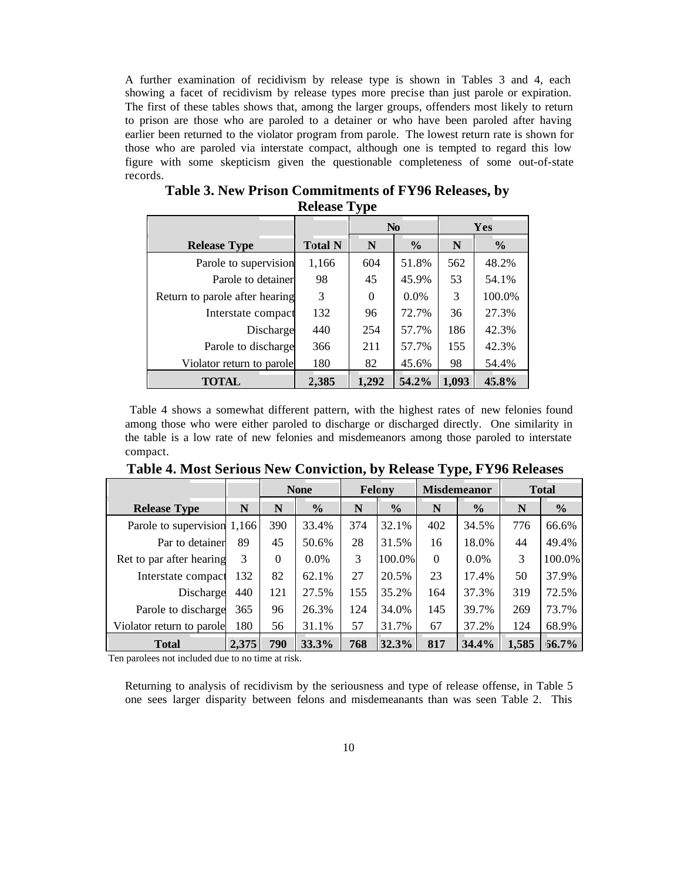A further examination of recidivism by release type is shown in Tables 3 and 4, each showing a facet of recidivism by release types more precise than just parole or expiration. The first of these tables shows that, among the larger groups, offenders most likely to return to prison are those who are paroled to a detainer or who have been paroled after having earlier been returned to the violator program from parole. The lowest return rate is shown for those who are paroled via interstate compact, although one is tempted to regard this low figure with some skepticism given the questionable completeness of some out-of-state records.

**Table 3. New Prison Commitments of FY96 Releases, by Release Type**

| | | No | | Yes | |
|---|---|---|---|---|---|
| **Release Type** | **Total N** | **N** | **%** | **N** | **%** |
| Parole to supervision | 1,166 | 604 | 51.8% | 562 | 48.2% |
| Parole to detainer | 98 | 45 | 45.9% | 53 | 54.1% |
| Return to parole after hearing | 3 | 0 | 0.0% | 3 | 100.0% |
| Interstate compact | 132 | 96 | 72.7% | 36 | 27.3% |
| Discharge | 440 | 254 | 57.7% | 186 | 42.3% |
| Parole to discharge | 366 | 211 | 57.7% | 155 | 42.3% |
| Violator return to parole | 180 | 82 | 45.6% | 98 | 54.4% |
| **TOTAL** | **2,385** | **1,292** | **54.2%** | **1,093** | **45.8%** |

Table 4 shows a somewhat different pattern, with the highest rates of new felonies found among those who were either paroled to discharge or discharged directly. One similarity in the table is a low rate of new felonies and misdemeanors among those paroled to interstate compact.

**Table 4. Most Serious New Conviction, by Release Type, FY96 Releases**

| | | None | | Felony | | Misdemeanor | | Total | |
|---|---|---|---|---|---|---|---|---|---|
| **Release Type** | **N** | **N** | **%** | **N** | **%** | **N** | **%** | **N** | **%** |
| Parole to supervision | 1,166 | 390 | 33.4% | 374 | 32.1% | 402 | 34.5% | 776 | 66.6% |
| Par to detainer | 89 | 45 | 50.6% | 28 | 31.5% | 16 | 18.0% | 44 | 49.4% |
| Ret to par after hearing | 3 | 0 | 0.0% | 3 | 100.0% | 0 | 0.0% | 3 | 100.0% |
| Interstate compact | 132 | 82 | 62.1% | 27 | 20.5% | 23 | 17.4% | 50 | 37.9% |
| Discharge | 440 | 121 | 27.5% | 155 | 35.2% | 164 | 37.3% | 319 | 72.5% |
| Parole to discharge | 365 | 96 | 26.3% | 124 | 34.0% | 145 | 39.7% | 269 | 73.7% |
| Violator return to parole | 180 | 56 | 31.1% | 57 | 31.7% | 67 | 37.2% | 124 | 68.9% |
| **Total** | **2,375** | **790** | **33.3%** | **768** | **32.3%** | **817** | **34.4%** | **1,585** | **66.7%** |

Ten parolees not included due to no time at risk.

Returning to analysis of recidivism by the seriousness and type of release offense, in Table 5 one sees larger disparity between felons and misdemeanants than was seen Table 2. This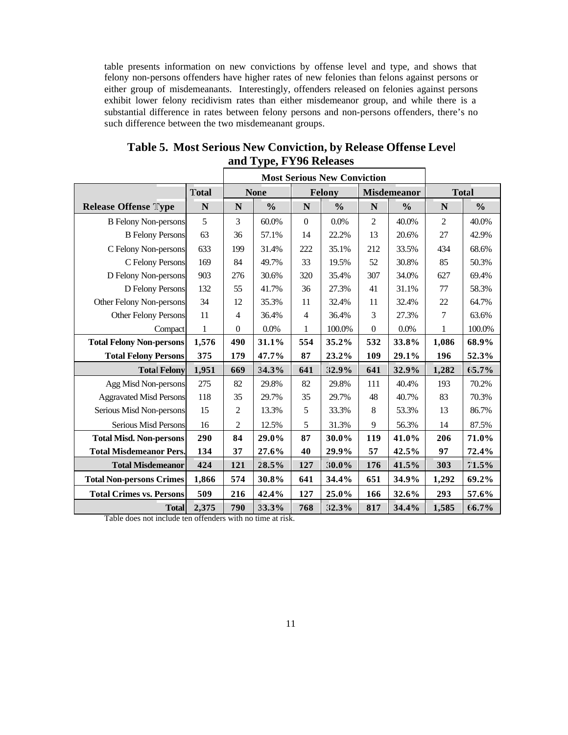table presents information on new convictions by offense level and type, and shows that felony non-persons offenders have higher rates of new felonies than felons against persons or either group of misdemeanants. Interestingly, offenders released on felonies against persons exhibit lower felony recidivism rates than either misdemeanor group, and while there is a substantial difference in rates between felony persons and non-persons offenders, there's no such difference between the two misdemeanant groups.

**Table 5. Most Serious New Conviction, by Release Offense Level and Type, FY96 Releases**

| | Total | Most Serious New Conviction | | | | | | | |
|---|---|---|---|---|---|---|---|---|---|
| | | None | | Felony | | Misdemeanor | | Total | |
| **Release Offense Type** | **N** | **N** | **%** | **N** | **%** | **N** | **%** | **N** | **%** |
| B Felony Non-persons | 5 | 3 | 60.0% | 0 | 0.0% | 2 | 40.0% | 2 | 40.0% |
| B Felony Persons | 63 | 36 | 57.1% | 14 | 22.2% | 13 | 20.6% | 27 | 42.9% |
| C Felony Non-persons | 633 | 199 | 31.4% | 222 | 35.1% | 212 | 33.5% | 434 | 68.6% |
| C Felony Persons | 169 | 84 | 49.7% | 33 | 19.5% | 52 | 30.8% | 85 | 50.3% |
| D Felony Non-persons | 903 | 276 | 30.6% | 320 | 35.4% | 307 | 34.0% | 627 | 69.4% |
| D Felony Persons | 132 | 55 | 41.7% | 36 | 27.3% | 41 | 31.1% | 77 | 58.3% |
| Other Felony Non-persons | 34 | 12 | 35.3% | 11 | 32.4% | 11 | 32.4% | 22 | 64.7% |
| Other Felony Persons | 11 | 4 | 36.4% | 4 | 36.4% | 3 | 27.3% | 7 | 63.6% |
| Compact | 1 | 0 | 0.0% | 1 | 100.0% | 0 | 0.0% | 1 | 100.0% |
| **Total Felony Non-persons** | **1,576** | **490** | **31.1%** | **554** | **35.2%** | **532** | **33.8%** | **1,086** | **68.9%** |
| **Total Felony Persons** | **375** | **179** | **47.7%** | **87** | **23.2%** | **109** | **29.1%** | **196** | **52.3%** |
| **Total Felony** | **1,951** | **669** | **34.3%** | **641** | **32.9%** | **641** | **32.9%** | **1,282** | **65.7%** |
| Agg Misd Non-persons | 275 | 82 | 29.8% | 82 | 29.8% | 111 | 40.4% | 193 | 70.2% |
| Aggravated Misd Persons | 118 | 35 | 29.7% | 35 | 29.7% | 48 | 40.7% | 83 | 70.3% |
| Serious Misd Non-persons | 15 | 2 | 13.3% | 5 | 33.3% | 8 | 53.3% | 13 | 86.7% |
| Serious Misd Persons | 16 | 2 | 12.5% | 5 | 31.3% | 9 | 56.3% | 14 | 87.5% |
| **Total Misd. Non-persons** | **290** | **84** | **29.0%** | **87** | **30.0%** | **119** | **41.0%** | **206** | **71.0%** |
| **Total Misdemeanor Pers.** | **134** | **37** | **27.6%** | **40** | **29.9%** | **57** | **42.5%** | **97** | **72.4%** |
| **Total Misdemeanor** | **424** | **121** | **28.5%** | **127** | **30.0%** | **176** | **41.5%** | **303** | **71.5%** |
| **Total Non-persons Crimes** | **1,866** | **574** | **30.8%** | **641** | **34.4%** | **651** | **34.9%** | **1,292** | **69.2%** |
| **Total Crimes vs. Persons** | **509** | **216** | **42.4%** | **127** | **25.0%** | **166** | **32.6%** | **293** | **57.6%** |
| **Total** | **2,375** | **790** | **33.3%** | **768** | **32.3%** | **817** | **34.4%** | **1,585** | **66.7%** |

Table does not include ten offenders with no time at risk.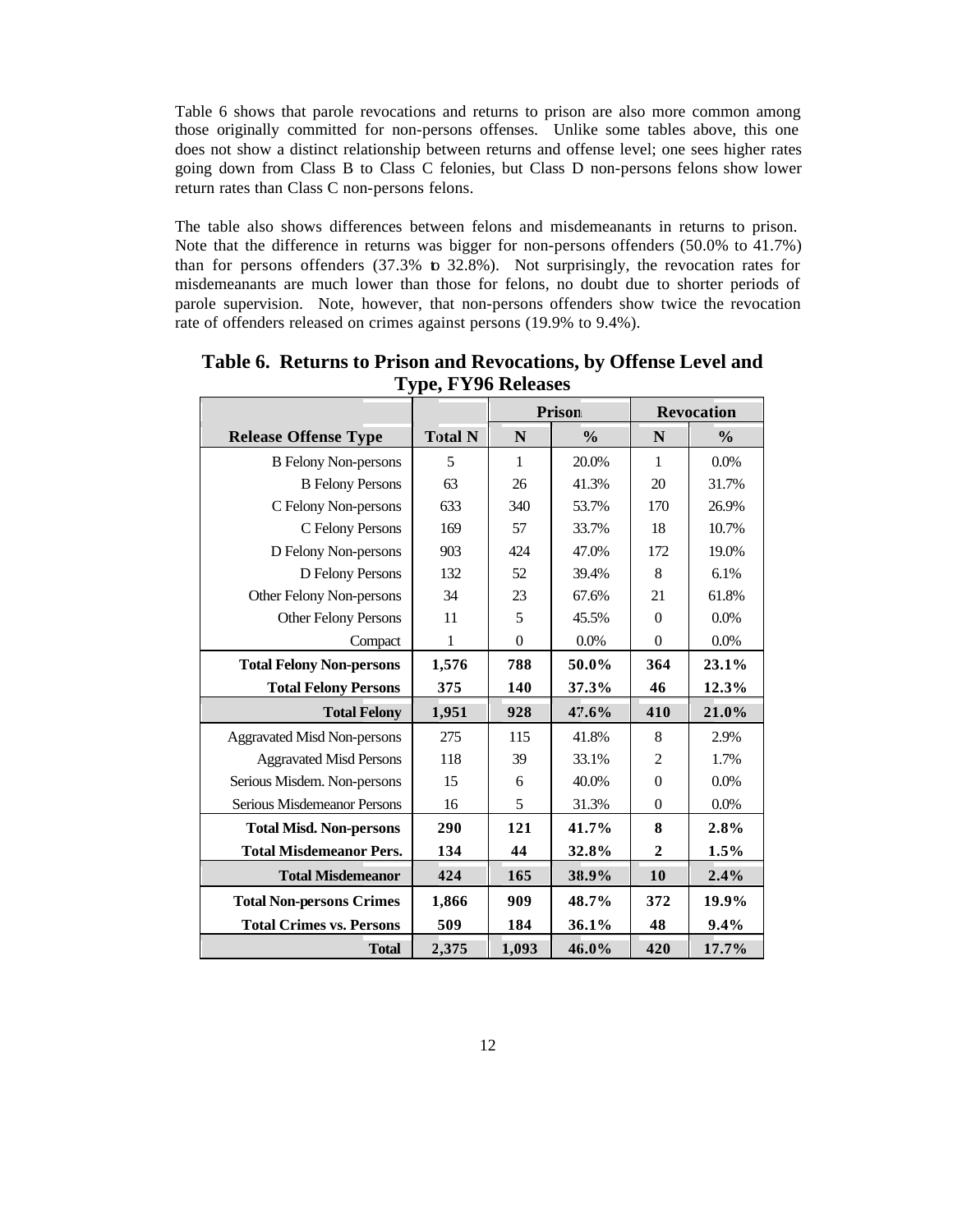Table 6 shows that parole revocations and returns to prison are also more common among those originally committed for non-persons offenses. Unlike some tables above, this one does not show a distinct relationship between returns and offense level; one sees higher rates going down from Class B to Class C felonies, but Class D non-persons felons show lower return rates than Class C non-persons felons.

The table also shows differences between felons and misdemeanants in returns to prison. Note that the difference in returns was bigger for non-persons offenders (50.0% to 41.7%) than for persons offenders (37.3% to 32.8%). Not surprisingly, the revocation rates for misdemeanants are much lower than those for felons, no doubt due to shorter periods of parole supervision. Note, however, that non-persons offenders show twice the revocation rate of offenders released on crimes against persons (19.9% to 9.4%).

**Table 6. Returns to Prison and Revocations, by Offense Level and Type, FY96 Releases**

| | | Prison | | Revocation | |
|---|---|---|---|---|---|
| **Release Offense Type** | **Total N** | **N** | **%** | **N** | **%** |
| B Felony Non-persons | 5 | 1 | 20.0% | 1 | 0.0% |
| B Felony Persons | 63 | 26 | 41.3% | 20 | 31.7% |
| C Felony Non-persons | 633 | 340 | 53.7% | 170 | 26.9% |
| C Felony Persons | 169 | 57 | 33.7% | 18 | 10.7% |
| D Felony Non-persons | 903 | 424 | 47.0% | 172 | 19.0% |
| D Felony Persons | 132 | 52 | 39.4% | 8 | 6.1% |
| Other Felony Non-persons | 34 | 23 | 67.6% | 21 | 61.8% |
| Other Felony Persons | 11 | 5 | 45.5% | 0 | 0.0% |
| Compact | 1 | 0 | 0.0% | 0 | 0.0% |
| **Total Felony Non-persons** | **1,576** | **788** | **50.0%** | **364** | **23.1%** |
| **Total Felony Persons** | **375** | **140** | **37.3%** | **46** | **12.3%** |
| **Total Felony** | **1,951** | **928** | **47.6%** | **410** | **21.0%** |
| Aggravated Misd Non-persons | 275 | 115 | 41.8% | 8 | 2.9% |
| Aggravated Misd Persons | 118 | 39 | 33.1% | 2 | 1.7% |
| Serious Misdem. Non-persons | 15 | 6 | 40.0% | 0 | 0.0% |
| Serious Misdemeanor Persons | 16 | 5 | 31.3% | 0 | 0.0% |
| **Total Misd. Non-persons** | **290** | **121** | **41.7%** | **8** | **2.8%** |
| **Total Misdemeanor Pers.** | **134** | **44** | **32.8%** | **2** | **1.5%** |
| **Total Misdemeanor** | **424** | **165** | **38.9%** | **10** | **2.4%** |
| **Total Non-persons Crimes** | **1,866** | **909** | **48.7%** | **372** | **19.9%** |
| **Total Crimes vs. Persons** | **509** | **184** | **36.1%** | **48** | **9.4%** |
| **Total** | **2,375** | **1,093** | **46.0%** | **420** | **17.7%** |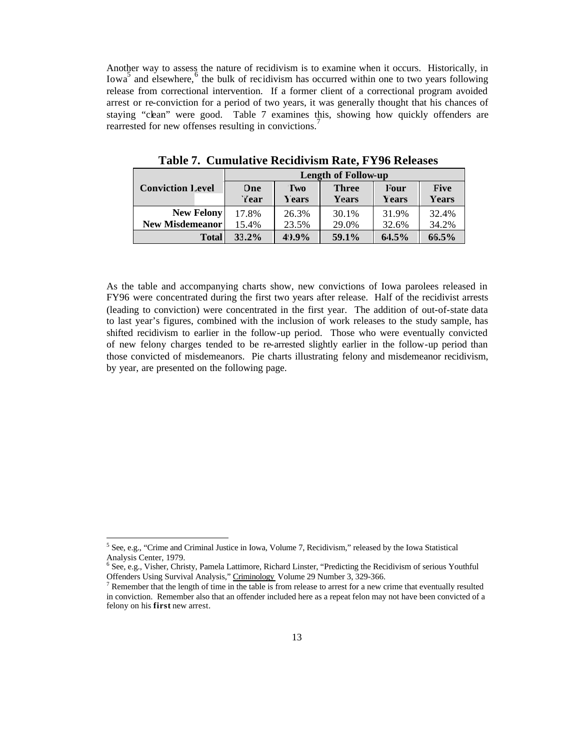Another way to assess the nature of recidivism is to examine when it occurs. Historically, in Iowa[5] and elsewhere,[6] the bulk of recidivism has occurred within one to two years following release from correctional intervention. If a former client of a correctional program avoided arrest or re-conviction for a period of two years, it was generally thought that his chances of staying "clean" were good. Table 7 examines this, showing how quickly offenders are rearrested for new offenses resulting in convictions.[7]

**Table 7. Cumulative Recidivism Rate, FY96 Releases**

| Conviction Level | Length of Follow-up | | | | |
|---|---|---|---|---|---|
| | One Year | Two Years | Three Years | Four Years | Five Years |
| New Felony | 17.8% | 26.3% | 30.1% | 31.9% | 32.4% |
| New Misdemeanor | 15.4% | 23.5% | 29.0% | 32.6% | 34.2% |
| **Total** | **33.2%** | **49.9%** | **59.1%** | **64.5%** | **66.5%** |

As the table and accompanying charts show, new convictions of Iowa parolees released in FY96 were concentrated during the first two years after release. Half of the recidivist arrests (leading to conviction) were concentrated in the first year. The addition of out-of-state data to last year's figures, combined with the inclusion of work releases to the study sample, has shifted recidivism to earlier in the follow-up period. Those who were eventually convicted of new felony charges tended to be re-arrested slightly earlier in the follow-up period than those convicted of misdemeanors. Pie charts illustrating felony and misdemeanor recidivism, by year, are presented on the following page.

---

[5] See, e.g., "Crime and Criminal Justice in Iowa, Volume 7, Recidivism," released by the Iowa Statistical Analysis Center, 1979.

[6] See, e.g., Visher, Christy, Pamela Lattimore, Richard Linster, "Predicting the Recidivism of serious Youthful Offenders Using Survival Analysis," Criminology Volume 29 Number 3, 329-366.

[7] Remember that the length of time in the table is from release to arrest for a new crime that eventually resulted in conviction. Remember also that an offender included here as a repeat felon may not have been convicted of a felony on his **first** new arrest.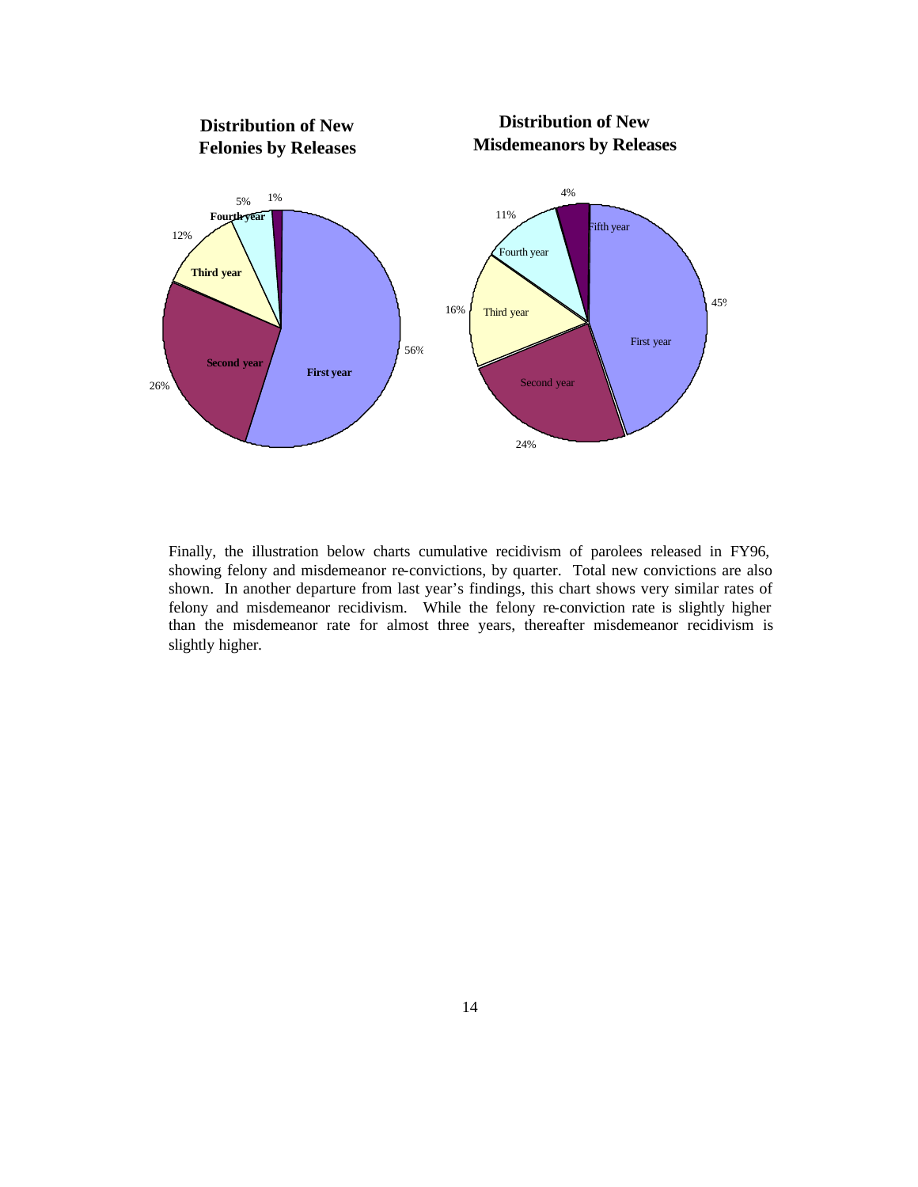**Distribution of New Felonies by Releases**

| Year | Percent |
|---|---|
| First year | 56% |
| Second year | 26% |
| Third year | 12% |
| Fourth year | 5% |
| | 1% |

**Distribution of New Misdemeanors by Releases**

| Year | Percent |
|---|---|
| First year | 45% |
| Second year | 24% |
| Third year | 16% |
| Fourth year | 11% |
| Fifth year | 4% |

Finally, the illustration below charts cumulative recidivism of parolees released in FY96, showing felony and misdemeanor re-convictions, by quarter. Total new convictions are also shown. In another departure from last year's findings, this chart shows very similar rates of felony and misdemeanor recidivism. While the felony re-conviction rate is slightly higher than the misdemeanor rate for almost three years, thereafter misdemeanor recidivism is slightly higher.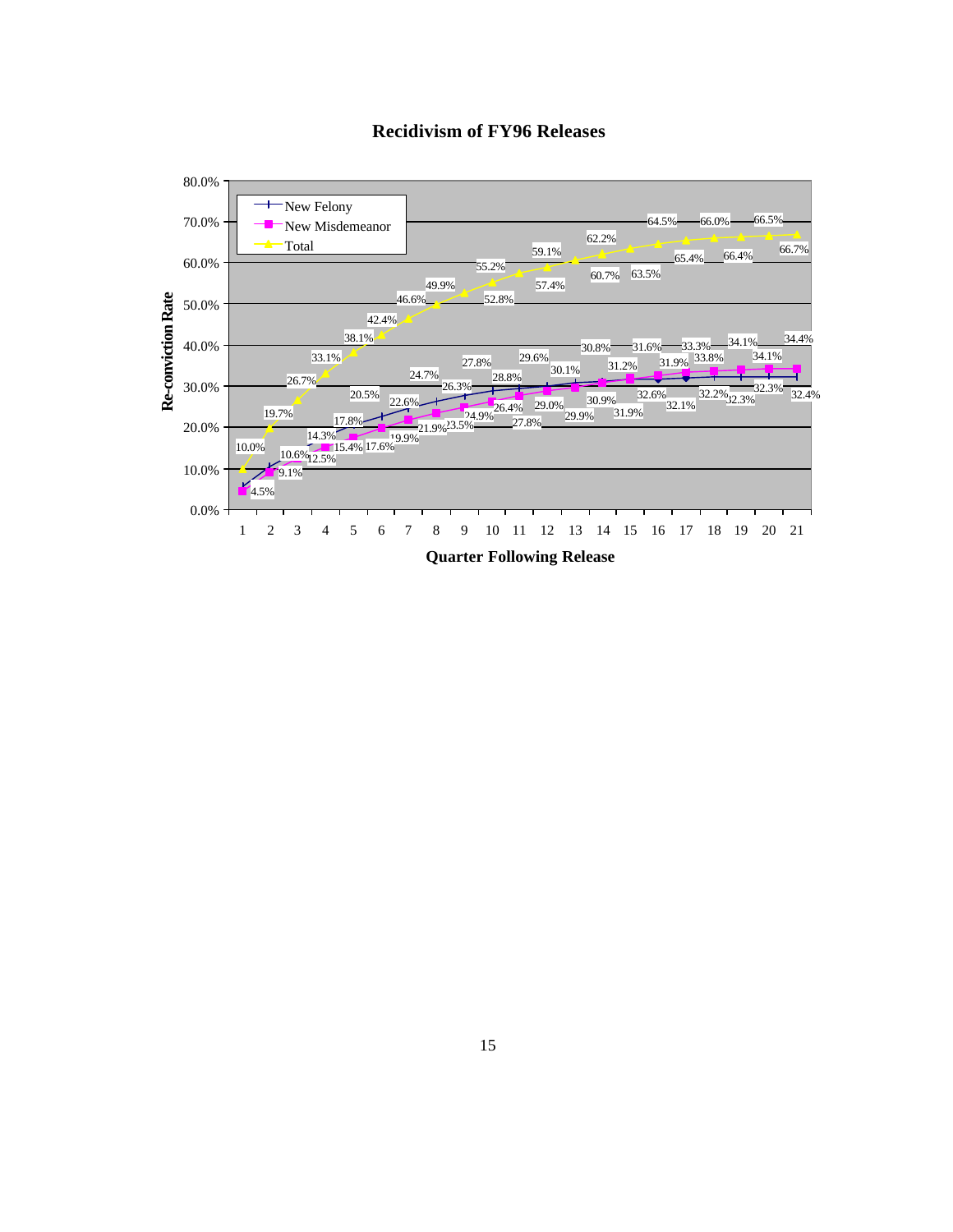## Recidivism of FY96 Releases

| Quarter Following Release | New Felony | New Misdemeanor | Total |
|---|---|---|---|
| 1 | | 4.5% | 10.0% |
| 2 | 10.6% | 9.1% | 19.7% |
| 3 | 14.3% | 12.5% | 26.7% |
| 4 | 17.8% | 15.4% | 33.1% |
| 5 | 20.5% | 17.6% | 38.1% |
| 6 | 22.6% | 19.9% | 42.4% |
| 7 | 24.7% | 21.9% | 46.6% |
| 8 | 26.3% | 23.5% | 49.9% |
| 9 | 27.8% | 24.9% | 52.8% |
| 10 | 28.8% | 26.4% | 55.2% |
| 11 | 29.6% | 27.8% | 57.4% |
| 12 | 30.1% | 29.0% | 59.1% |
| 13 | 30.8% | 29.9% | 60.7% |
| 14 | 31.2% | 30.9% | 62.2% |
| 15 | 31.6% | 31.9% | 63.5% |
| 16 | 31.9% | 32.6% | 64.5% |
| 17 | 32.1% | 33.3% | 65.4% |
| 18 | 32.2% | 33.8% | 66.0% |
| 19 | 32.3% | 34.1% | 66.4% |
| 20 | 32.3% | 34.1% | 66.5% |
| 21 | 32.4% | 34.4% | 66.7% |

Y-axis: Re-conviction Rate (0.0%–80.0%); X-axis: Quarter Following Release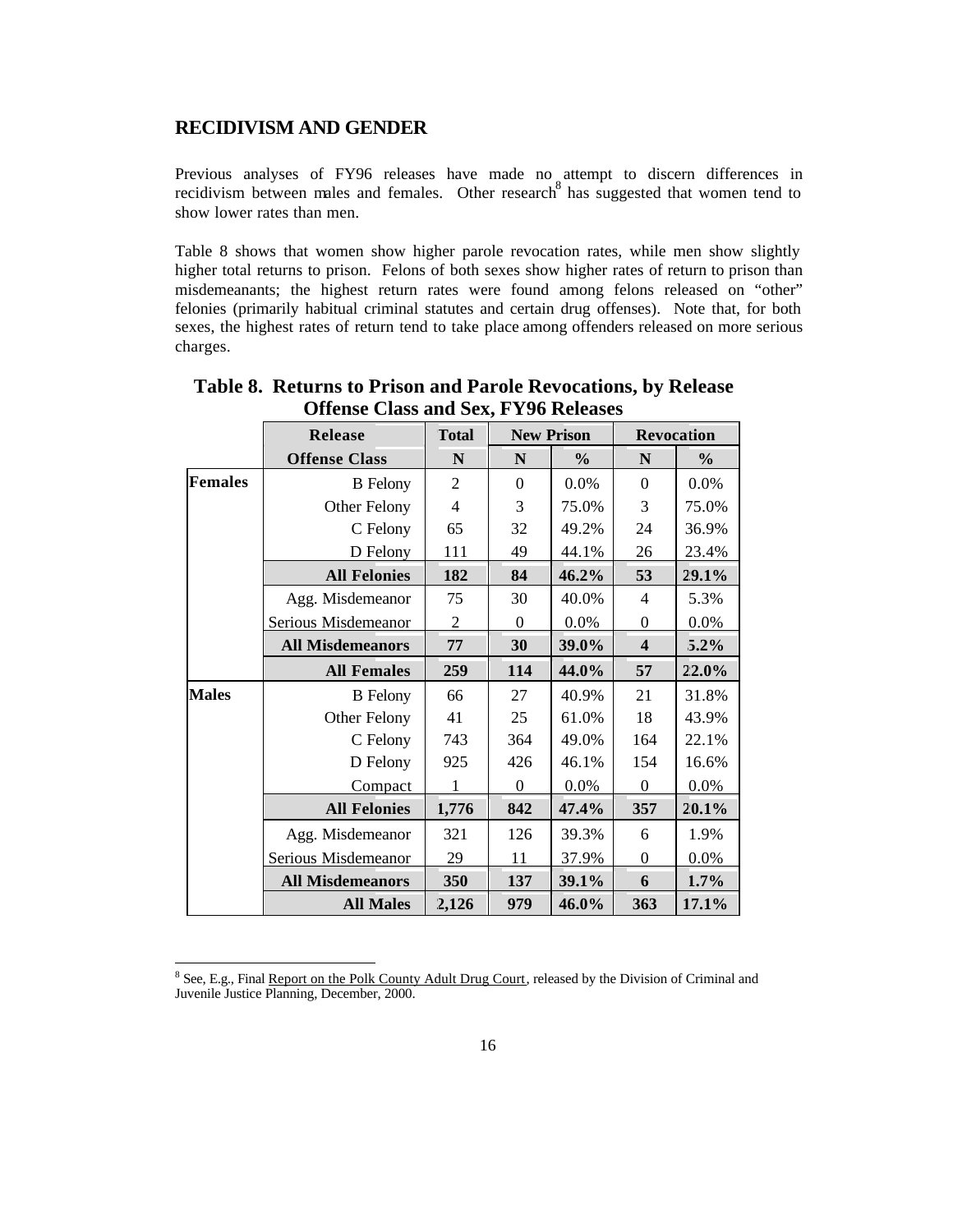## RECIDIVISM AND GENDER

Previous analyses of FY96 releases have made no attempt to discern differences in recidivism between males and females. Other research[8] has suggested that women tend to show lower rates than men.

Table 8 shows that women show higher parole revocation rates, while men show slightly higher total returns to prison. Felons of both sexes show higher rates of return to prison than misdemeanants; the highest return rates were found among felons released on "other" felonies (primarily habitual criminal statutes and certain drug offenses). Note that, for both sexes, the highest rates of return tend to take place among offenders released on more serious charges.

**Table 8. Returns to Prison and Parole Revocations, by Release Offense Class and Sex, FY96 Releases**

| | Release | Total | New Prison | | Revocation | |
|---|---|---|---|---|---|---|
| | Offense Class | N | N | % | N | % |
| **Females** | B Felony | 2 | 0 | 0.0% | 0 | 0.0% |
| | Other Felony | 4 | 3 | 75.0% | 3 | 75.0% |
| | C Felony | 65 | 32 | 49.2% | 24 | 36.9% |
| | D Felony | 111 | 49 | 44.1% | 26 | 23.4% |
| | **All Felonies** | **182** | **84** | **46.2%** | **53** | **29.1%** |
| | Agg. Misdemeanor | 75 | 30 | 40.0% | 4 | 5.3% |
| | Serious Misdemeanor | 2 | 0 | 0.0% | 0 | 0.0% |
| | **All Misdemeanors** | **77** | **30** | **39.0%** | **4** | **5.2%** |
| | **All Females** | **259** | **114** | **44.0%** | **57** | **22.0%** |
| **Males** | B Felony | 66 | 27 | 40.9% | 21 | 31.8% |
| | Other Felony | 41 | 25 | 61.0% | 18 | 43.9% |
| | C Felony | 743 | 364 | 49.0% | 164 | 22.1% |
| | D Felony | 925 | 426 | 46.1% | 154 | 16.6% |
| | Compact | 1 | 0 | 0.0% | 0 | 0.0% |
| | **All Felonies** | **1,776** | **842** | **47.4%** | **357** | **20.1%** |
| | Agg. Misdemeanor | 321 | 126 | 39.3% | 6 | 1.9% |
| | Serious Misdemeanor | 29 | 11 | 37.9% | 0 | 0.0% |
| | **All Misdemeanors** | **350** | **137** | **39.1%** | **6** | **1.7%** |
| | **All Males** | **2,126** | **979** | **46.0%** | **363** | **17.1%** |

[8] See, E.g., Final Report on the Polk County Adult Drug Court, released by the Division of Criminal and Juvenile Justice Planning, December, 2000.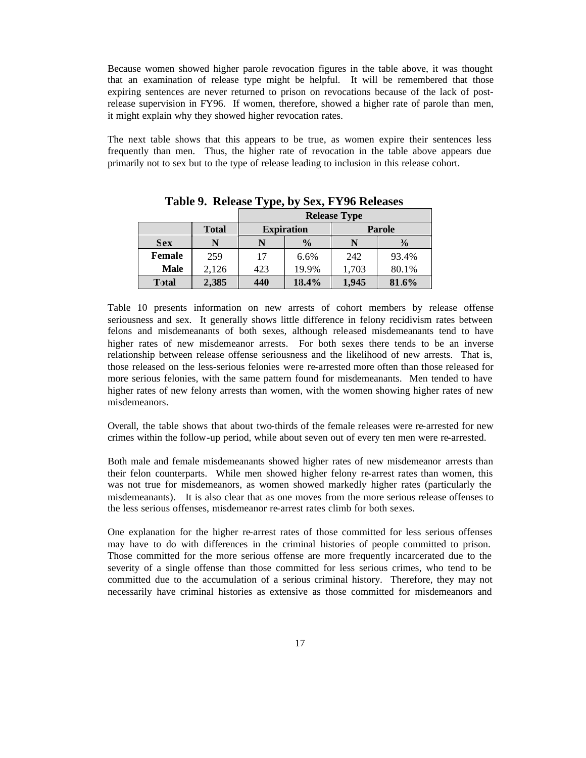Because women showed higher parole revocation figures in the table above, it was thought that an examination of release type might be helpful. It will be remembered that those expiring sentences are never returned to prison on revocations because of the lack of post-release supervision in FY96. If women, therefore, showed a higher rate of parole than men, it might explain why they showed higher revocation rates.

The next table shows that this appears to be true, as women expire their sentences less frequently than men. Thus, the higher rate of revocation in the table above appears due primarily not to sex but to the type of release leading to inclusion in this release cohort.

**Table 9. Release Type, by Sex, FY96 Releases**

| | | Release Type | | | |
|---|---|---|---|---|---|
| | **Total** | **Expiration** | | **Parole** | |
| **Sex** | **N** | **N** | **%** | **N** | **%** |
| **Female** | 259 | 17 | 6.6% | 242 | 93.4% |
| **Male** | 2,126 | 423 | 19.9% | 1,703 | 80.1% |
| **Total** | **2,385** | **440** | **18.4%** | **1,945** | **81.6%** |

Table 10 presents information on new arrests of cohort members by release offense seriousness and sex. It generally shows little difference in felony recidivism rates between felons and misdemeanants of both sexes, although released misdemeanants tend to have higher rates of new misdemeanor arrests. For both sexes there tends to be an inverse relationship between release offense seriousness and the likelihood of new arrests. That is, those released on the less-serious felonies were re-arrested more often than those released for more serious felonies, with the same pattern found for misdemeanants. Men tended to have higher rates of new felony arrests than women, with the women showing higher rates of new misdemeanors.

Overall, the table shows that about two-thirds of the female releases were re-arrested for new crimes within the follow-up period, while about seven out of every ten men were re-arrested.

Both male and female misdemeanants showed higher rates of new misdemeanor arrests than their felon counterparts. While men showed higher felony re-arrest rates than women, this was not true for misdemeanors, as women showed markedly higher rates (particularly the misdemeanants). It is also clear that as one moves from the more serious release offenses to the less serious offenses, misdemeanor re-arrest rates climb for both sexes.

One explanation for the higher re-arrest rates of those committed for less serious offenses may have to do with differences in the criminal histories of people committed to prison. Those committed for the more serious offense are more frequently incarcerated due to the severity of a single offense than those committed for less serious crimes, who tend to be committed due to the accumulation of a serious criminal history. Therefore, they may not necessarily have criminal histories as extensive as those committed for misdemeanors and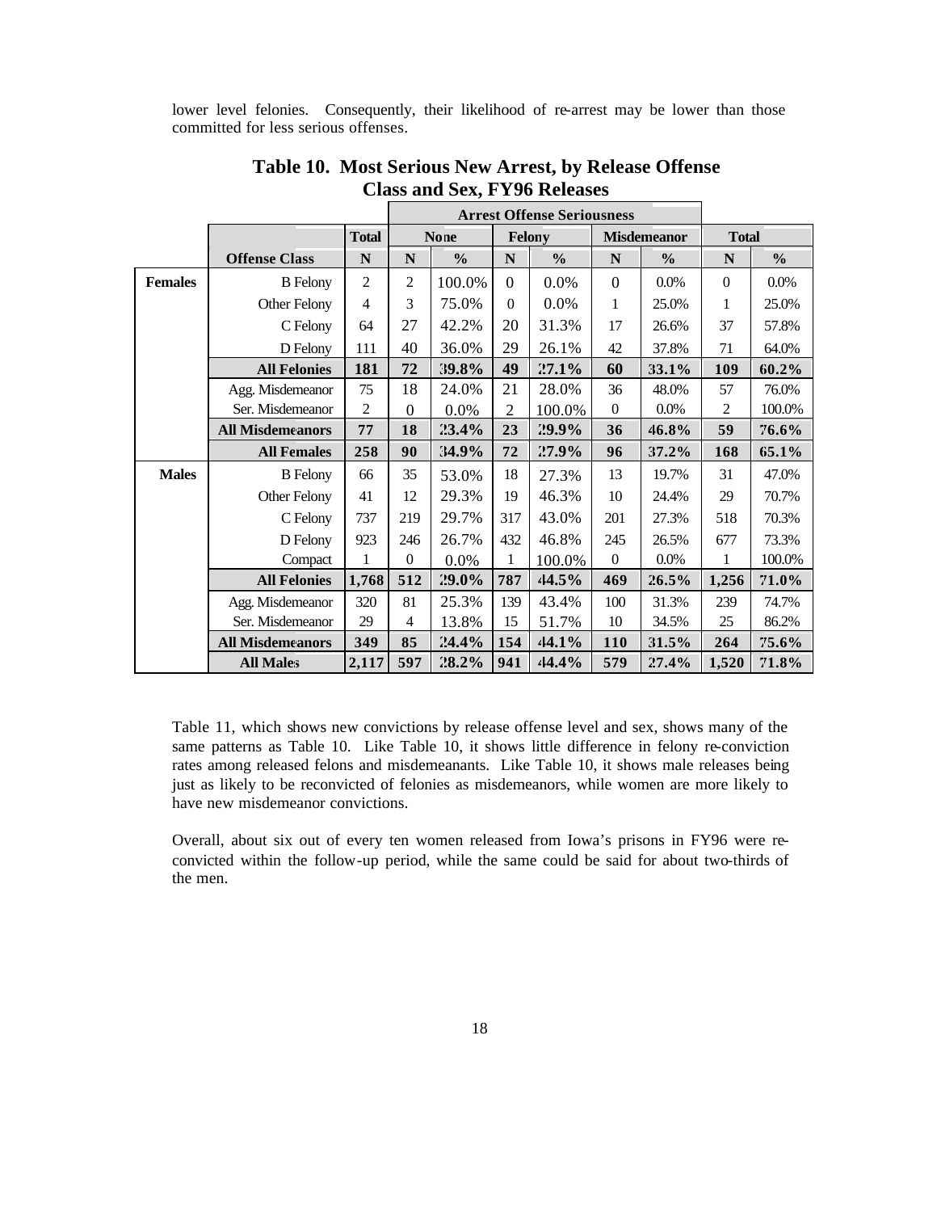lower level felonies. Consequently, their likelihood of re-arrest may be lower than those committed for less serious offenses.

**Table 10. Most Serious New Arrest, by Release Offense Class and Sex, FY96 Releases**

| | | | Arrest Offense Seriousness | | | | | | | |
|---|---|---|---|---|---|---|---|---|---|---|
| | | Total | None | | Felony | | Misdemeanor | | Total | |
| | Offense Class | N | N | % | N | % | N | % | N | % |
| **Females** | B Felony | 2 | 2 | 100.0% | 0 | 0.0% | 0 | 0.0% | 0 | 0.0% |
| | Other Felony | 4 | 3 | 75.0% | 0 | 0.0% | 1 | 25.0% | 1 | 25.0% |
| | C Felony | 64 | 27 | 42.2% | 20 | 31.3% | 17 | 26.6% | 37 | 57.8% |
| | D Felony | 111 | 40 | 36.0% | 29 | 26.1% | 42 | 37.8% | 71 | 64.0% |
| | **All Felonies** | **181** | **72** | **39.8%** | **49** | **27.1%** | **60** | **33.1%** | **109** | **60.2%** |
| | Agg. Misdemeanor | 75 | 18 | 24.0% | 21 | 28.0% | 36 | 48.0% | 57 | 76.0% |
| | Ser. Misdemeanor | 2 | 0 | 0.0% | 2 | 100.0% | 0 | 0.0% | 2 | 100.0% |
| | **All Misdemeanors** | **77** | **18** | **23.4%** | **23** | **29.9%** | **36** | **46.8%** | **59** | **76.6%** |
| | **All Females** | **258** | **90** | **34.9%** | **72** | **27.9%** | **96** | **37.2%** | **168** | **65.1%** |
| **Males** | B Felony | 66 | 35 | 53.0% | 18 | 27.3% | 13 | 19.7% | 31 | 47.0% |
| | Other Felony | 41 | 12 | 29.3% | 19 | 46.3% | 10 | 24.4% | 29 | 70.7% |
| | C Felony | 737 | 219 | 29.7% | 317 | 43.0% | 201 | 27.3% | 518 | 70.3% |
| | D Felony | 923 | 246 | 26.7% | 432 | 46.8% | 245 | 26.5% | 677 | 73.3% |
| | Compact | 1 | 0 | 0.0% | 1 | 100.0% | 0 | 0.0% | 1 | 100.0% |
| | **All Felonies** | **1,768** | **512** | **29.0%** | **787** | **44.5%** | **469** | **26.5%** | **1,256** | **71.0%** |
| | Agg. Misdemeanor | 320 | 81 | 25.3% | 139 | 43.4% | 100 | 31.3% | 239 | 74.7% |
| | Ser. Misdemeanor | 29 | 4 | 13.8% | 15 | 51.7% | 10 | 34.5% | 25 | 86.2% |
| | **All Misdemeanors** | **349** | **85** | **24.4%** | **154** | **44.1%** | **110** | **31.5%** | **264** | **75.6%** |
| | **All Males** | **2,117** | **597** | **28.2%** | **941** | **44.4%** | **579** | **27.4%** | **1,520** | **71.8%** |

Table 11, which shows new convictions by release offense level and sex, shows many of the same patterns as Table 10. Like Table 10, it shows little difference in felony re-conviction rates among released felons and misdemeanants. Like Table 10, it shows male releases being just as likely to be reconvicted of felonies as misdemeanors, while women are more likely to have new misdemeanor convictions.

Overall, about six out of every ten women released from Iowa's prisons in FY96 were re-convicted within the follow-up period, while the same could be said for about two-thirds of the men.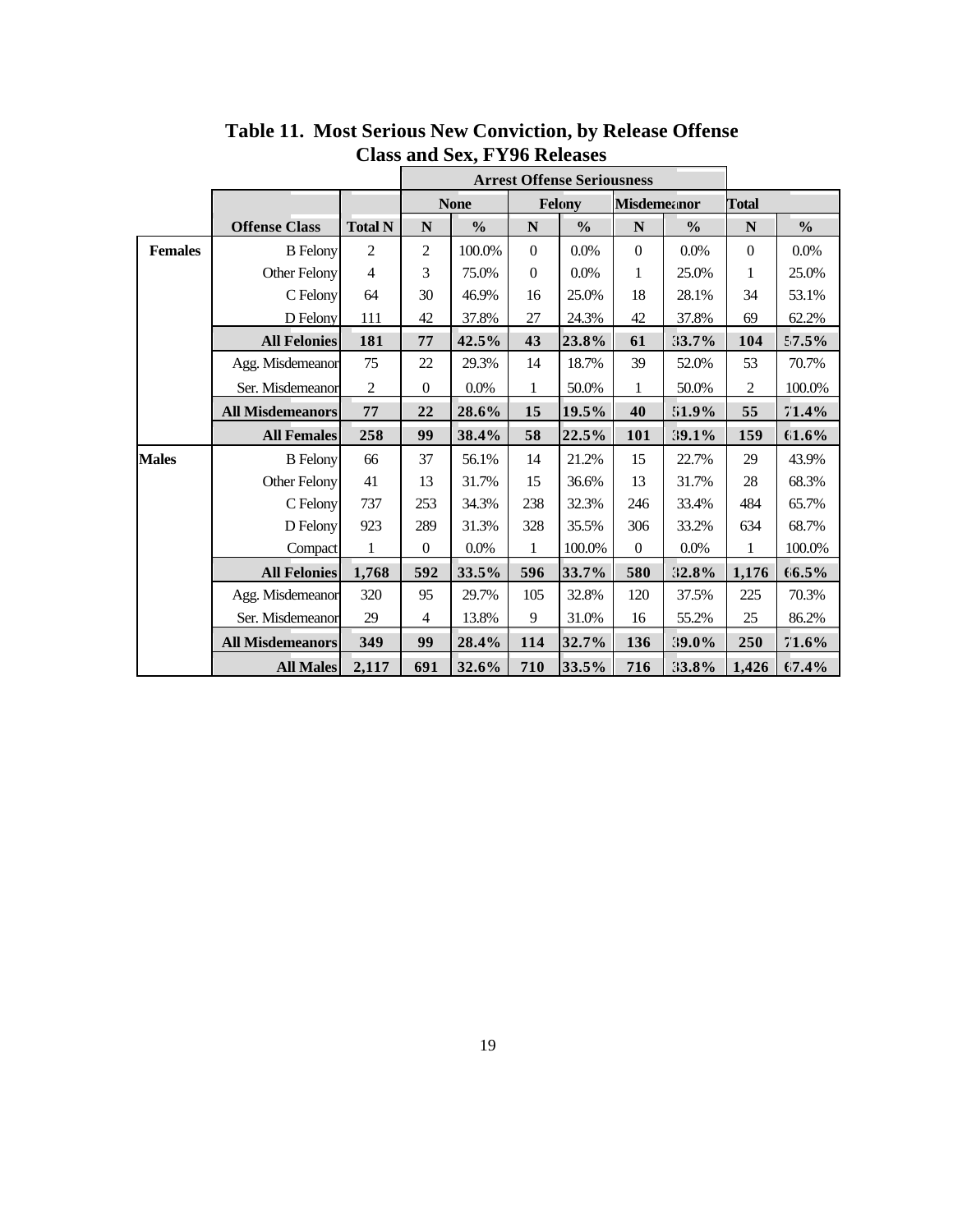# Table 11. Most Serious New Conviction, by Release Offense Class and Sex, FY96 Releases

| | | | Arrest Offense Seriousness | | | | | | | |
|---|---|---|---|---|---|---|---|---|---|---|
| | | | None | | Felony | | Misdemeanor | | Total | |
| | Offense Class | Total N | N | % | N | % | N | % | N | % |
| **Females** | B Felony | 2 | 2 | 100.0% | 0 | 0.0% | 0 | 0.0% | 0 | 0.0% |
| | Other Felony | 4 | 3 | 75.0% | 0 | 0.0% | 1 | 25.0% | 1 | 25.0% |
| | C Felony | 64 | 30 | 46.9% | 16 | 25.0% | 18 | 28.1% | 34 | 53.1% |
| | D Felony | 111 | 42 | 37.8% | 27 | 24.3% | 42 | 37.8% | 69 | 62.2% |
| | **All Felonies** | **181** | **77** | **42.5%** | **43** | **23.8%** | **61** | **33.7%** | **104** | **57.5%** |
| | Agg. Misdemeanor | 75 | 22 | 29.3% | 14 | 18.7% | 39 | 52.0% | 53 | 70.7% |
| | Ser. Misdemeanor | 2 | 0 | 0.0% | 1 | 50.0% | 1 | 50.0% | 2 | 100.0% |
| | **All Misdemeanors** | **77** | **22** | **28.6%** | **15** | **19.5%** | **40** | **51.9%** | **55** | **71.4%** |
| | **All Females** | **258** | **99** | **38.4%** | **58** | **22.5%** | **101** | **39.1%** | **159** | **61.6%** |
| **Males** | B Felony | 66 | 37 | 56.1% | 14 | 21.2% | 15 | 22.7% | 29 | 43.9% |
| | Other Felony | 41 | 13 | 31.7% | 15 | 36.6% | 13 | 31.7% | 28 | 68.3% |
| | C Felony | 737 | 253 | 34.3% | 238 | 32.3% | 246 | 33.4% | 484 | 65.7% |
| | D Felony | 923 | 289 | 31.3% | 328 | 35.5% | 306 | 33.2% | 634 | 68.7% |
| | Compact | 1 | 0 | 0.0% | 1 | 100.0% | 0 | 0.0% | 1 | 100.0% |
| | **All Felonies** | **1,768** | **592** | **33.5%** | **596** | **33.7%** | **580** | **32.8%** | **1,176** | **66.5%** |
| | Agg. Misdemeanor | 320 | 95 | 29.7% | 105 | 32.8% | 120 | 37.5% | 225 | 70.3% |
| | Ser. Misdemeanor | 29 | 4 | 13.8% | 9 | 31.0% | 16 | 55.2% | 25 | 86.2% |
| | **All Misdemeanors** | **349** | **99** | **28.4%** | **114** | **32.7%** | **136** | **39.0%** | **250** | **71.6%** |
| | **All Males** | **2,117** | **691** | **32.6%** | **710** | **33.5%** | **716** | **33.8%** | **1,426** | **67.4%** |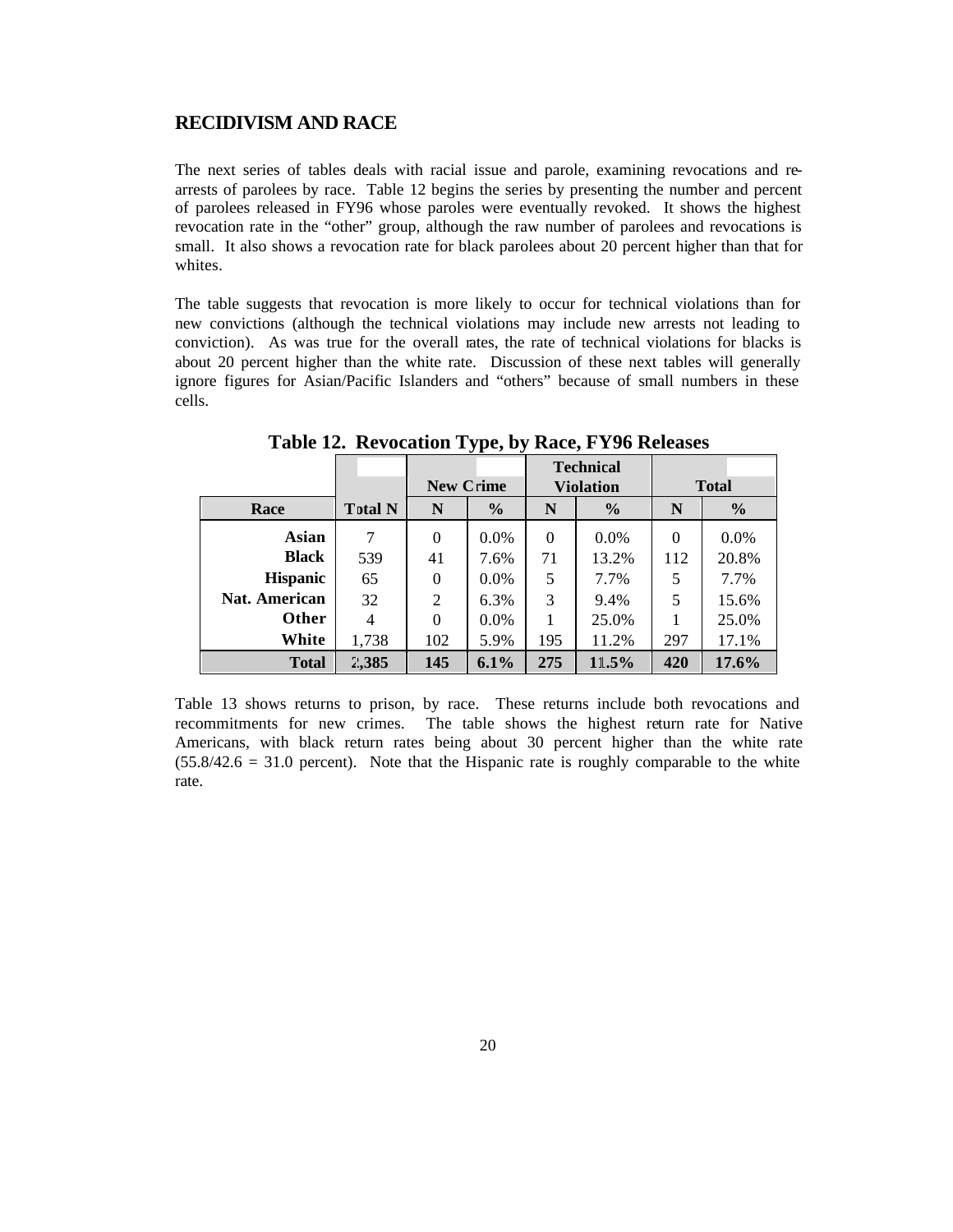## RECIDIVISM AND RACE

The next series of tables deals with racial issue and parole, examining revocations and re-arrests of parolees by race. Table 12 begins the series by presenting the number and percent of parolees released in FY96 whose paroles were eventually revoked. It shows the highest revocation rate in the "other" group, although the raw number of parolees and revocations is small. It also shows a revocation rate for black parolees about 20 percent higher than that for whites.

The table suggests that revocation is more likely to occur for technical violations than for new convictions (although the technical violations may include new arrests not leading to conviction). As was true for the overall rates, the rate of technical violations for blacks is about 20 percent higher than the white rate. Discussion of these next tables will generally ignore figures for Asian/Pacific Islanders and "others" because of small numbers in these cells.

**Table 12. Revocation Type, by Race, FY96 Releases**

| | | New Crime | | Technical Violation | | Total | |
|---|---|---|---|---|---|---|---|
| **Race** | **Total N** | **N** | **%** | **N** | **%** | **N** | **%** |
| **Asian** | 7 | 0 | 0.0% | 0 | 0.0% | 0 | 0.0% |
| **Black** | 539 | 41 | 7.6% | 71 | 13.2% | 112 | 20.8% |
| **Hispanic** | 65 | 0 | 0.0% | 5 | 7.7% | 5 | 7.7% |
| **Nat. American** | 32 | 2 | 6.3% | 3 | 9.4% | 5 | 15.6% |
| **Other** | 4 | 0 | 0.0% | 1 | 25.0% | 1 | 25.0% |
| **White** | 1,738 | 102 | 5.9% | 195 | 11.2% | 297 | 17.1% |
| **Total** | **2,385** | **145** | **6.1%** | **275** | **11.5%** | **420** | **17.6%** |

Table 13 shows returns to prison, by race. These returns include both revocations and recommitments for new crimes. The table shows the highest return rate for Native Americans, with black return rates being about 30 percent higher than the white rate (55.8/42.6 = 31.0 percent). Note that the Hispanic rate is roughly comparable to the white rate.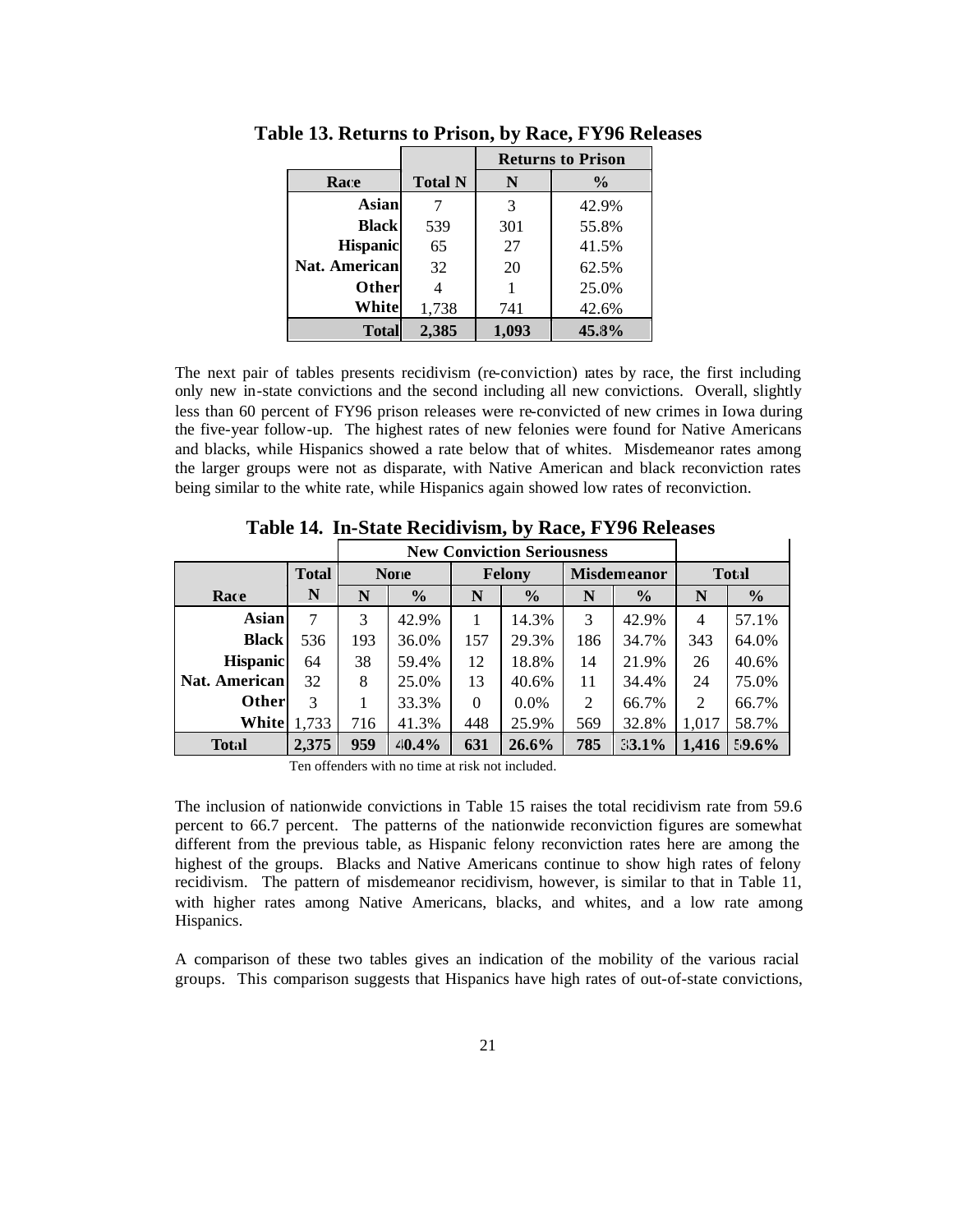**Table 13. Returns to Prison, by Race, FY96 Releases**

| | | Returns to Prison | |
|---|---|---|---|
| Race | Total N | N | % |
| Asian | 7 | 3 | 42.9% |
| Black | 539 | 301 | 55.8% |
| Hispanic | 65 | 27 | 41.5% |
| Nat. American | 32 | 20 | 62.5% |
| Other | 4 | 1 | 25.0% |
| White | 1,738 | 741 | 42.6% |
| **Total** | **2,385** | **1,093** | **45.8%** |

The next pair of tables presents recidivism (re-conviction) rates by race, the first including only new in-state convictions and the second including all new convictions. Overall, slightly less than 60 percent of FY96 prison releases were re-convicted of new crimes in Iowa during the five-year follow-up. The highest rates of new felonies were found for Native Americans and blacks, while Hispanics showed a rate below that of whites. Misdemeanor rates among the larger groups were not as disparate, with Native American and black reconviction rates being similar to the white rate, while Hispanics again showed low rates of reconviction.

**Table 14. In-State Recidivism, by Race, FY96 Releases**

| | | New Conviction Seriousness | | | | | | | |
|---|---|---|---|---|---|---|---|---|---|
| | Total | None | | Felony | | Misdemeanor | | Total | |
| Race | N | N | % | N | % | N | % | N | % |
| Asian | 7 | 3 | 42.9% | 1 | 14.3% | 3 | 42.9% | 4 | 57.1% |
| Black | 536 | 193 | 36.0% | 157 | 29.3% | 186 | 34.7% | 343 | 64.0% |
| Hispanic | 64 | 38 | 59.4% | 12 | 18.8% | 14 | 21.9% | 26 | 40.6% |
| Nat. American | 32 | 8 | 25.0% | 13 | 40.6% | 11 | 34.4% | 24 | 75.0% |
| Other | 3 | 1 | 33.3% | 0 | 0.0% | 2 | 66.7% | 2 | 66.7% |
| White | 1,733 | 716 | 41.3% | 448 | 25.9% | 569 | 32.8% | 1,017 | 58.7% |
| **Total** | **2,375** | **959** | **40.4%** | **631** | **26.6%** | **785** | **33.1%** | **1,416** | **59.6%** |

Ten offenders with no time at risk not included.

The inclusion of nationwide convictions in Table 15 raises the total recidivism rate from 59.6 percent to 66.7 percent. The patterns of the nationwide reconviction figures are somewhat different from the previous table, as Hispanic felony reconviction rates here are among the highest of the groups. Blacks and Native Americans continue to show high rates of felony recidivism. The pattern of misdemeanor recidivism, however, is similar to that in Table 11, with higher rates among Native Americans, blacks, and whites, and a low rate among Hispanics.

A comparison of these two tables gives an indication of the mobility of the various racial groups. This comparison suggests that Hispanics have high rates of out-of-state convictions,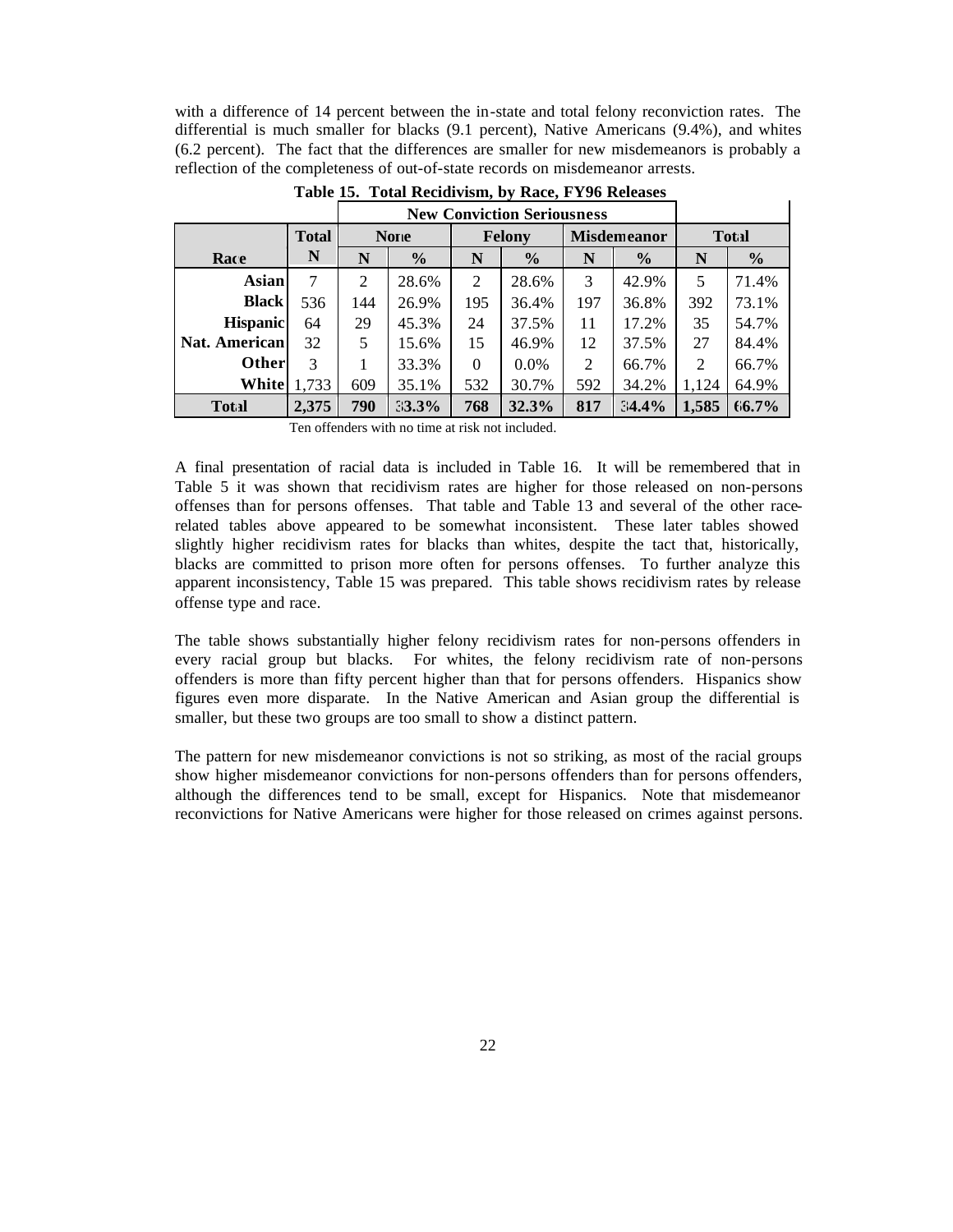with a difference of 14 percent between the in-state and total felony reconviction rates. The differential is much smaller for blacks (9.1 percent), Native Americans (9.4%), and whites (6.2 percent). The fact that the differences are smaller for new misdemeanors is probably a reflection of the completeness of out-of-state records on misdemeanor arrests.

**Table 15. Total Recidivism, by Race, FY96 Releases**

| | | New Conviction Seriousness | | | | | | | |
|---|---|---|---|---|---|---|---|---|---|
| | **Total** | **None** | | **Felony** | | **Misdemeanor** | | **Total** | |
| **Race** | **N** | **N** | **%** | **N** | **%** | **N** | **%** | **N** | **%** |
| **Asian** | 7 | 2 | 28.6% | 2 | 28.6% | 3 | 42.9% | 5 | 71.4% |
| **Black** | 536 | 144 | 26.9% | 195 | 36.4% | 197 | 36.8% | 392 | 73.1% |
| **Hispanic** | 64 | 29 | 45.3% | 24 | 37.5% | 11 | 17.2% | 35 | 54.7% |
| **Nat. American** | 32 | 5 | 15.6% | 15 | 46.9% | 12 | 37.5% | 27 | 84.4% |
| **Other** | 3 | 1 | 33.3% | 0 | 0.0% | 2 | 66.7% | 2 | 66.7% |
| **White** | 1,733 | 609 | 35.1% | 532 | 30.7% | 592 | 34.2% | 1,124 | 64.9% |
| **Total** | **2,375** | **790** | **33.3%** | **768** | **32.3%** | **817** | **34.4%** | **1,585** | **66.7%** |

Ten offenders with no time at risk not included.

A final presentation of racial data is included in Table 16. It will be remembered that in Table 5 it was shown that recidivism rates are higher for those released on non-persons offenses than for persons offenses. That table and Table 13 and several of the other race-related tables above appeared to be somewhat inconsistent. These later tables showed slightly higher recidivism rates for blacks than whites, despite the tact that, historically, blacks are committed to prison more often for persons offenses. To further analyze this apparent inconsistency, Table 15 was prepared. This table shows recidivism rates by release offense type and race.

The table shows substantially higher felony recidivism rates for non-persons offenders in every racial group but blacks. For whites, the felony recidivism rate of non-persons offenders is more than fifty percent higher than that for persons offenders. Hispanics show figures even more disparate. In the Native American and Asian group the differential is smaller, but these two groups are too small to show a distinct pattern.

The pattern for new misdemeanor convictions is not so striking, as most of the racial groups show higher misdemeanor convictions for non-persons offenders than for persons offenders, although the differences tend to be small, except for Hispanics. Note that misdemeanor reconvictions for Native Americans were higher for those released on crimes against persons.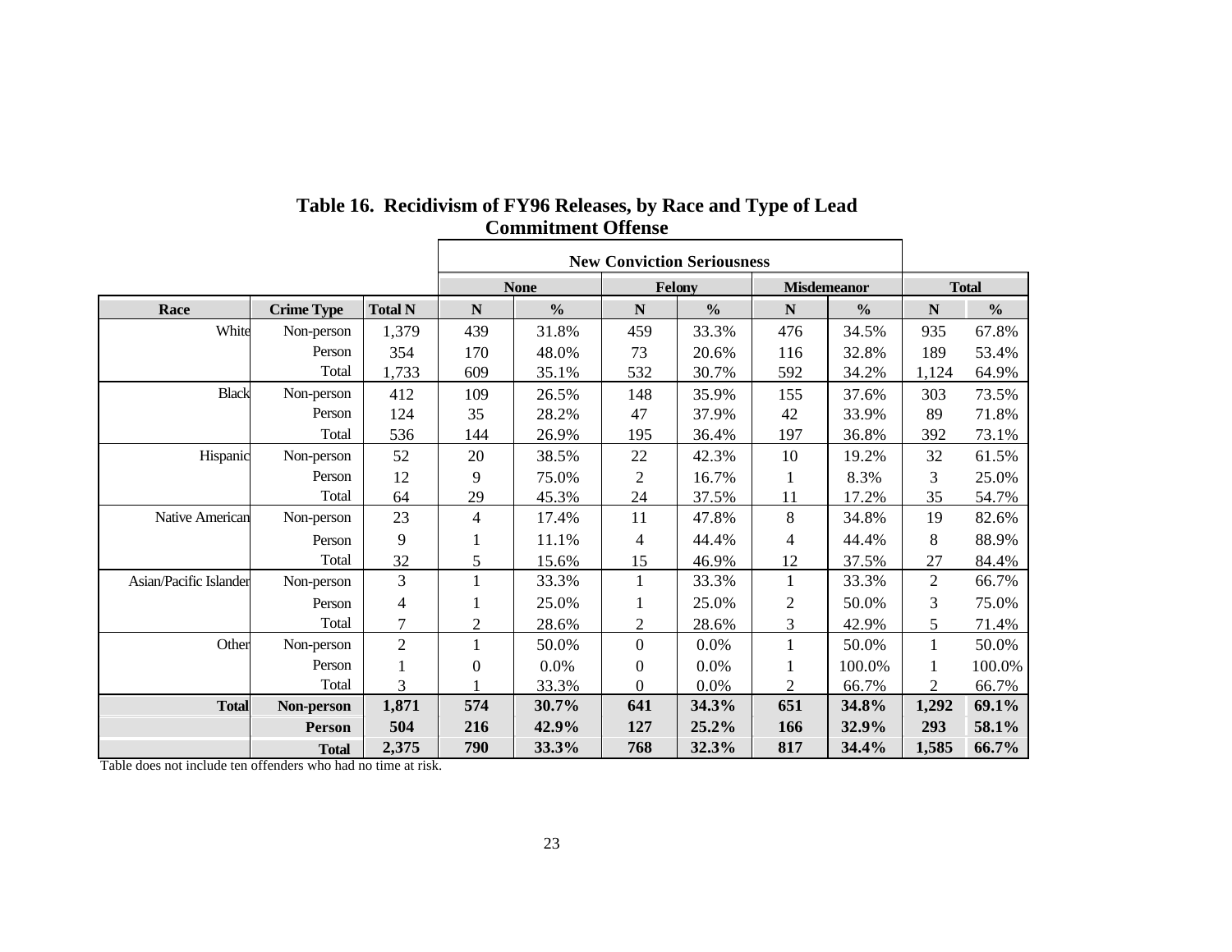**Table 16. Recidivism of FY96 Releases, by Race and Type of Lead Commitment Offense**

| | | | New Conviction Seriousness | | | | | | | |
|---|---|---|---|---|---|---|---|---|---|---|
| | | | None | | Felony | | Misdemeanor | | Total | |
| Race | Crime Type | Total N | N | % | N | % | N | % | N | % |
| White | Non-person | 1,379 | 439 | 31.8% | 459 | 33.3% | 476 | 34.5% | 935 | 67.8% |
| | Person | 354 | 170 | 48.0% | 73 | 20.6% | 116 | 32.8% | 189 | 53.4% |
| | Total | 1,733 | 609 | 35.1% | 532 | 30.7% | 592 | 34.2% | 1,124 | 64.9% |
| Black | Non-person | 412 | 109 | 26.5% | 148 | 35.9% | 155 | 37.6% | 303 | 73.5% |
| | Person | 124 | 35 | 28.2% | 47 | 37.9% | 42 | 33.9% | 89 | 71.8% |
| | Total | 536 | 144 | 26.9% | 195 | 36.4% | 197 | 36.8% | 392 | 73.1% |
| Hispanic | Non-person | 52 | 20 | 38.5% | 22 | 42.3% | 10 | 19.2% | 32 | 61.5% |
| | Person | 12 | 9 | 75.0% | 2 | 16.7% | 1 | 8.3% | 3 | 25.0% |
| | Total | 64 | 29 | 45.3% | 24 | 37.5% | 11 | 17.2% | 35 | 54.7% |
| Native American | Non-person | 23 | 4 | 17.4% | 11 | 47.8% | 8 | 34.8% | 19 | 82.6% |
| | Person | 9 | 1 | 11.1% | 4 | 44.4% | 4 | 44.4% | 8 | 88.9% |
| | Total | 32 | 5 | 15.6% | 15 | 46.9% | 12 | 37.5% | 27 | 84.4% |
| Asian/Pacific Islander | Non-person | 3 | 1 | 33.3% | 1 | 33.3% | 1 | 33.3% | 2 | 66.7% |
| | Person | 4 | 1 | 25.0% | 1 | 25.0% | 2 | 50.0% | 3 | 75.0% |
| | Total | 7 | 2 | 28.6% | 2 | 28.6% | 3 | 42.9% | 5 | 71.4% |
| Other | Non-person | 2 | 1 | 50.0% | 0 | 0.0% | 1 | 50.0% | 1 | 50.0% |
| | Person | 1 | 0 | 0.0% | 0 | 0.0% | 1 | 100.0% | 1 | 100.0% |
| | Total | 3 | 1 | 33.3% | 0 | 0.0% | 2 | 66.7% | 2 | 66.7% |
| **Total** | **Non-person** | **1,871** | **574** | **30.7%** | **641** | **34.3%** | **651** | **34.8%** | **1,292** | **69.1%** |
| | **Person** | **504** | **216** | **42.9%** | **127** | **25.2%** | **166** | **32.9%** | **293** | **58.1%** |
| | **Total** | **2,375** | **790** | **33.3%** | **768** | **32.3%** | **817** | **34.4%** | **1,585** | **66.7%** |

Table does not include ten offenders who had no time at risk.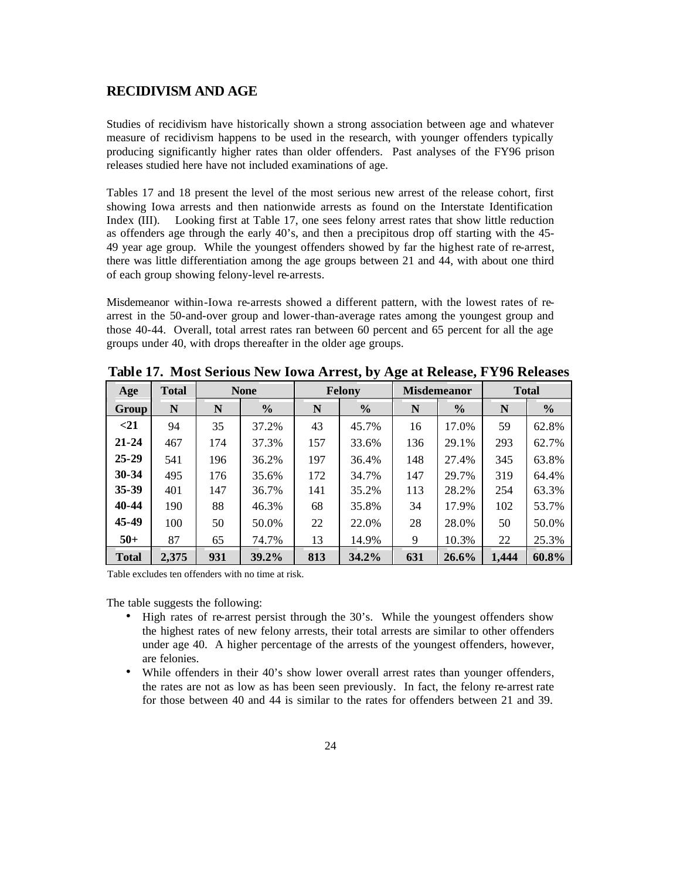## RECIDIVISM AND AGE

Studies of recidivism have historically shown a strong association between age and whatever measure of recidivism happens to be used in the research, with younger offenders typically producing significantly higher rates than older offenders. Past analyses of the FY96 prison releases studied here have not included examinations of age.

Tables 17 and 18 present the level of the most serious new arrest of the release cohort, first showing Iowa arrests and then nationwide arrests as found on the Interstate Identification Index (III). Looking first at Table 17, one sees felony arrest rates that show little reduction as offenders age through the early 40's, and then a precipitous drop off starting with the 45-49 year age group. While the youngest offenders showed by far the highest rate of re-arrest, there was little differentiation among the age groups between 21 and 44, with about one third of each group showing felony-level re-arrests.

Misdemeanor within-Iowa re-arrests showed a different pattern, with the lowest rates of re-arrest in the 50-and-over group and lower-than-average rates among the youngest group and those 40-44. Overall, total arrest rates ran between 60 percent and 65 percent for all the age groups under 40, with drops thereafter in the older age groups.

**Table 17. Most Serious New Iowa Arrest, by Age at Release, FY96 Releases**

| Age | Total | None | | Felony | | Misdemeanor | | Total | |
|---|---|---|---|---|---|---|---|---|---|
| Group | N | N | % | N | % | N | % | N | % |
| <21 | 94 | 35 | 37.2% | 43 | 45.7% | 16 | 17.0% | 59 | 62.8% |
| 21-24 | 467 | 174 | 37.3% | 157 | 33.6% | 136 | 29.1% | 293 | 62.7% |
| 25-29 | 541 | 196 | 36.2% | 197 | 36.4% | 148 | 27.4% | 345 | 63.8% |
| 30-34 | 495 | 176 | 35.6% | 172 | 34.7% | 147 | 29.7% | 319 | 64.4% |
| 35-39 | 401 | 147 | 36.7% | 141 | 35.2% | 113 | 28.2% | 254 | 63.3% |
| 40-44 | 190 | 88 | 46.3% | 68 | 35.8% | 34 | 17.9% | 102 | 53.7% |
| 45-49 | 100 | 50 | 50.0% | 22 | 22.0% | 28 | 28.0% | 50 | 50.0% |
| 50+ | 87 | 65 | 74.7% | 13 | 14.9% | 9 | 10.3% | 22 | 25.3% |
| **Total** | **2,375** | **931** | **39.2%** | **813** | **34.2%** | **631** | **26.6%** | **1,444** | **60.8%** |

Table excludes ten offenders with no time at risk.

The table suggests the following:

- High rates of re-arrest persist through the 30's. While the youngest offenders show the highest rates of new felony arrests, their total arrests are similar to other offenders under age 40. A higher percentage of the arrests of the youngest offenders, however, are felonies.
- While offenders in their 40's show lower overall arrest rates than younger offenders, the rates are not as low as has been seen previously. In fact, the felony re-arrest rate for those between 40 and 44 is similar to the rates for offenders between 21 and 39.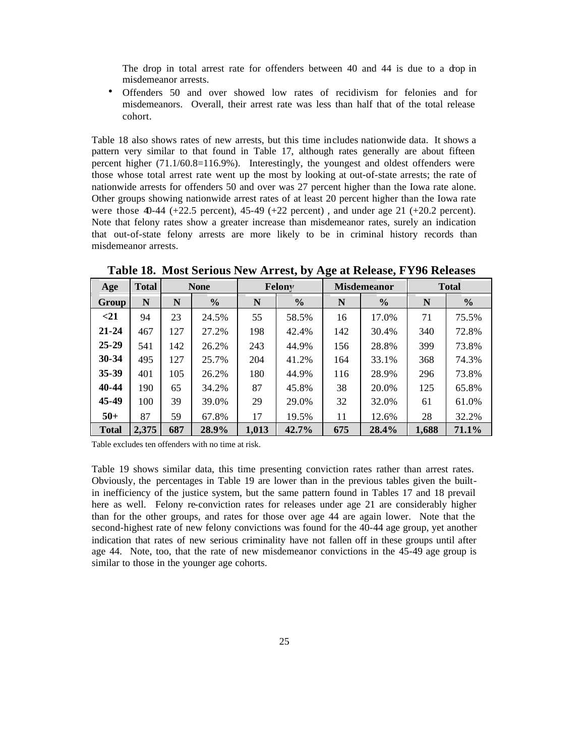The drop in total arrest rate for offenders between 40 and 44 is due to a drop in misdemeanor arrests.

- Offenders 50 and over showed low rates of recidivism for felonies and for misdemeanors. Overall, their arrest rate was less than half that of the total release cohort.

Table 18 also shows rates of new arrests, but this time includes nationwide data. It shows a pattern very similar to that found in Table 17, although rates generally are about fifteen percent higher (71.1/60.8=116.9%). Interestingly, the youngest and oldest offenders were those whose total arrest rate went up the most by looking at out-of-state arrests; the rate of nationwide arrests for offenders 50 and over was 27 percent higher than the Iowa rate alone. Other groups showing nationwide arrest rates of at least 20 percent higher than the Iowa rate were those 40-44 (+22.5 percent), 45-49 (+22 percent) , and under age 21 (+20.2 percent). Note that felony rates show a greater increase than misdemeanor rates, surely an indication that out-of-state felony arrests are more likely to be in criminal history records than misdemeanor arrests.

**Table 18. Most Serious New Arrest, by Age at Release, FY96 Releases**

| Age | Total | None | | Felony | | Misdemeanor | | Total | |
|---|---|---|---|---|---|---|---|---|---|
| Group | N | N | % | N | % | N | % | N | % |
| <21 | 94 | 23 | 24.5% | 55 | 58.5% | 16 | 17.0% | 71 | 75.5% |
| 21-24 | 467 | 127 | 27.2% | 198 | 42.4% | 142 | 30.4% | 340 | 72.8% |
| 25-29 | 541 | 142 | 26.2% | 243 | 44.9% | 156 | 28.8% | 399 | 73.8% |
| 30-34 | 495 | 127 | 25.7% | 204 | 41.2% | 164 | 33.1% | 368 | 74.3% |
| 35-39 | 401 | 105 | 26.2% | 180 | 44.9% | 116 | 28.9% | 296 | 73.8% |
| 40-44 | 190 | 65 | 34.2% | 87 | 45.8% | 38 | 20.0% | 125 | 65.8% |
| 45-49 | 100 | 39 | 39.0% | 29 | 29.0% | 32 | 32.0% | 61 | 61.0% |
| 50+ | 87 | 59 | 67.8% | 17 | 19.5% | 11 | 12.6% | 28 | 32.2% |
| **Total** | **2,375** | **687** | **28.9%** | **1,013** | **42.7%** | **675** | **28.4%** | **1,688** | **71.1%** |

Table excludes ten offenders with no time at risk.

Table 19 shows similar data, this time presenting conviction rates rather than arrest rates. Obviously, the percentages in Table 19 are lower than in the previous tables given the built-in inefficiency of the justice system, but the same pattern found in Tables 17 and 18 prevail here as well. Felony re-conviction rates for releases under age 21 are considerably higher than for the other groups, and rates for those over age 44 are again lower. Note that the second-highest rate of new felony convictions was found for the 40-44 age group, yet another indication that rates of new serious criminality have not fallen off in these groups until after age 44. Note, too, that the rate of new misdemeanor convictions in the 45-49 age group is similar to those in the younger age cohorts.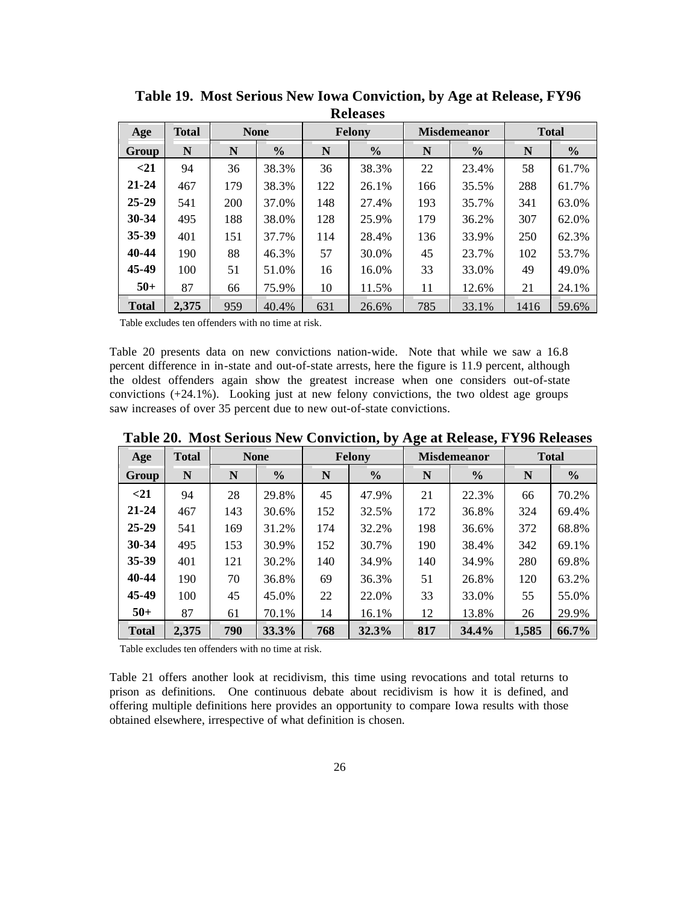**Table 19. Most Serious New Iowa Conviction, by Age at Release, FY96 Releases**

| Age | Total | None | | Felony | | Misdemeanor | | Total | |
|---|---|---|---|---|---|---|---|---|---|
| Group | N | N | % | N | % | N | % | N | % |
| <21 | 94 | 36 | 38.3% | 36 | 38.3% | 22 | 23.4% | 58 | 61.7% |
| 21-24 | 467 | 179 | 38.3% | 122 | 26.1% | 166 | 35.5% | 288 | 61.7% |
| 25-29 | 541 | 200 | 37.0% | 148 | 27.4% | 193 | 35.7% | 341 | 63.0% |
| 30-34 | 495 | 188 | 38.0% | 128 | 25.9% | 179 | 36.2% | 307 | 62.0% |
| 35-39 | 401 | 151 | 37.7% | 114 | 28.4% | 136 | 33.9% | 250 | 62.3% |
| 40-44 | 190 | 88 | 46.3% | 57 | 30.0% | 45 | 23.7% | 102 | 53.7% |
| 45-49 | 100 | 51 | 51.0% | 16 | 16.0% | 33 | 33.0% | 49 | 49.0% |
| 50+ | 87 | 66 | 75.9% | 10 | 11.5% | 11 | 12.6% | 21 | 24.1% |
| **Total** | **2,375** | 959 | 40.4% | 631 | 26.6% | 785 | 33.1% | 1416 | 59.6% |

Table excludes ten offenders with no time at risk.

Table 20 presents data on new convictions nation-wide. Note that while we saw a 16.8 percent difference in in-state and out-of-state arrests, here the figure is 11.9 percent, although the oldest offenders again show the greatest increase when one considers out-of-state convictions (+24.1%). Looking just at new felony convictions, the two oldest age groups saw increases of over 35 percent due to new out-of-state convictions.

**Table 20. Most Serious New Conviction, by Age at Release, FY96 Releases**

| Age | Total | None | | Felony | | Misdemeanor | | Total | |
|---|---|---|---|---|---|---|---|---|---|
| Group | N | N | % | N | % | N | % | N | % |
| <21 | 94 | 28 | 29.8% | 45 | 47.9% | 21 | 22.3% | 66 | 70.2% |
| 21-24 | 467 | 143 | 30.6% | 152 | 32.5% | 172 | 36.8% | 324 | 69.4% |
| 25-29 | 541 | 169 | 31.2% | 174 | 32.2% | 198 | 36.6% | 372 | 68.8% |
| 30-34 | 495 | 153 | 30.9% | 152 | 30.7% | 190 | 38.4% | 342 | 69.1% |
| 35-39 | 401 | 121 | 30.2% | 140 | 34.9% | 140 | 34.9% | 280 | 69.8% |
| 40-44 | 190 | 70 | 36.8% | 69 | 36.3% | 51 | 26.8% | 120 | 63.2% |
| 45-49 | 100 | 45 | 45.0% | 22 | 22.0% | 33 | 33.0% | 55 | 55.0% |
| 50+ | 87 | 61 | 70.1% | 14 | 16.1% | 12 | 13.8% | 26 | 29.9% |
| **Total** | **2,375** | **790** | **33.3%** | **768** | **32.3%** | **817** | **34.4%** | **1,585** | **66.7%** |

Table excludes ten offenders with no time at risk.

Table 21 offers another look at recidivism, this time using revocations and total returns to prison as definitions. One continuous debate about recidivism is how it is defined, and offering multiple definitions here provides an opportunity to compare Iowa results with those obtained elsewhere, irrespective of what definition is chosen.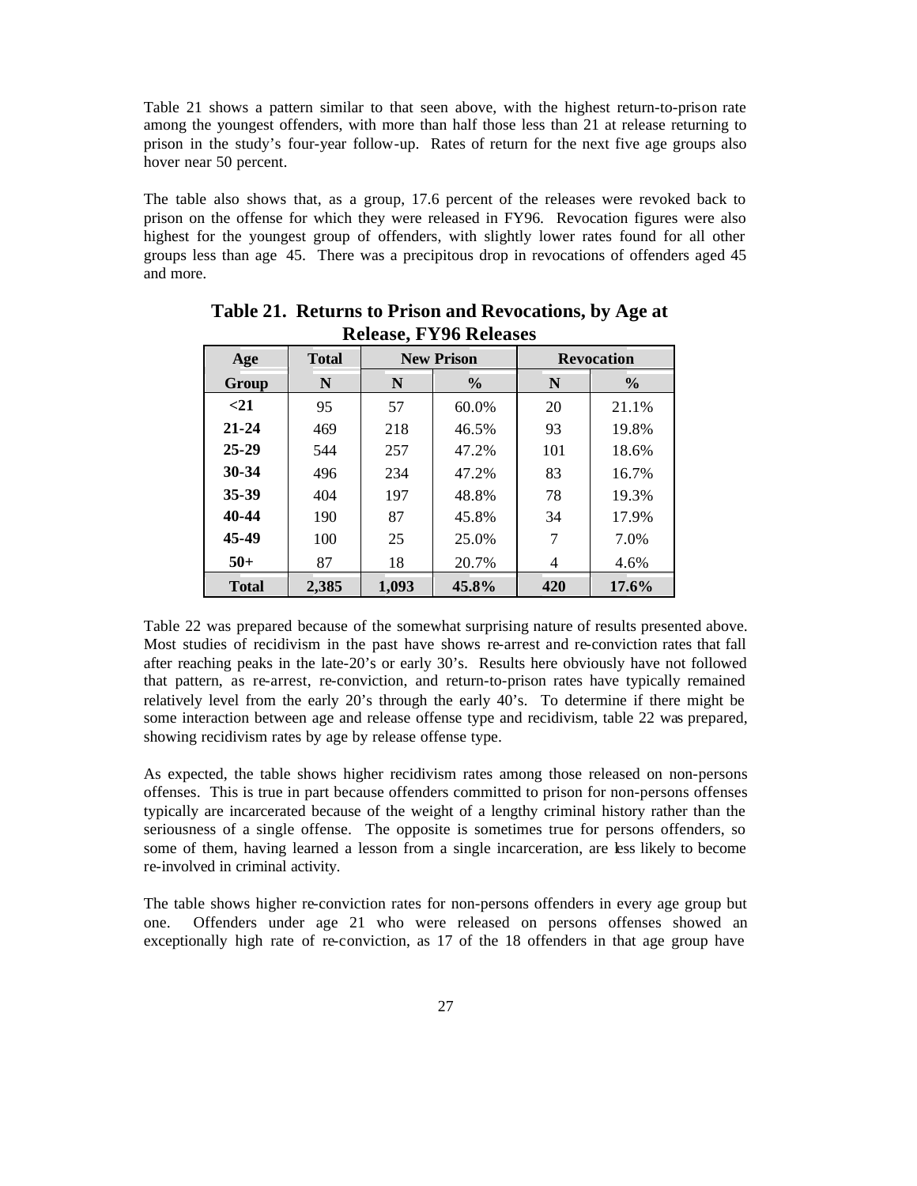Table 21 shows a pattern similar to that seen above, with the highest return-to-prison rate among the youngest offenders, with more than half those less than 21 at release returning to prison in the study's four-year follow-up. Rates of return for the next five age groups also hover near 50 percent.

The table also shows that, as a group, 17.6 percent of the releases were revoked back to prison on the offense for which they were released in FY96. Revocation figures were also highest for the youngest group of offenders, with slightly lower rates found for all other groups less than age 45. There was a precipitous drop in revocations of offenders aged 45 and more.

**Table 21. Returns to Prison and Revocations, by Age at Release, FY96 Releases**

| Age | Total | New Prison | | Revocation | |
|---|---|---|---|---|---|
| Group | N | N | % | N | % |
| <21 | 95 | 57 | 60.0% | 20 | 21.1% |
| 21-24 | 469 | 218 | 46.5% | 93 | 19.8% |
| 25-29 | 544 | 257 | 47.2% | 101 | 18.6% |
| 30-34 | 496 | 234 | 47.2% | 83 | 16.7% |
| 35-39 | 404 | 197 | 48.8% | 78 | 19.3% |
| 40-44 | 190 | 87 | 45.8% | 34 | 17.9% |
| 45-49 | 100 | 25 | 25.0% | 7 | 7.0% |
| 50+ | 87 | 18 | 20.7% | 4 | 4.6% |
| **Total** | **2,385** | **1,093** | **45.8%** | **420** | **17.6%** |

Table 22 was prepared because of the somewhat surprising nature of results presented above. Most studies of recidivism in the past have shows re-arrest and re-conviction rates that fall after reaching peaks in the late-20's or early 30's. Results here obviously have not followed that pattern, as re-arrest, re-conviction, and return-to-prison rates have typically remained relatively level from the early 20's through the early 40's. To determine if there might be some interaction between age and release offense type and recidivism, table 22 was prepared, showing recidivism rates by age by release offense type.

As expected, the table shows higher recidivism rates among those released on non-persons offenses. This is true in part because offenders committed to prison for non-persons offenses typically are incarcerated because of the weight of a lengthy criminal history rather than the seriousness of a single offense. The opposite is sometimes true for persons offenders, so some of them, having learned a lesson from a single incarceration, are less likely to become re-involved in criminal activity.

The table shows higher re-conviction rates for non-persons offenders in every age group but one. Offenders under age 21 who were released on persons offenses showed an exceptionally high rate of re-conviction, as 17 of the 18 offenders in that age group have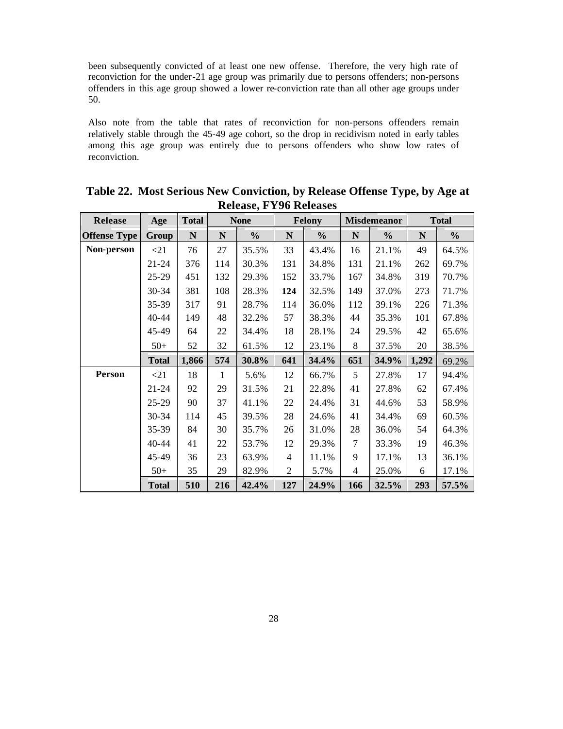been subsequently convicted of at least one new offense. Therefore, the very high rate of reconviction for the under-21 age group was primarily due to persons offenders; non-persons offenders in this age group showed a lower re-conviction rate than all other age groups under 50.

Also note from the table that rates of reconviction for non-persons offenders remain relatively stable through the 45-49 age cohort, so the drop in recidivism noted in early tables among this age group was entirely due to persons offenders who show low rates of reconviction.

**Table 22. Most Serious New Conviction, by Release Offense Type, by Age at Release, FY96 Releases**

| Release | Age | Total | None | | Felony | | Misdemeanor | | Total | |
|---|---|---|---|---|---|---|---|---|---|---|
| **Offense Type** | **Group** | **N** | **N** | **%** | **N** | **%** | **N** | **%** | **N** | **%** |
| **Non-person** | <21 | 76 | 27 | 35.5% | 33 | 43.4% | 16 | 21.1% | 49 | 64.5% |
| | 21-24 | 376 | 114 | 30.3% | 131 | 34.8% | 131 | 21.1% | 262 | 69.7% |
| | 25-29 | 451 | 132 | 29.3% | 152 | 33.7% | 167 | 34.8% | 319 | 70.7% |
| | 30-34 | 381 | 108 | 28.3% | **124** | 32.5% | 149 | 37.0% | 273 | 71.7% |
| | 35-39 | 317 | 91 | 28.7% | 114 | 36.0% | 112 | 39.1% | 226 | 71.3% |
| | 40-44 | 149 | 48 | 32.2% | 57 | 38.3% | 44 | 35.3% | 101 | 67.8% |
| | 45-49 | 64 | 22 | 34.4% | 18 | 28.1% | 24 | 29.5% | 42 | 65.6% |
| | 50+ | 52 | 32 | 61.5% | 12 | 23.1% | 8 | 37.5% | 20 | 38.5% |
| | **Total** | **1,866** | **574** | **30.8%** | **641** | **34.4%** | **651** | **34.9%** | **1,292** | 69.2% |
| **Person** | <21 | 18 | 1 | 5.6% | 12 | 66.7% | 5 | 27.8% | 17 | 94.4% |
| | 21-24 | 92 | 29 | 31.5% | 21 | 22.8% | 41 | 27.8% | 62 | 67.4% |
| | 25-29 | 90 | 37 | 41.1% | 22 | 24.4% | 31 | 44.6% | 53 | 58.9% |
| | 30-34 | 114 | 45 | 39.5% | 28 | 24.6% | 41 | 34.4% | 69 | 60.5% |
| | 35-39 | 84 | 30 | 35.7% | 26 | 31.0% | 28 | 36.0% | 54 | 64.3% |
| | 40-44 | 41 | 22 | 53.7% | 12 | 29.3% | 7 | 33.3% | 19 | 46.3% |
| | 45-49 | 36 | 23 | 63.9% | 4 | 11.1% | 9 | 17.1% | 13 | 36.1% |
| | 50+ | 35 | 29 | 82.9% | 2 | 5.7% | 4 | 25.0% | 6 | 17.1% |
| | **Total** | **510** | **216** | **42.4%** | **127** | **24.9%** | **166** | **32.5%** | **293** | **57.5%** |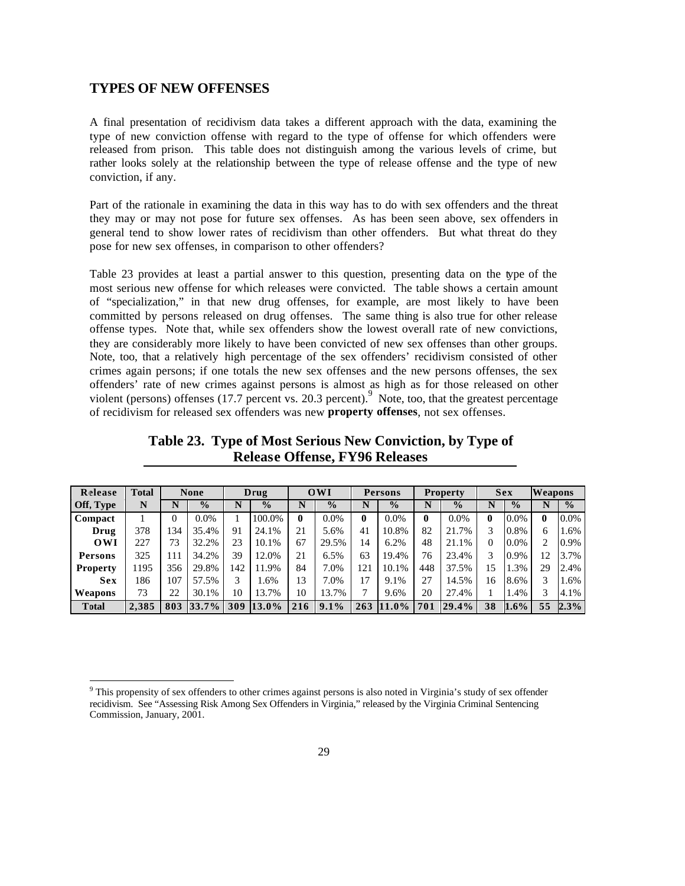## TYPES OF NEW OFFENSES

A final presentation of recidivism data takes a different approach with the data, examining the type of new conviction offense with regard to the type of offense for which offenders were released from prison. This table does not distinguish among the various levels of crime, but rather looks solely at the relationship between the type of release offense and the type of new conviction, if any.

Part of the rationale in examining the data in this way has to do with sex offenders and the threat they may or may not pose for future sex offenses. As has been seen above, sex offenders in general tend to show lower rates of recidivism than other offenders. But what threat do they pose for new sex offenses, in comparison to other offenders?

Table 23 provides at least a partial answer to this question, presenting data on the type of the most serious new offense for which releases were convicted. The table shows a certain amount of "specialization," in that new drug offenses, for example, are most likely to have been committed by persons released on drug offenses. The same thing is also true for other release offense types. Note that, while sex offenders show the lowest overall rate of new convictions, they are considerably more likely to have been convicted of new sex offenses than other groups. Note, too, that a relatively high percentage of the sex offenders' recidivism consisted of other crimes again persons; if one totals the new sex offenses and the new persons offenses, the sex offenders' rate of new crimes against persons is almost as high as for those released on other violent (persons) offenses (17.7 percent vs. 20.3 percent).[9] Note, too, that the greatest percentage of recidivism for released sex offenders was new **property offenses**, not sex offenses.

**Table 23. Type of Most Serious New Conviction, by Type of Release Offense, FY96 Releases**

| Release | Total | None | | Drug | | OWI | | Persons | | Property | | Sex | | Weapons | |
|---|---|---|---|---|---|---|---|---|---|---|---|---|---|---|---|
| Off, Type | N | N | % | N | % | N | % | N | % | N | % | N | % | N | % |
| Compact | 1 | 0 | 0.0% | 1 | 100.0% | 0 | 0.0% | 0 | 0.0% | 0 | 0.0% | 0 | 0.0% | 0 | 0.0% |
| Drug | 378 | 134 | 35.4% | 91 | 24.1% | 21 | 5.6% | 41 | 10.8% | 82 | 21.7% | 3 | 0.8% | 6 | 1.6% |
| OWI | 227 | 73 | 32.2% | 23 | 10.1% | 67 | 29.5% | 14 | 6.2% | 48 | 21.1% | 0 | 0.0% | 2 | 0.9% |
| Persons | 325 | 111 | 34.2% | 39 | 12.0% | 21 | 6.5% | 63 | 19.4% | 76 | 23.4% | 3 | 0.9% | 12 | 3.7% |
| Property | 1195 | 356 | 29.8% | 142 | 11.9% | 84 | 7.0% | 121 | 10.1% | 448 | 37.5% | 15 | 1.3% | 29 | 2.4% |
| Sex | 186 | 107 | 57.5% | 3 | 1.6% | 13 | 7.0% | 17 | 9.1% | 27 | 14.5% | 16 | 8.6% | 3 | 1.6% |
| Weapons | 73 | 22 | 30.1% | 10 | 13.7% | 10 | 13.7% | 7 | 9.6% | 20 | 27.4% | 1 | 1.4% | 3 | 4.1% |
| **Total** | **2,385** | **803** | **33.7%** | **309** | **13.0%** | **216** | **9.1%** | **263** | **11.0%** | **701** | **29.4%** | **38** | **1.6%** | **55** | **2.3%** |

[9] This propensity of sex offenders to other crimes against persons is also noted in Virginia's study of sex offender recidivism. See "Assessing Risk Among Sex Offenders in Virginia," released by the Virginia Criminal Sentencing Commission, January, 2001.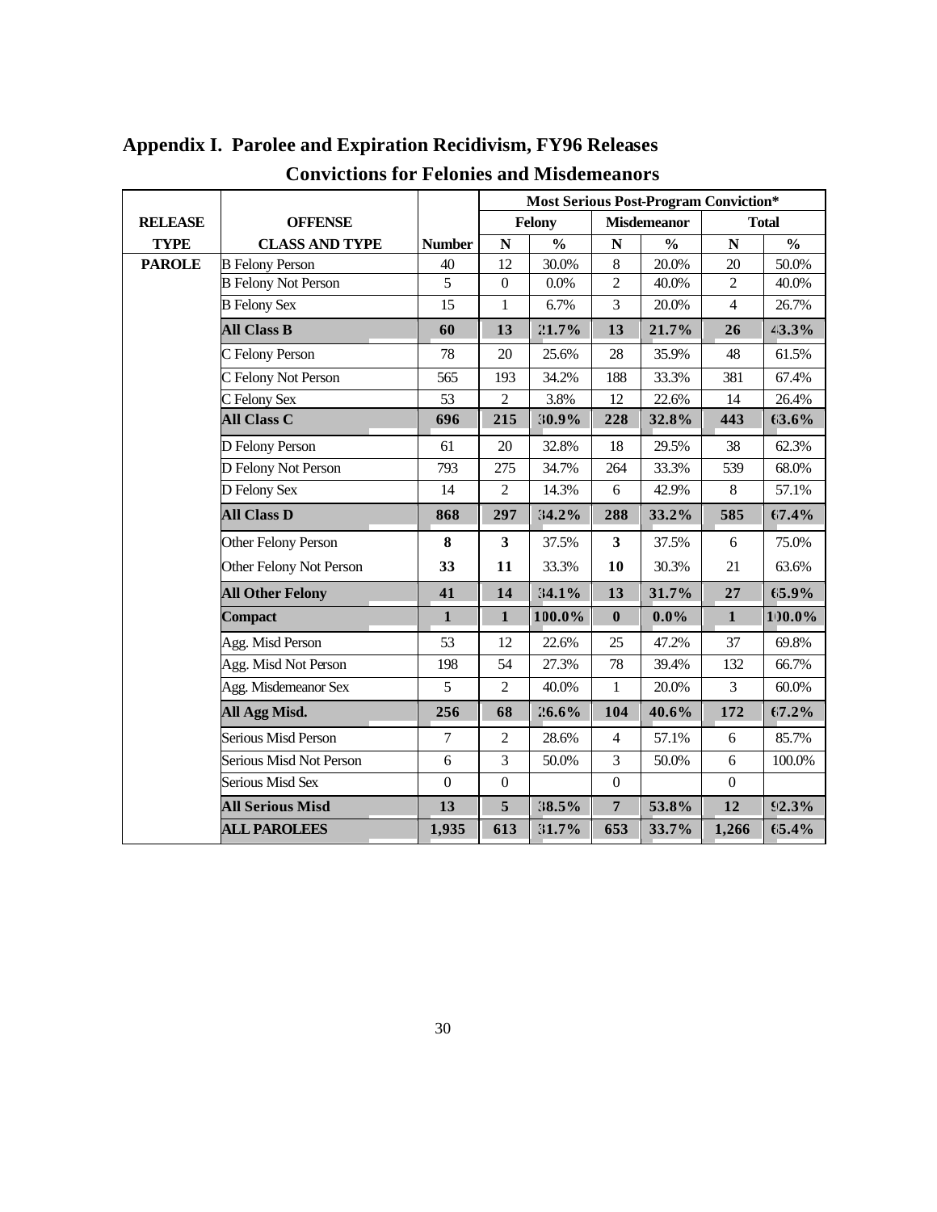## Appendix I. Parolee and Expiration Recidivism, FY96 Releases

### Convictions for Felonies and Misdemeanors

| RELEASE TYPE | OFFENSE CLASS AND TYPE | Number | Most Serious Post-Program Conviction* | | | | | |
|---|---|---|---|---|---|---|---|---|
| | | | Felony | | Misdemeanor | | Total | |
| | | | N | % | N | % | N | % |
| PAROLE | B Felony Person | 40 | 12 | 30.0% | 8 | 20.0% | 20 | 50.0% |
| | B Felony Not Person | 5 | 0 | 0.0% | 2 | 40.0% | 2 | 40.0% |
| | B Felony Sex | 15 | 1 | 6.7% | 3 | 20.0% | 4 | 26.7% |
| | **All Class B** | **60** | **13** | **21.7%** | **13** | **21.7%** | **26** | **43.3%** |
| | C Felony Person | 78 | 20 | 25.6% | 28 | 35.9% | 48 | 61.5% |
| | C Felony Not Person | 565 | 193 | 34.2% | 188 | 33.3% | 381 | 67.4% |
| | C Felony Sex | 53 | 2 | 3.8% | 12 | 22.6% | 14 | 26.4% |
| | **All Class C** | **696** | **215** | **30.9%** | **228** | **32.8%** | **443** | **63.6%** |
| | D Felony Person | 61 | 20 | 32.8% | 18 | 29.5% | 38 | 62.3% |
| | D Felony Not Person | 793 | 275 | 34.7% | 264 | 33.3% | 539 | 68.0% |
| | D Felony Sex | 14 | 2 | 14.3% | 6 | 42.9% | 8 | 57.1% |
| | **All Class D** | **868** | **297** | **34.2%** | **288** | **33.2%** | **585** | **67.4%** |
| | Other Felony Person | **8** | **3** | 37.5% | **3** | 37.5% | 6 | 75.0% |
| | Other Felony Not Person | **33** | **11** | 33.3% | **10** | 30.3% | 21 | 63.6% |
| | **All Other Felony** | **41** | **14** | **34.1%** | **13** | **31.7%** | **27** | **65.9%** |
| | **Compact** | **1** | **1** | **100.0%** | **0** | **0.0%** | **1** | **100.0%** |
| | Agg. Misd Person | 53 | 12 | 22.6% | 25 | 47.2% | 37 | 69.8% |
| | Agg. Misd Not Person | 198 | 54 | 27.3% | 78 | 39.4% | 132 | 66.7% |
| | Agg. Misdemeanor Sex | 5 | 2 | 40.0% | 1 | 20.0% | 3 | 60.0% |
| | **All Agg Misd.** | **256** | **68** | **26.6%** | **104** | **40.6%** | **172** | **67.2%** |
| | Serious Misd Person | 7 | 2 | 28.6% | 4 | 57.1% | 6 | 85.7% |
| | Serious Misd Not Person | 6 | 3 | 50.0% | 3 | 50.0% | 6 | 100.0% |
| | Serious Misd Sex | 0 | 0 | | 0 | | 0 | |
| | **All Serious Misd** | **13** | **5** | **38.5%** | **7** | **53.8%** | **12** | **92.3%** |
| | **ALL PAROLEES** | **1,935** | **613** | **31.7%** | **653** | **33.7%** | **1,266** | **65.4%** |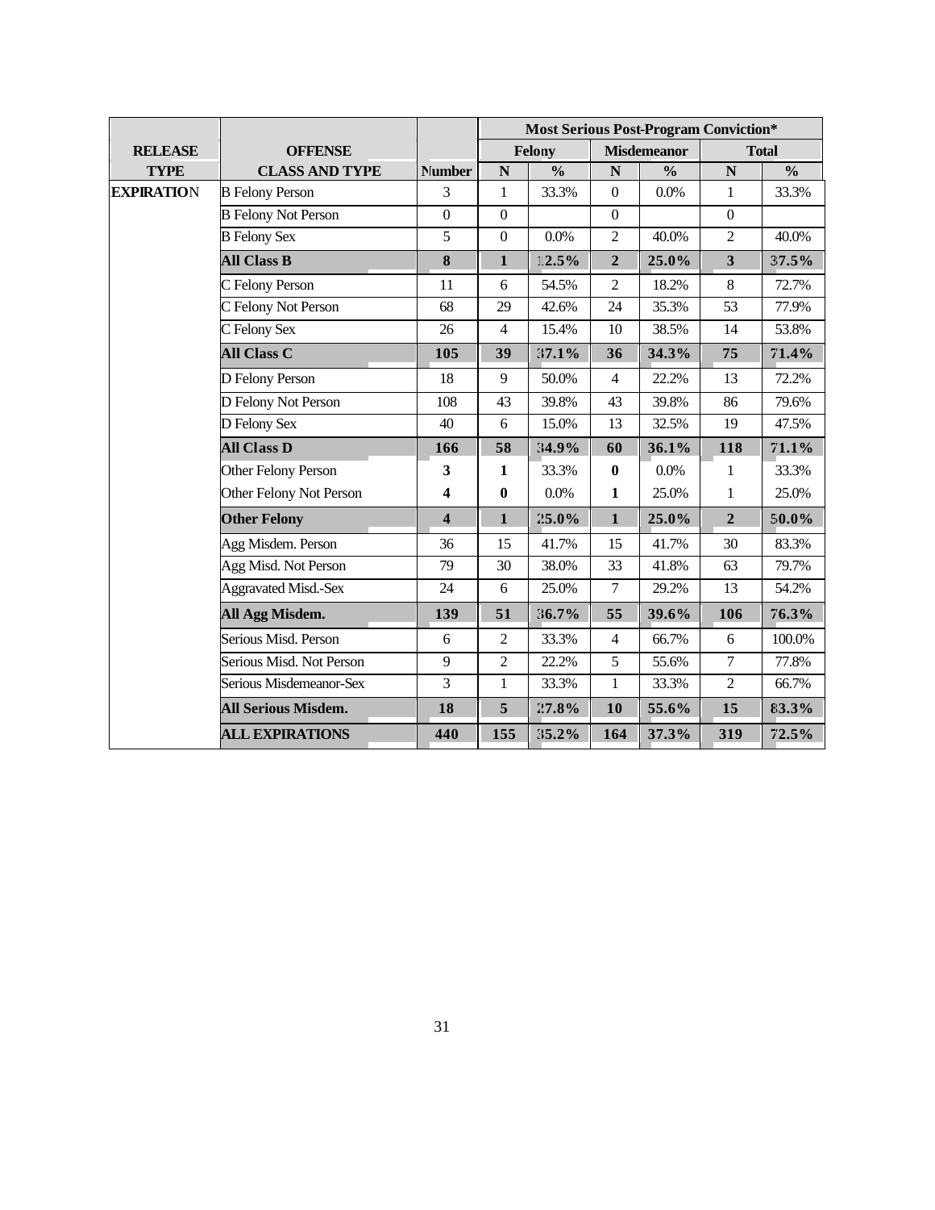| RELEASE TYPE | OFFENSE CLASS AND TYPE | Number | Most Serious Post-Program Conviction* | | | | | |
|---|---|---|---|---|---|---|---|---|
| | | | Felony | | Misdemeanor | | Total | |
| | | | N | % | N | % | N | % |
| EXPIRATION | B Felony Person | 3 | 1 | 33.3% | 0 | 0.0% | 1 | 33.3% |
| | B Felony Not Person | 0 | 0 | | 0 | | 0 | |
| | B Felony Sex | 5 | 0 | 0.0% | 2 | 40.0% | 2 | 40.0% |
| | **All Class B** | **8** | **1** | **12.5%** | **2** | **25.0%** | **3** | **37.5%** |
| | C Felony Person | 11 | 6 | 54.5% | 2 | 18.2% | 8 | 72.7% |
| | C Felony Not Person | 68 | 29 | 42.6% | 24 | 35.3% | 53 | 77.9% |
| | C Felony Sex | 26 | 4 | 15.4% | 10 | 38.5% | 14 | 53.8% |
| | **All Class C** | **105** | **39** | **37.1%** | **36** | **34.3%** | **75** | **71.4%** |
| | D Felony Person | 18 | 9 | 50.0% | 4 | 22.2% | 13 | 72.2% |
| | D Felony Not Person | 108 | 43 | 39.8% | 43 | 39.8% | 86 | 79.6% |
| | D Felony Sex | 40 | 6 | 15.0% | 13 | 32.5% | 19 | 47.5% |
| | **All Class D** | **166** | **58** | **34.9%** | **60** | **36.1%** | **118** | **71.1%** |
| | Other Felony Person | **3** | **1** | 33.3% | **0** | 0.0% | 1 | 33.3% |
| | Other Felony Not Person | **4** | **0** | 0.0% | **1** | 25.0% | 1 | 25.0% |
| | **Other Felony** | **4** | **1** | **25.0%** | **1** | **25.0%** | **2** | **50.0%** |
| | Agg Misdem. Person | 36 | 15 | 41.7% | 15 | 41.7% | 30 | 83.3% |
| | Agg Misd. Not Person | 79 | 30 | 38.0% | 33 | 41.8% | 63 | 79.7% |
| | Aggravated Misd.-Sex | 24 | 6 | 25.0% | 7 | 29.2% | 13 | 54.2% |
| | **All Agg Misdem.** | **139** | **51** | **36.7%** | **55** | **39.6%** | **106** | **76.3%** |
| | Serious Misd. Person | 6 | 2 | 33.3% | 4 | 66.7% | 6 | 100.0% |
| | Serious Misd. Not Person | 9 | 2 | 22.2% | 5 | 55.6% | 7 | 77.8% |
| | Serious Misdemeanor-Sex | 3 | 1 | 33.3% | 1 | 33.3% | 2 | 66.7% |
| | **All Serious Misdem.** | **18** | **5** | **27.8%** | **10** | **55.6%** | **15** | **83.3%** |
| | **ALL EXPIRATIONS** | **440** | **155** | **35.2%** | **164** | **37.3%** | **319** | **72.5%** |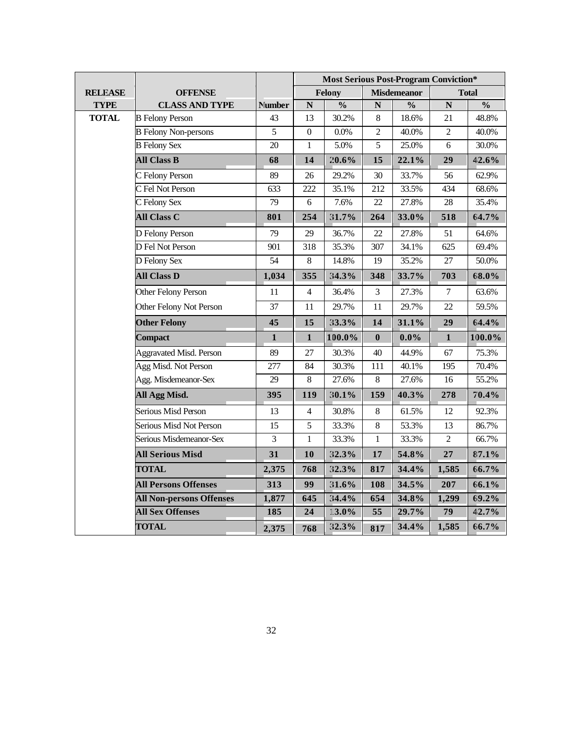| RELEASE TYPE | OFFENSE CLASS AND TYPE | Number | Most Serious Post-Program Conviction* | | | | | |
|---|---|---|---|---|---|---|---|---|
| | | | Felony | | Misdemeanor | | Total | |
| | | | N | % | N | % | N | % |
| TOTAL | B Felony Person | 43 | 13 | 30.2% | 8 | 18.6% | 21 | 48.8% |
| | B Felony Non-persons | 5 | 0 | 0.0% | 2 | 40.0% | 2 | 40.0% |
| | B Felony Sex | 20 | 1 | 5.0% | 5 | 25.0% | 6 | 30.0% |
| | **All Class B** | **68** | **14** | **20.6%** | **15** | **22.1%** | **29** | **42.6%** |
| | C Felony Person | 89 | 26 | 29.2% | 30 | 33.7% | 56 | 62.9% |
| | C Fel Not Person | 633 | 222 | 35.1% | 212 | 33.5% | 434 | 68.6% |
| | C Felony Sex | 79 | 6 | 7.6% | 22 | 27.8% | 28 | 35.4% |
| | **All Class C** | **801** | **254** | **31.7%** | **264** | **33.0%** | **518** | **64.7%** |
| | D Felony Person | 79 | 29 | 36.7% | 22 | 27.8% | 51 | 64.6% |
| | D Fel Not Person | 901 | 318 | 35.3% | 307 | 34.1% | 625 | 69.4% |
| | D Felony Sex | 54 | 8 | 14.8% | 19 | 35.2% | 27 | 50.0% |
| | **All Class D** | **1,034** | **355** | **34.3%** | **348** | **33.7%** | **703** | **68.0%** |
| | Other Felony Person | 11 | 4 | 36.4% | 3 | 27.3% | 7 | 63.6% |
| | Other Felony Not Person | 37 | 11 | 29.7% | 11 | 29.7% | 22 | 59.5% |
| | **Other Felony** | **45** | **15** | **33.3%** | **14** | **31.1%** | **29** | **64.4%** |
| | **Compact** | **1** | **1** | **100.0%** | **0** | **0.0%** | **1** | **100.0%** |
| | Aggravated Misd. Person | 89 | 27 | 30.3% | 40 | 44.9% | 67 | 75.3% |
| | Agg Misd. Not Person | 277 | 84 | 30.3% | 111 | 40.1% | 195 | 70.4% |
| | Agg. Misdemeanor-Sex | 29 | 8 | 27.6% | 8 | 27.6% | 16 | 55.2% |
| | **All Agg Misd.** | **395** | **119** | **30.1%** | **159** | **40.3%** | **278** | **70.4%** |
| | Serious Misd Person | 13 | 4 | 30.8% | 8 | 61.5% | 12 | 92.3% |
| | Serious Misd Not Person | 15 | 5 | 33.3% | 8 | 53.3% | 13 | 86.7% |
| | Serious Misdemeanor-Sex | 3 | 1 | 33.3% | 1 | 33.3% | 2 | 66.7% |
| | **All Serious Misd** | **31** | **10** | **32.3%** | **17** | **54.8%** | **27** | **87.1%** |
| | **TOTAL** | **2,375** | **768** | **32.3%** | **817** | **34.4%** | **1,585** | **66.7%** |
| | **All Persons Offenses** | **313** | **99** | **31.6%** | **108** | **34.5%** | **207** | **66.1%** |
| | **All Non-persons Offenses** | **1,877** | **645** | **34.4%** | **654** | **34.8%** | **1,299** | **69.2%** |
| | **All Sex Offenses** | **185** | **24** | **13.0%** | **55** | **29.7%** | **79** | **42.7%** |
| | **TOTAL** | **2,375** | **768** | **32.3%** | **817** | **34.4%** | **1,585** | **66.7%** |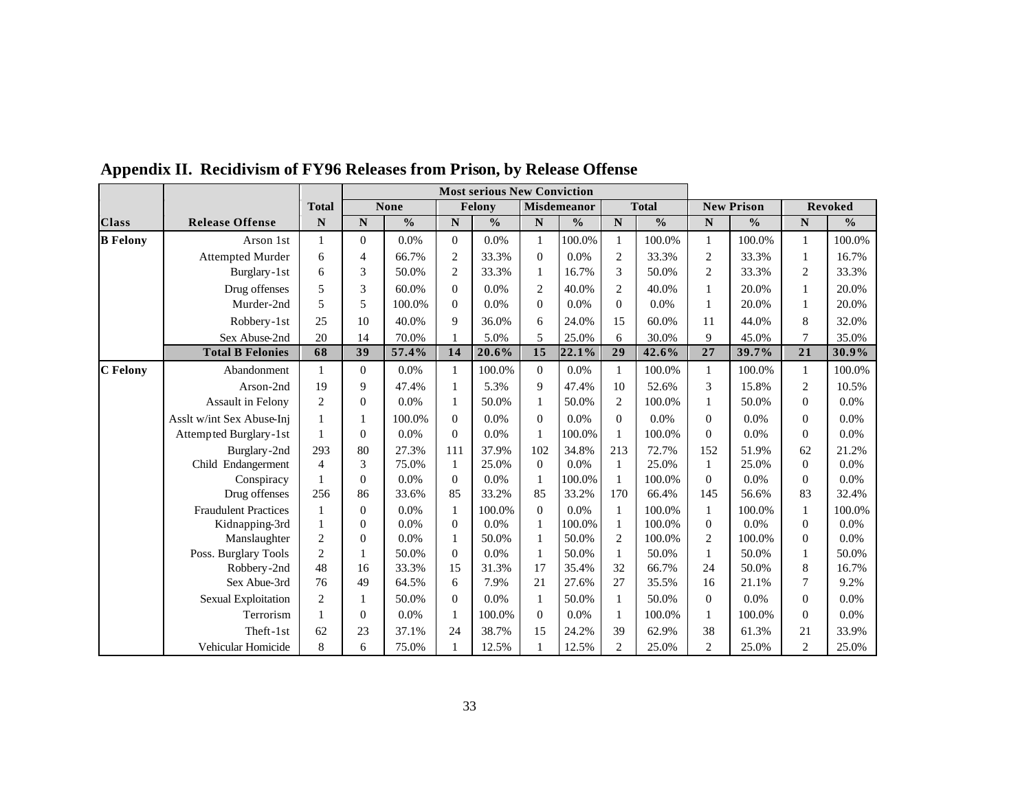## Appendix II. Recidivism of FY96 Releases from Prison, by Release Offense

| | | | Most serious New Conviction | | | | | | | | | | | |
|---|---|---|---|---|---|---|---|---|---|---|---|---|---|---|
| | | Total | None | | Felony | | Misdemeanor | | Total | | New Prison | | Revoked | |
| Class | Release Offense | N | N | % | N | % | N | % | N | % | N | % | N | % |
| B Felony | Arson 1st | 1 | 0 | 0.0% | 0 | 0.0% | 1 | 100.0% | 1 | 100.0% | 1 | 100.0% | 1 | 100.0% |
| | Attempted Murder | 6 | 4 | 66.7% | 2 | 33.3% | 0 | 0.0% | 2 | 33.3% | 2 | 33.3% | 1 | 16.7% |
| | Burglary-1st | 6 | 3 | 50.0% | 2 | 33.3% | 1 | 16.7% | 3 | 50.0% | 2 | 33.3% | 2 | 33.3% |
| | Drug offenses | 5 | 3 | 60.0% | 0 | 0.0% | 2 | 40.0% | 2 | 40.0% | 1 | 20.0% | 1 | 20.0% |
| | Murder-2nd | 5 | 5 | 100.0% | 0 | 0.0% | 0 | 0.0% | 0 | 0.0% | 1 | 20.0% | 1 | 20.0% |
| | Robbery-1st | 25 | 10 | 40.0% | 9 | 36.0% | 6 | 24.0% | 15 | 60.0% | 11 | 44.0% | 8 | 32.0% |
| | Sex Abuse-2nd | 20 | 14 | 70.0% | 1 | 5.0% | 5 | 25.0% | 6 | 30.0% | 9 | 45.0% | 7 | 35.0% |
| | **Total B Felonies** | **68** | **39** | **57.4%** | **14** | **20.6%** | **15** | **22.1%** | **29** | **42.6%** | **27** | **39.7%** | **21** | **30.9%** |
| C Felony | Abandonment | 1 | 0 | 0.0% | 1 | 100.0% | 0 | 0.0% | 1 | 100.0% | 1 | 100.0% | 1 | 100.0% |
| | Arson-2nd | 19 | 9 | 47.4% | 1 | 5.3% | 9 | 47.4% | 10 | 52.6% | 3 | 15.8% | 2 | 10.5% |
| | Assault in Felony | 2 | 0 | 0.0% | 1 | 50.0% | 1 | 50.0% | 2 | 100.0% | 1 | 50.0% | 0 | 0.0% |
| | Asslt w/int Sex Abuse-Inj | 1 | 1 | 100.0% | 0 | 0.0% | 0 | 0.0% | 0 | 0.0% | 0 | 0.0% | 0 | 0.0% |
| | Attempted Burglary-1st | 1 | 0 | 0.0% | 0 | 0.0% | 1 | 100.0% | 1 | 100.0% | 0 | 0.0% | 0 | 0.0% |
| | Burglary-2nd | 293 | 80 | 27.3% | 111 | 37.9% | 102 | 34.8% | 213 | 72.7% | 152 | 51.9% | 62 | 21.2% |
| | Child Endangerment | 4 | 3 | 75.0% | 1 | 25.0% | 0 | 0.0% | 1 | 25.0% | 1 | 25.0% | 0 | 0.0% |
| | Conspiracy | 1 | 0 | 0.0% | 0 | 0.0% | 1 | 100.0% | 1 | 100.0% | 0 | 0.0% | 0 | 0.0% |
| | Drug offenses | 256 | 86 | 33.6% | 85 | 33.2% | 85 | 33.2% | 170 | 66.4% | 145 | 56.6% | 83 | 32.4% |
| | Fraudulent Practices | 1 | 0 | 0.0% | 1 | 100.0% | 0 | 0.0% | 1 | 100.0% | 1 | 100.0% | 1 | 100.0% |
| | Kidnapping-3rd | 1 | 0 | 0.0% | 0 | 0.0% | 1 | 100.0% | 1 | 100.0% | 0 | 0.0% | 0 | 0.0% |
| | Manslaughter | 2 | 0 | 0.0% | 1 | 50.0% | 1 | 50.0% | 2 | 100.0% | 2 | 100.0% | 0 | 0.0% |
| | Poss. Burglary Tools | 2 | 1 | 50.0% | 0 | 0.0% | 1 | 50.0% | 1 | 50.0% | 1 | 50.0% | 1 | 50.0% |
| | Robbery-2nd | 48 | 16 | 33.3% | 15 | 31.3% | 17 | 35.4% | 32 | 66.7% | 24 | 50.0% | 8 | 16.7% |
| | Sex Abue-3rd | 76 | 49 | 64.5% | 6 | 7.9% | 21 | 27.6% | 27 | 35.5% | 16 | 21.1% | 7 | 9.2% |
| | Sexual Exploitation | 2 | 1 | 50.0% | 0 | 0.0% | 1 | 50.0% | 1 | 50.0% | 0 | 0.0% | 0 | 0.0% |
| | Terrorism | 1 | 0 | 0.0% | 1 | 100.0% | 0 | 0.0% | 1 | 100.0% | 1 | 100.0% | 0 | 0.0% |
| | Theft-1st | 62 | 23 | 37.1% | 24 | 38.7% | 15 | 24.2% | 39 | 62.9% | 38 | 61.3% | 21 | 33.9% |
| | Vehicular Homicide | 8 | 6 | 75.0% | 1 | 12.5% | 1 | 12.5% | 2 | 25.0% | 2 | 25.0% | 2 | 25.0% |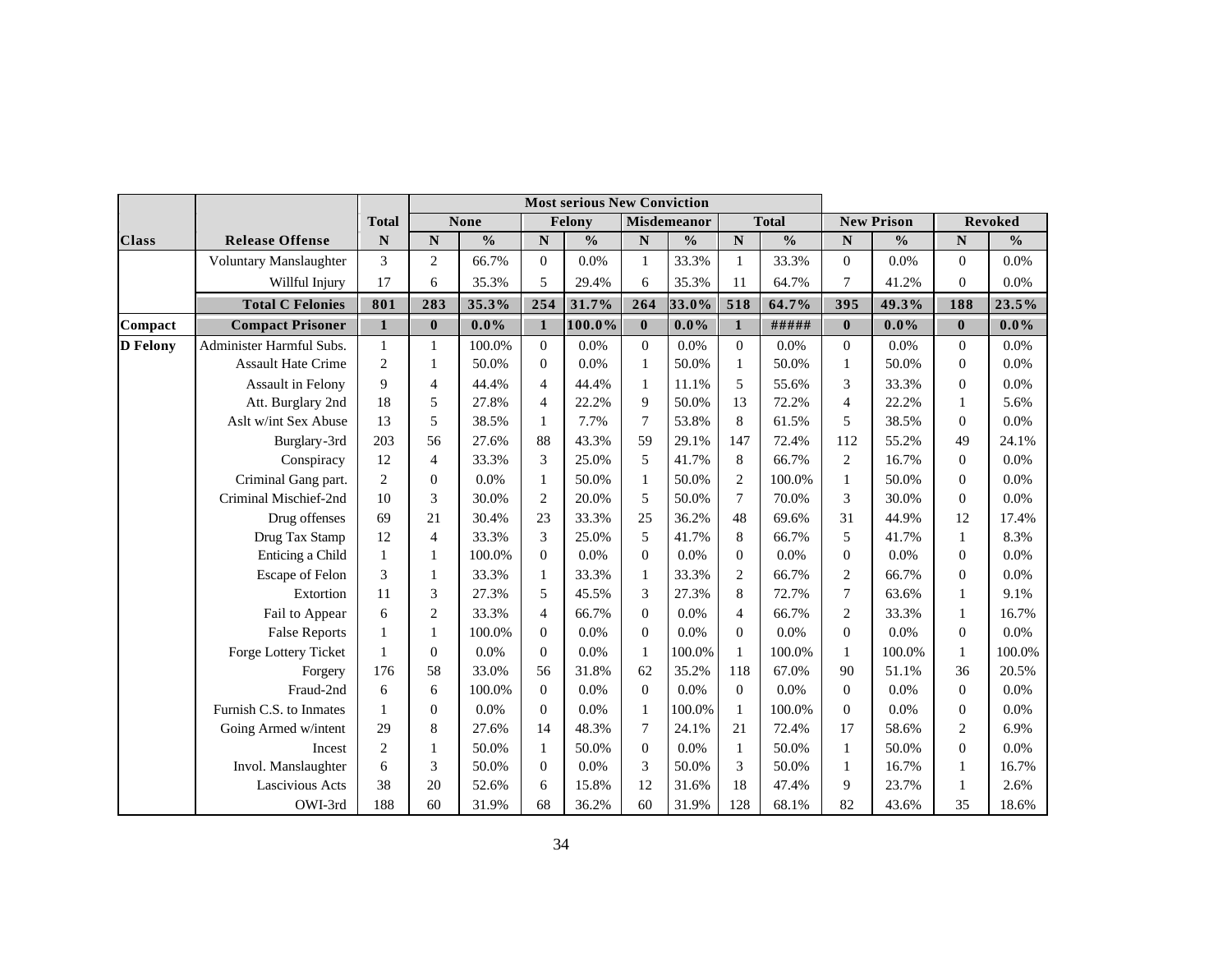| | | | Most serious New Conviction | | | | | | | | | | | |
|---|---|---|---|---|---|---|---|---|---|---|---|---|---|---|
| | | Total | None | | Felony | | Misdemeanor | | Total | | New Prison | | Revoked | |
| Class | Release Offense | N | N | % | N | % | N | % | N | % | N | % | N | % |
| | Voluntary Manslaughter | 3 | 2 | 66.7% | 0 | 0.0% | 1 | 33.3% | 1 | 33.3% | 0 | 0.0% | 0 | 0.0% |
| | Willful Injury | 17 | 6 | 35.3% | 5 | 29.4% | 6 | 35.3% | 11 | 64.7% | 7 | 41.2% | 0 | 0.0% |
| | **Total C Felonies** | **801** | **283** | **35.3%** | **254** | **31.7%** | **264** | **33.0%** | **518** | **64.7%** | **395** | **49.3%** | **188** | **23.5%** |
| **Compact** | **Compact Prisoner** | **1** | **0** | **0.0%** | **1** | **100.0%** | **0** | **0.0%** | **1** | **#####** | **0** | **0.0%** | **0** | **0.0%** |
| **D Felony** | Administer Harmful Subs. | 1 | 1 | 100.0% | 0 | 0.0% | 0 | 0.0% | 0 | 0.0% | 0 | 0.0% | 0 | 0.0% |
| | Assault Hate Crime | 2 | 1 | 50.0% | 0 | 0.0% | 1 | 50.0% | 1 | 50.0% | 1 | 50.0% | 0 | 0.0% |
| | Assault in Felony | 9 | 4 | 44.4% | 4 | 44.4% | 1 | 11.1% | 5 | 55.6% | 3 | 33.3% | 0 | 0.0% |
| | Att. Burglary 2nd | 18 | 5 | 27.8% | 4 | 22.2% | 9 | 50.0% | 13 | 72.2% | 4 | 22.2% | 1 | 5.6% |
| | Aslt w/int Sex Abuse | 13 | 5 | 38.5% | 1 | 7.7% | 7 | 53.8% | 8 | 61.5% | 5 | 38.5% | 0 | 0.0% |
| | Burglary-3rd | 203 | 56 | 27.6% | 88 | 43.3% | 59 | 29.1% | 147 | 72.4% | 112 | 55.2% | 49 | 24.1% |
| | Conspiracy | 12 | 4 | 33.3% | 3 | 25.0% | 5 | 41.7% | 8 | 66.7% | 2 | 16.7% | 0 | 0.0% |
| | Criminal Gang part. | 2 | 0 | 0.0% | 1 | 50.0% | 1 | 50.0% | 2 | 100.0% | 1 | 50.0% | 0 | 0.0% |
| | Criminal Mischief-2nd | 10 | 3 | 30.0% | 2 | 20.0% | 5 | 50.0% | 7 | 70.0% | 3 | 30.0% | 0 | 0.0% |
| | Drug offenses | 69 | 21 | 30.4% | 23 | 33.3% | 25 | 36.2% | 48 | 69.6% | 31 | 44.9% | 12 | 17.4% |
| | Drug Tax Stamp | 12 | 4 | 33.3% | 3 | 25.0% | 5 | 41.7% | 8 | 66.7% | 5 | 41.7% | 1 | 8.3% |
| | Enticing a Child | 1 | 1 | 100.0% | 0 | 0.0% | 0 | 0.0% | 0 | 0.0% | 0 | 0.0% | 0 | 0.0% |
| | Escape of Felon | 3 | 1 | 33.3% | 1 | 33.3% | 1 | 33.3% | 2 | 66.7% | 2 | 66.7% | 0 | 0.0% |
| | Extortion | 11 | 3 | 27.3% | 5 | 45.5% | 3 | 27.3% | 8 | 72.7% | 7 | 63.6% | 1 | 9.1% |
| | Fail to Appear | 6 | 2 | 33.3% | 4 | 66.7% | 0 | 0.0% | 4 | 66.7% | 2 | 33.3% | 1 | 16.7% |
| | False Reports | 1 | 1 | 100.0% | 0 | 0.0% | 0 | 0.0% | 0 | 0.0% | 0 | 0.0% | 0 | 0.0% |
| | Forge Lottery Ticket | 1 | 0 | 0.0% | 0 | 0.0% | 1 | 100.0% | 1 | 100.0% | 1 | 100.0% | 1 | 100.0% |
| | Forgery | 176 | 58 | 33.0% | 56 | 31.8% | 62 | 35.2% | 118 | 67.0% | 90 | 51.1% | 36 | 20.5% |
| | Fraud-2nd | 6 | 6 | 100.0% | 0 | 0.0% | 0 | 0.0% | 0 | 0.0% | 0 | 0.0% | 0 | 0.0% |
| | Furnish C.S. to Inmates | 1 | 0 | 0.0% | 0 | 0.0% | 1 | 100.0% | 1 | 100.0% | 0 | 0.0% | 0 | 0.0% |
| | Going Armed w/intent | 29 | 8 | 27.6% | 14 | 48.3% | 7 | 24.1% | 21 | 72.4% | 17 | 58.6% | 2 | 6.9% |
| | Incest | 2 | 1 | 50.0% | 1 | 50.0% | 0 | 0.0% | 1 | 50.0% | 1 | 50.0% | 0 | 0.0% |
| | Invol. Manslaughter | 6 | 3 | 50.0% | 0 | 0.0% | 3 | 50.0% | 3 | 50.0% | 1 | 16.7% | 1 | 16.7% |
| | Lascivious Acts | 38 | 20 | 52.6% | 6 | 15.8% | 12 | 31.6% | 18 | 47.4% | 9 | 23.7% | 1 | 2.6% |
| | OWI-3rd | 188 | 60 | 31.9% | 68 | 36.2% | 60 | 31.9% | 128 | 68.1% | 82 | 43.6% | 35 | 18.6% |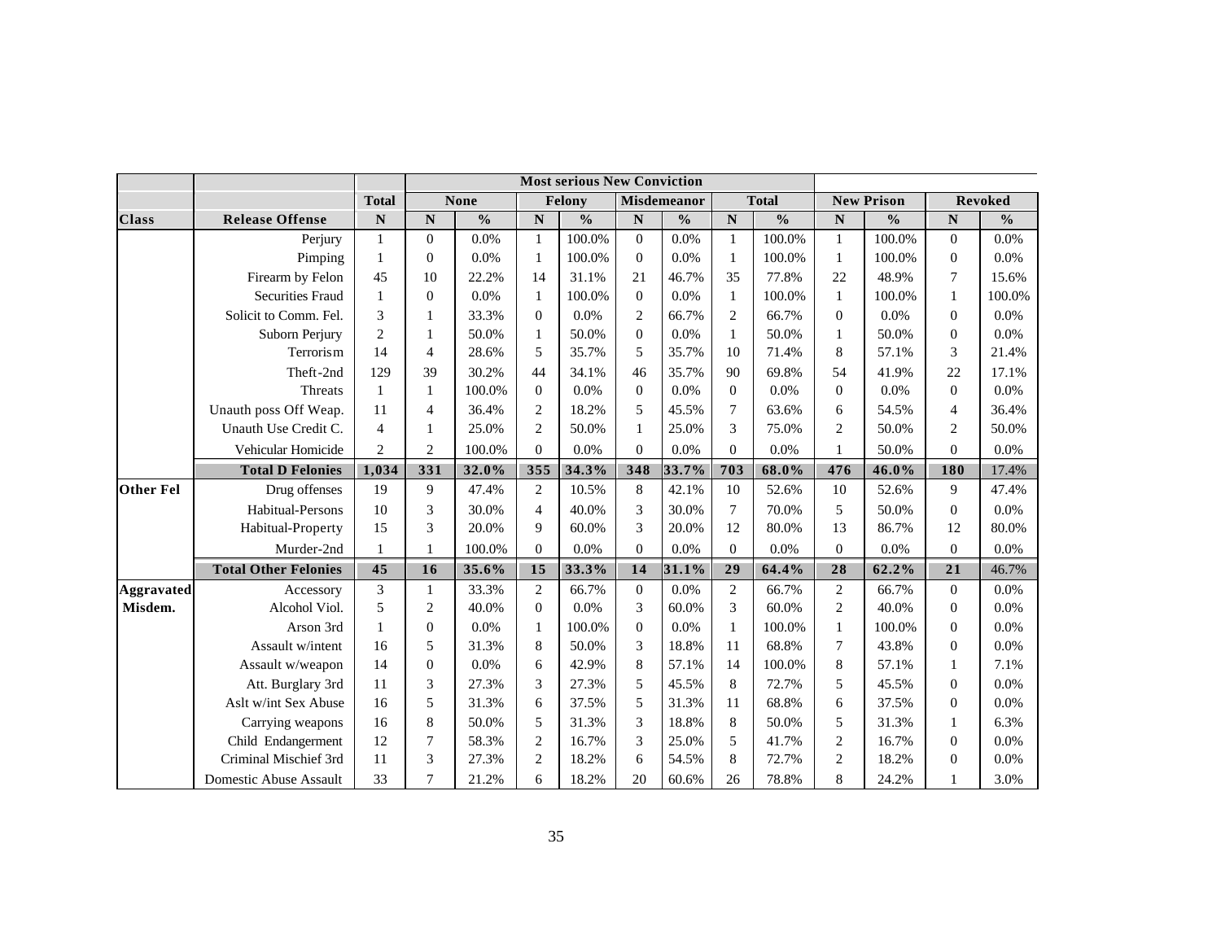| | | | Most serious New Conviction | | | | | | | | | | | |
|---|---|---|---|---|---|---|---|---|---|---|---|---|---|---|
| | | Total | None | | Felony | | Misdemeanor | | Total | | New Prison | | Revoked | |
| Class | Release Offense | N | N | % | N | % | N | % | N | % | N | % | N | % |
| | Perjury | 1 | 0 | 0.0% | 1 | 100.0% | 0 | 0.0% | 1 | 100.0% | 1 | 100.0% | 0 | 0.0% |
| | Pimping | 1 | 0 | 0.0% | 1 | 100.0% | 0 | 0.0% | 1 | 100.0% | 1 | 100.0% | 0 | 0.0% |
| | Firearm by Felon | 45 | 10 | 22.2% | 14 | 31.1% | 21 | 46.7% | 35 | 77.8% | 22 | 48.9% | 7 | 15.6% |
| | Securities Fraud | 1 | 0 | 0.0% | 1 | 100.0% | 0 | 0.0% | 1 | 100.0% | 1 | 100.0% | 1 | 100.0% |
| | Solicit to Comm. Fel. | 3 | 1 | 33.3% | 0 | 0.0% | 2 | 66.7% | 2 | 66.7% | 0 | 0.0% | 0 | 0.0% |
| | Suborn Perjury | 2 | 1 | 50.0% | 1 | 50.0% | 0 | 0.0% | 1 | 50.0% | 1 | 50.0% | 0 | 0.0% |
| | Terrorism | 14 | 4 | 28.6% | 5 | 35.7% | 5 | 35.7% | 10 | 71.4% | 8 | 57.1% | 3 | 21.4% |
| | Theft-2nd | 129 | 39 | 30.2% | 44 | 34.1% | 46 | 35.7% | 90 | 69.8% | 54 | 41.9% | 22 | 17.1% |
| | Threats | 1 | 1 | 100.0% | 0 | 0.0% | 0 | 0.0% | 0 | 0.0% | 0 | 0.0% | 0 | 0.0% |
| | Unauth poss Off Weap. | 11 | 4 | 36.4% | 2 | 18.2% | 5 | 45.5% | 7 | 63.6% | 6 | 54.5% | 4 | 36.4% |
| | Unauth Use Credit C. | 4 | 1 | 25.0% | 2 | 50.0% | 1 | 25.0% | 3 | 75.0% | 2 | 50.0% | 2 | 50.0% |
| | Vehicular Homicide | 2 | 2 | 100.0% | 0 | 0.0% | 0 | 0.0% | 0 | 0.0% | 1 | 50.0% | 0 | 0.0% |
| | **Total D Felonies** | **1,034** | **331** | **32.0%** | **355** | **34.3%** | **348** | **33.7%** | **703** | **68.0%** | **476** | **46.0%** | **180** | 17.4% |
| **Other Fel** | Drug offenses | 19 | 9 | 47.4% | 2 | 10.5% | 8 | 42.1% | 10 | 52.6% | 10 | 52.6% | 9 | 47.4% |
| | Habitual-Persons | 10 | 3 | 30.0% | 4 | 40.0% | 3 | 30.0% | 7 | 70.0% | 5 | 50.0% | 0 | 0.0% |
| | Habitual-Property | 15 | 3 | 20.0% | 9 | 60.0% | 3 | 20.0% | 12 | 80.0% | 13 | 86.7% | 12 | 80.0% |
| | Murder-2nd | 1 | 1 | 100.0% | 0 | 0.0% | 0 | 0.0% | 0 | 0.0% | 0 | 0.0% | 0 | 0.0% |
| | **Total Other Felonies** | **45** | **16** | **35.6%** | **15** | **33.3%** | **14** | **31.1%** | **29** | **64.4%** | **28** | **62.2%** | **21** | 46.7% |
| **Aggravated Misdem.** | Accessory | 3 | 1 | 33.3% | 2 | 66.7% | 0 | 0.0% | 2 | 66.7% | 2 | 66.7% | 0 | 0.0% |
| | Alcohol Viol. | 5 | 2 | 40.0% | 0 | 0.0% | 3 | 60.0% | 3 | 60.0% | 2 | 40.0% | 0 | 0.0% |
| | Arson 3rd | 1 | 0 | 0.0% | 1 | 100.0% | 0 | 0.0% | 1 | 100.0% | 1 | 100.0% | 0 | 0.0% |
| | Assault w/intent | 16 | 5 | 31.3% | 8 | 50.0% | 3 | 18.8% | 11 | 68.8% | 7 | 43.8% | 0 | 0.0% |
| | Assault w/weapon | 14 | 0 | 0.0% | 6 | 42.9% | 8 | 57.1% | 14 | 100.0% | 8 | 57.1% | 1 | 7.1% |
| | Att. Burglary 3rd | 11 | 3 | 27.3% | 3 | 27.3% | 5 | 45.5% | 8 | 72.7% | 5 | 45.5% | 0 | 0.0% |
| | Aslt w/int Sex Abuse | 16 | 5 | 31.3% | 6 | 37.5% | 5 | 31.3% | 11 | 68.8% | 6 | 37.5% | 0 | 0.0% |
| | Carrying weapons | 16 | 8 | 50.0% | 5 | 31.3% | 3 | 18.8% | 8 | 50.0% | 5 | 31.3% | 1 | 6.3% |
| | Child Endangerment | 12 | 7 | 58.3% | 2 | 16.7% | 3 | 25.0% | 5 | 41.7% | 2 | 16.7% | 0 | 0.0% |
| | Criminal Mischief 3rd | 11 | 3 | 27.3% | 2 | 18.2% | 6 | 54.5% | 8 | 72.7% | 2 | 18.2% | 0 | 0.0% |
| | Domestic Abuse Assault | 33 | 7 | 21.2% | 6 | 18.2% | 20 | 60.6% | 26 | 78.8% | 8 | 24.2% | 1 | 3.0% |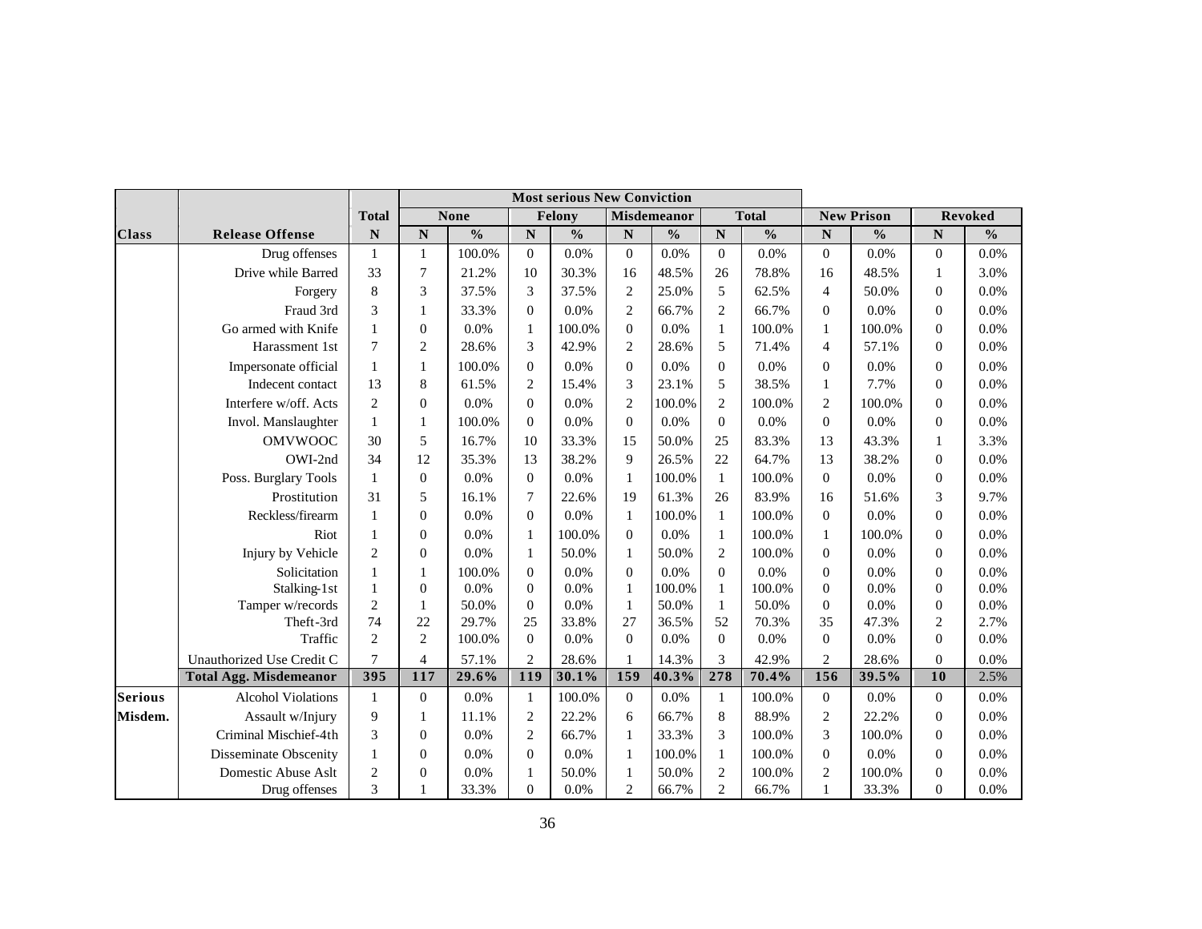| Class | Release Offense | Total | Most serious New Conviction | | | | | | | | New Prison | | Revoked | |
|---|---|---|---|---|---|---|---|---|---|---|---|---|---|---|
| | | Total | None | | Felony | | Misdemeanor | | Total | | New Prison | | Revoked | |
| Class | Release Offense | N | N | % | N | % | N | % | N | % | N | % | N | % |
| | Drug offenses | 1 | 1 | 100.0% | 0 | 0.0% | 0 | 0.0% | 0 | 0.0% | 0 | 0.0% | 0 | 0.0% |
| | Drive while Barred | 33 | 7 | 21.2% | 10 | 30.3% | 16 | 48.5% | 26 | 78.8% | 16 | 48.5% | 1 | 3.0% |
| | Forgery | 8 | 3 | 37.5% | 3 | 37.5% | 2 | 25.0% | 5 | 62.5% | 4 | 50.0% | 0 | 0.0% |
| | Fraud 3rd | 3 | 1 | 33.3% | 0 | 0.0% | 2 | 66.7% | 2 | 66.7% | 0 | 0.0% | 0 | 0.0% |
| | Go armed with Knife | 1 | 0 | 0.0% | 1 | 100.0% | 0 | 0.0% | 1 | 100.0% | 1 | 100.0% | 0 | 0.0% |
| | Harassment 1st | 7 | 2 | 28.6% | 3 | 42.9% | 2 | 28.6% | 5 | 71.4% | 4 | 57.1% | 0 | 0.0% |
| | Impersonate official | 1 | 1 | 100.0% | 0 | 0.0% | 0 | 0.0% | 0 | 0.0% | 0 | 0.0% | 0 | 0.0% |
| | Indecent contact | 13 | 8 | 61.5% | 2 | 15.4% | 3 | 23.1% | 5 | 38.5% | 1 | 7.7% | 0 | 0.0% |
| | Interfere w/off. Acts | 2 | 0 | 0.0% | 0 | 0.0% | 2 | 100.0% | 2 | 100.0% | 2 | 100.0% | 0 | 0.0% |
| | Invol. Manslaughter | 1 | 1 | 100.0% | 0 | 0.0% | 0 | 0.0% | 0 | 0.0% | 0 | 0.0% | 0 | 0.0% |
| | OMVWOOC | 30 | 5 | 16.7% | 10 | 33.3% | 15 | 50.0% | 25 | 83.3% | 13 | 43.3% | 1 | 3.3% |
| | OWI-2nd | 34 | 12 | 35.3% | 13 | 38.2% | 9 | 26.5% | 22 | 64.7% | 13 | 38.2% | 0 | 0.0% |
| | Poss. Burglary Tools | 1 | 0 | 0.0% | 0 | 0.0% | 1 | 100.0% | 1 | 100.0% | 0 | 0.0% | 0 | 0.0% |
| | Prostitution | 31 | 5 | 16.1% | 7 | 22.6% | 19 | 61.3% | 26 | 83.9% | 16 | 51.6% | 3 | 9.7% |
| | Reckless/firearm | 1 | 0 | 0.0% | 0 | 0.0% | 1 | 100.0% | 1 | 100.0% | 0 | 0.0% | 0 | 0.0% |
| | Riot | 1 | 0 | 0.0% | 1 | 100.0% | 0 | 0.0% | 1 | 100.0% | 1 | 100.0% | 0 | 0.0% |
| | Injury by Vehicle | 2 | 0 | 0.0% | 1 | 50.0% | 1 | 50.0% | 2 | 100.0% | 0 | 0.0% | 0 | 0.0% |
| | Solicitation | 1 | 1 | 100.0% | 0 | 0.0% | 0 | 0.0% | 0 | 0.0% | 0 | 0.0% | 0 | 0.0% |
| | Stalking-1st | 1 | 0 | 0.0% | 0 | 0.0% | 1 | 100.0% | 1 | 100.0% | 0 | 0.0% | 0 | 0.0% |
| | Tamper w/records | 2 | 1 | 50.0% | 0 | 0.0% | 1 | 50.0% | 1 | 50.0% | 0 | 0.0% | 0 | 0.0% |
| | Theft-3rd | 74 | 22 | 29.7% | 25 | 33.8% | 27 | 36.5% | 52 | 70.3% | 35 | 47.3% | 2 | 2.7% |
| | Traffic | 2 | 2 | 100.0% | 0 | 0.0% | 0 | 0.0% | 0 | 0.0% | 0 | 0.0% | 0 | 0.0% |
| | Unauthorized Use Credit C | 7 | 4 | 57.1% | 2 | 28.6% | 1 | 14.3% | 3 | 42.9% | 2 | 28.6% | 0 | 0.0% |
| | **Total Agg. Misdemeanor** | **395** | **117** | **29.6%** | **119** | **30.1%** | **159** | **40.3%** | **278** | **70.4%** | **156** | **39.5%** | **10** | 2.5% |
| **Serious Misdem.** | Alcohol Violations | 1 | 0 | 0.0% | 1 | 100.0% | 0 | 0.0% | 1 | 100.0% | 0 | 0.0% | 0 | 0.0% |
| | Assault w/Injury | 9 | 1 | 11.1% | 2 | 22.2% | 6 | 66.7% | 8 | 88.9% | 2 | 22.2% | 0 | 0.0% |
| | Criminal Mischief-4th | 3 | 0 | 0.0% | 2 | 66.7% | 1 | 33.3% | 3 | 100.0% | 3 | 100.0% | 0 | 0.0% |
| | Disseminate Obscenity | 1 | 0 | 0.0% | 0 | 0.0% | 1 | 100.0% | 1 | 100.0% | 0 | 0.0% | 0 | 0.0% |
| | Domestic Abuse Aslt | 2 | 0 | 0.0% | 1 | 50.0% | 1 | 50.0% | 2 | 100.0% | 2 | 100.0% | 0 | 0.0% |
| | Drug offenses | 3 | 1 | 33.3% | 0 | 0.0% | 2 | 66.7% | 2 | 66.7% | 1 | 33.3% | 0 | 0.0% |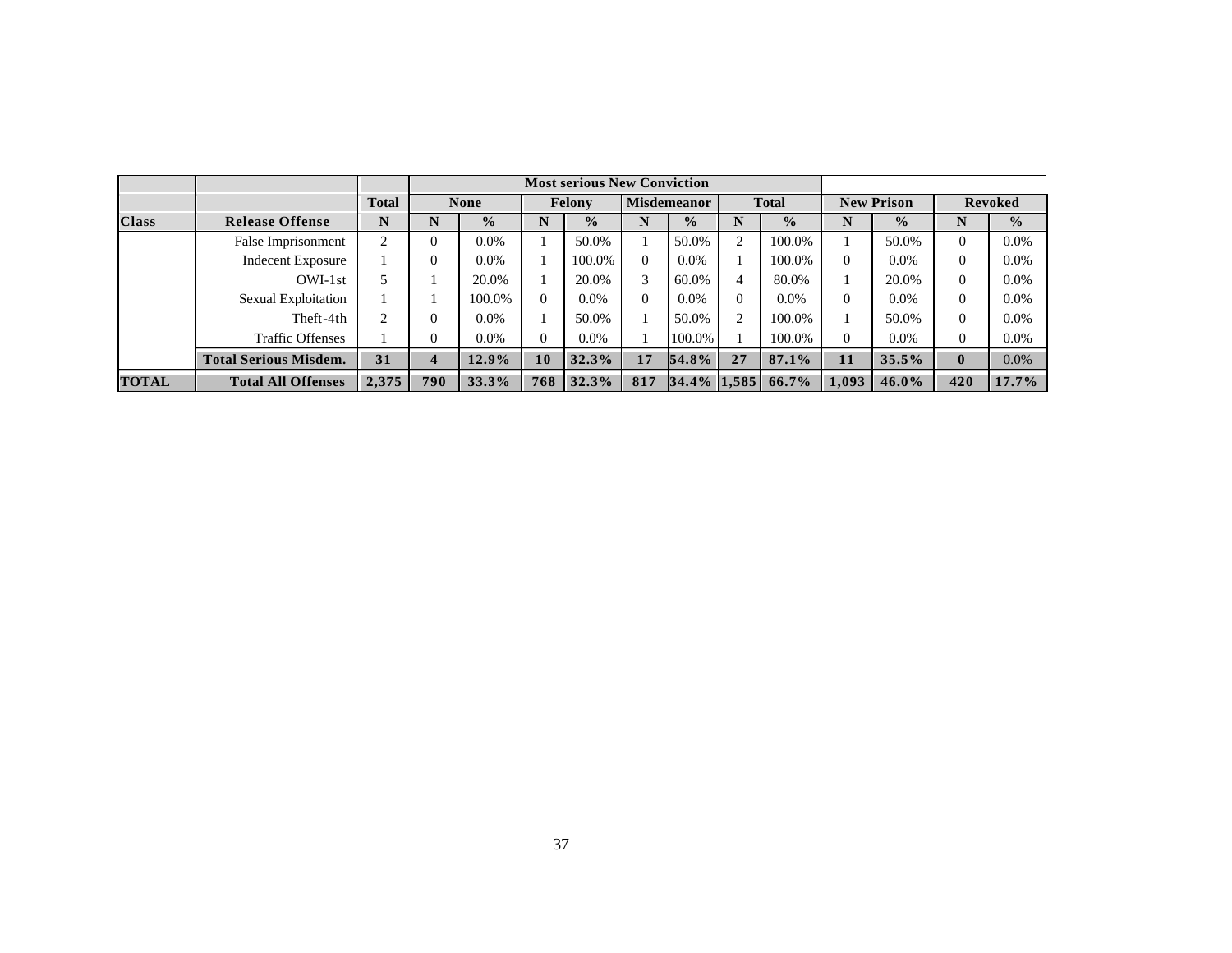| | | | Most serious New Conviction | | | | | | | | | | | |
|---|---|---|---|---|---|---|---|---|---|---|---|---|---|---|
| | | Total | None | | Felony | | Misdemeanor | | Total | | New Prison | | Revoked | |
| Class | Release Offense | N | N | % | N | % | N | % | N | % | N | % | N | % |
| | False Imprisonment | 2 | 0 | 0.0% | 1 | 50.0% | 1 | 50.0% | 2 | 100.0% | 1 | 50.0% | 0 | 0.0% |
| | Indecent Exposure | 1 | 0 | 0.0% | 1 | 100.0% | 0 | 0.0% | 1 | 100.0% | 0 | 0.0% | 0 | 0.0% |
| | OWI-1st | 5 | 1 | 20.0% | 1 | 20.0% | 3 | 60.0% | 4 | 80.0% | 1 | 20.0% | 0 | 0.0% |
| | Sexual Exploitation | 1 | 1 | 100.0% | 0 | 0.0% | 0 | 0.0% | 0 | 0.0% | 0 | 0.0% | 0 | 0.0% |
| | Theft-4th | 2 | 0 | 0.0% | 1 | 50.0% | 1 | 50.0% | 2 | 100.0% | 1 | 50.0% | 0 | 0.0% |
| | Traffic Offenses | 1 | 0 | 0.0% | 0 | 0.0% | 1 | 100.0% | 1 | 100.0% | 0 | 0.0% | 0 | 0.0% |
| | **Total Serious Misdem.** | **31** | **4** | **12.9%** | **10** | **32.3%** | **17** | **54.8%** | **27** | **87.1%** | **11** | **35.5%** | **0** | 0.0% |
| **TOTAL** | **Total All Offenses** | **2,375** | **790** | **33.3%** | **768** | **32.3%** | **817** | **34.4%** | **1,585** | **66.7%** | **1,093** | **46.0%** | **420** | **17.7%** |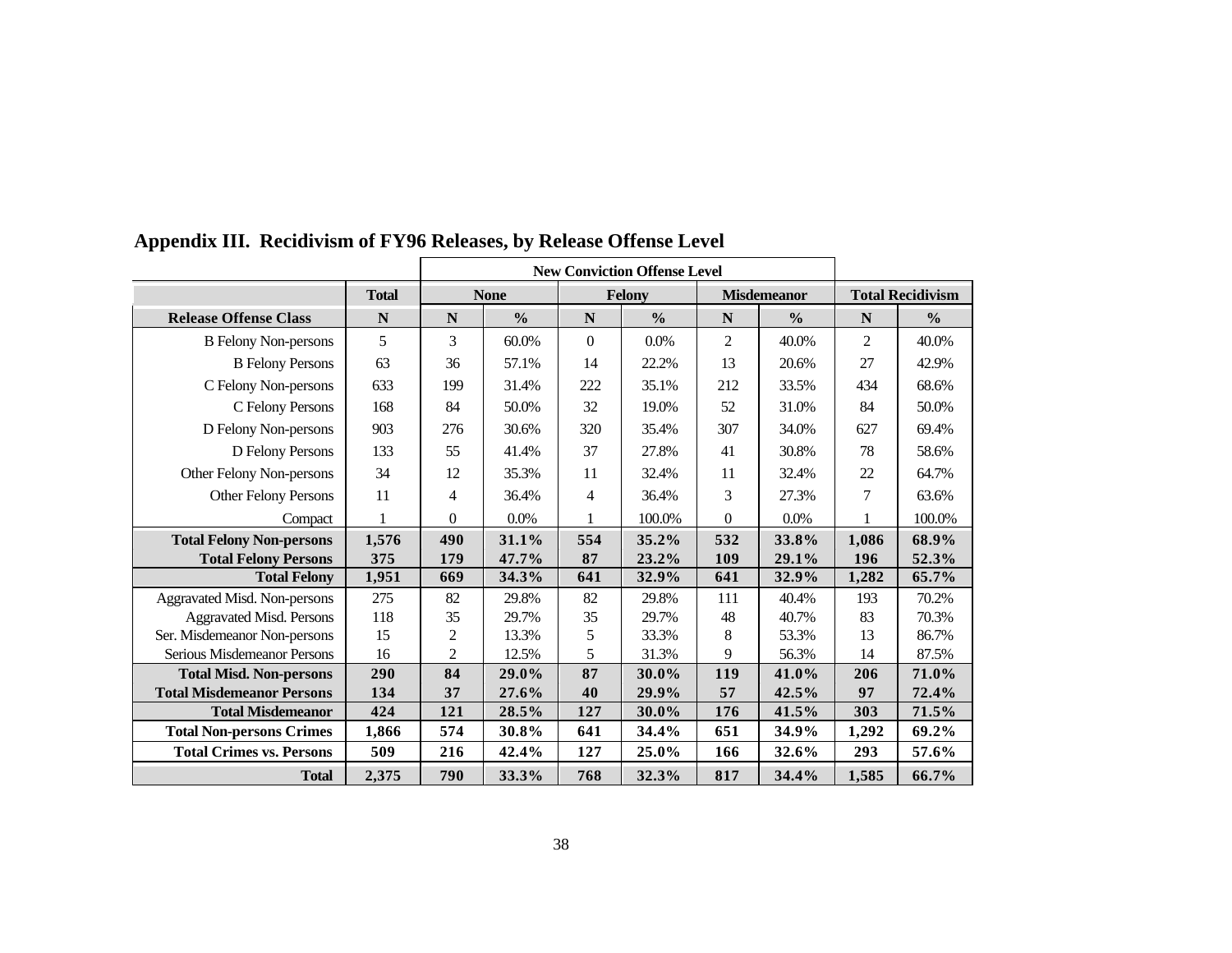## Appendix III. Recidivism of FY96 Releases, by Release Offense Level

| | Total | New Conviction Offense Level | | | | | | | |
|---|---|---|---|---|---|---|---|---|---|
| | Total | None | | Felony | | Misdemeanor | | Total Recidivism | |
| **Release Offense Class** | **N** | **N** | **%** | **N** | **%** | **N** | **%** | **N** | **%** |
| B Felony Non-persons | 5 | 3 | 60.0% | 0 | 0.0% | 2 | 40.0% | 2 | 40.0% |
| B Felony Persons | 63 | 36 | 57.1% | 14 | 22.2% | 13 | 20.6% | 27 | 42.9% |
| C Felony Non-persons | 633 | 199 | 31.4% | 222 | 35.1% | 212 | 33.5% | 434 | 68.6% |
| C Felony Persons | 168 | 84 | 50.0% | 32 | 19.0% | 52 | 31.0% | 84 | 50.0% |
| D Felony Non-persons | 903 | 276 | 30.6% | 320 | 35.4% | 307 | 34.0% | 627 | 69.4% |
| D Felony Persons | 133 | 55 | 41.4% | 37 | 27.8% | 41 | 30.8% | 78 | 58.6% |
| Other Felony Non-persons | 34 | 12 | 35.3% | 11 | 32.4% | 11 | 32.4% | 22 | 64.7% |
| Other Felony Persons | 11 | 4 | 36.4% | 4 | 36.4% | 3 | 27.3% | 7 | 63.6% |
| Compact | 1 | 0 | 0.0% | 1 | 100.0% | 0 | 0.0% | 1 | 100.0% |
| **Total Felony Non-persons** | **1,576** | **490** | **31.1%** | **554** | **35.2%** | **532** | **33.8%** | **1,086** | **68.9%** |
| **Total Felony Persons** | **375** | **179** | **47.7%** | **87** | **23.2%** | **109** | **29.1%** | **196** | **52.3%** |
| **Total Felony** | **1,951** | **669** | **34.3%** | **641** | **32.9%** | **641** | **32.9%** | **1,282** | **65.7%** |
| Aggravated Misd. Non-persons | 275 | 82 | 29.8% | 82 | 29.8% | 111 | 40.4% | 193 | 70.2% |
| Aggravated Misd. Persons | 118 | 35 | 29.7% | 35 | 29.7% | 48 | 40.7% | 83 | 70.3% |
| Ser. Misdemeanor Non-persons | 15 | 2 | 13.3% | 5 | 33.3% | 8 | 53.3% | 13 | 86.7% |
| Serious Misdemeanor Persons | 16 | 2 | 12.5% | 5 | 31.3% | 9 | 56.3% | 14 | 87.5% |
| **Total Misd. Non-persons** | **290** | **84** | **29.0%** | **87** | **30.0%** | **119** | **41.0%** | **206** | **71.0%** |
| **Total Misdemeanor Persons** | **134** | **37** | **27.6%** | **40** | **29.9%** | **57** | **42.5%** | **97** | **72.4%** |
| **Total Misdemeanor** | **424** | **121** | **28.5%** | **127** | **30.0%** | **176** | **41.5%** | **303** | **71.5%** |
| **Total Non-persons Crimes** | **1,866** | **574** | **30.8%** | **641** | **34.4%** | **651** | **34.9%** | **1,292** | **69.2%** |
| **Total Crimes vs. Persons** | **509** | **216** | **42.4%** | **127** | **25.0%** | **166** | **32.6%** | **293** | **57.6%** |
| **Total** | **2,375** | **790** | **33.3%** | **768** | **32.3%** | **817** | **34.4%** | **1,585** | **66.7%** |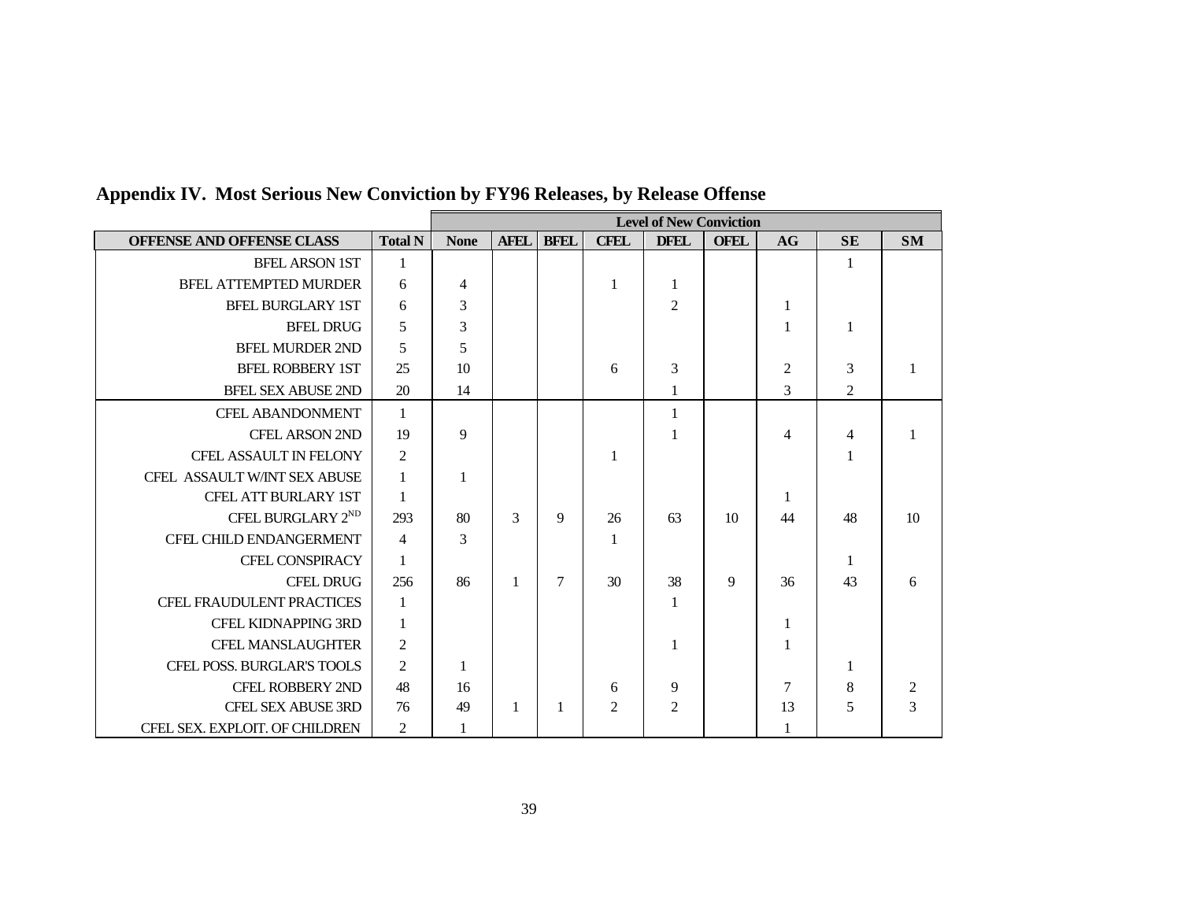## Appendix IV. Most Serious New Conviction by FY96 Releases, by Release Offense

| | | Level of New Conviction | | | | | | | | |
|---|---|---|---|---|---|---|---|---|---|---|
| OFFENSE AND OFFENSE CLASS | Total N | None | AFEL | BFEL | CFEL | DFEL | OFEL | AG | SE | SM |
| BFEL ARSON 1ST | 1 | | | | | | | | 1 | |
| BFEL ATTEMPTED MURDER | 6 | 4 | | | 1 | 1 | | | | |
| BFEL BURGLARY 1ST | 6 | 3 | | | | 2 | | 1 | | |
| BFEL DRUG | 5 | 3 | | | | | | 1 | 1 | |
| BFEL MURDER 2ND | 5 | 5 | | | | | | | | |
| BFEL ROBBERY 1ST | 25 | 10 | | | 6 | 3 | | 2 | 3 | 1 |
| BFEL SEX ABUSE 2ND | 20 | 14 | | | | 1 | | 3 | 2 | |
| CFEL ABANDONMENT | 1 | | | | | 1 | | | | |
| CFEL ARSON 2ND | 19 | 9 | | | | 1 | | 4 | 4 | 1 |
| CFEL ASSAULT IN FELONY | 2 | | | | 1 | | | | 1 | |
| CFEL ASSAULT W/INT SEX ABUSE | 1 | 1 | | | | | | | | |
| CFEL ATT BURLARY 1ST | 1 | | | | | | | 1 | | |
| CFEL BURGLARY 2ND | 293 | 80 | 3 | 9 | 26 | 63 | 10 | 44 | 48 | 10 |
| CFEL CHILD ENDANGERMENT | 4 | 3 | | | 1 | | | | | |
| CFEL CONSPIRACY | 1 | | | | | | | | 1 | |
| CFEL DRUG | 256 | 86 | 1 | 7 | 30 | 38 | 9 | 36 | 43 | 6 |
| CFEL FRAUDULENT PRACTICES | 1 | | | | | 1 | | | | |
| CFEL KIDNAPPING 3RD | 1 | | | | | | | 1 | | |
| CFEL MANSLAUGHTER | 2 | | | | | 1 | | 1 | | |
| CFEL POSS. BURGLAR'S TOOLS | 2 | 1 | | | | | | | 1 | |
| CFEL ROBBERY 2ND | 48 | 16 | | | 6 | 9 | | 7 | 8 | 2 |
| CFEL SEX ABUSE 3RD | 76 | 49 | 1 | 1 | 2 | 2 | | 13 | 5 | 3 |
| CFEL SEX. EXPLOIT. OF CHILDREN | 2 | 1 | | | | | | 1 | | |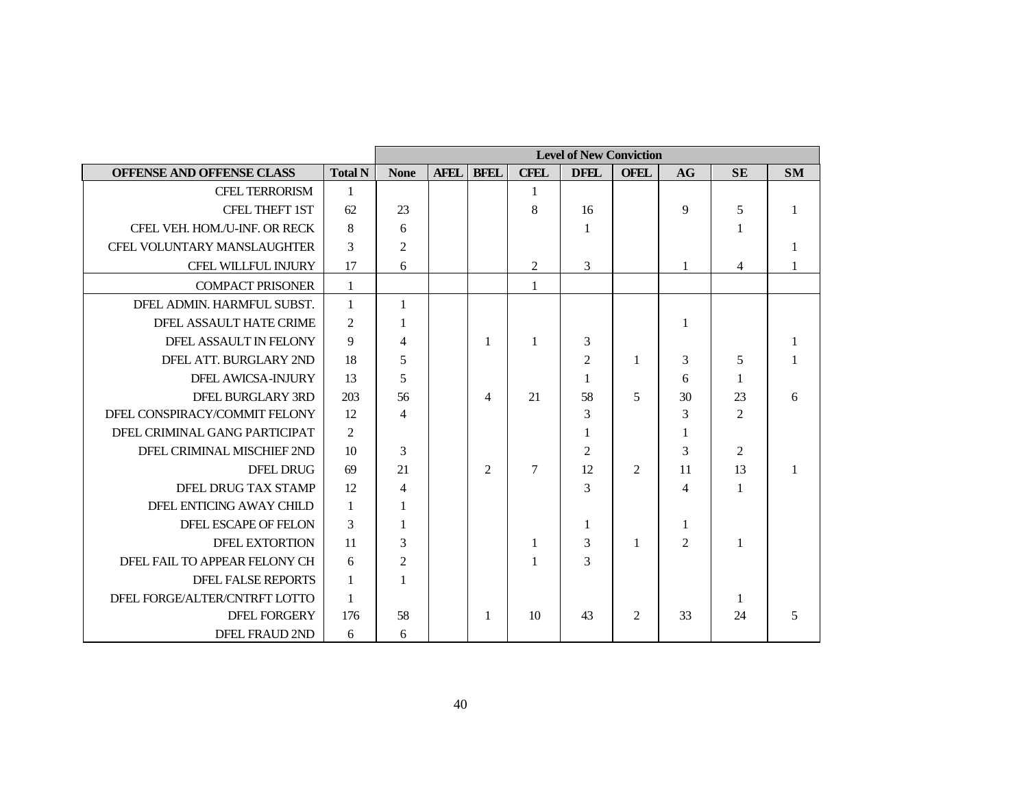| | | Level of New Conviction | | | | | | | | |
|---|---|---|---|---|---|---|---|---|---|---|
| **OFFENSE AND OFFENSE CLASS** | **Total N** | **None** | **AFEL** | **BFEL** | **CFEL** | **DFEL** | **OFEL** | **AG** | **SE** | **SM** |
| CFEL TERRORISM | 1 | | | | 1 | | | | | |
| CFEL THEFT 1ST | 62 | 23 | | | 8 | 16 | | 9 | 5 | 1 |
| CFEL VEH. HOM./U-INF. OR RECK | 8 | 6 | | | | 1 | | | 1 | |
| CFEL VOLUNTARY MANSLAUGHTER | 3 | 2 | | | | | | | | 1 |
| CFEL WILLFUL INJURY | 17 | 6 | | | 2 | 3 | | 1 | 4 | 1 |
| COMPACT PRISONER | 1 | | | | 1 | | | | | |
| DFEL ADMIN. HARMFUL SUBST. | 1 | 1 | | | | | | | | |
| DFEL ASSAULT HATE CRIME | 2 | 1 | | | | | | 1 | | |
| DFEL ASSAULT IN FELONY | 9 | 4 | | 1 | 1 | 3 | | | | 1 |
| DFEL ATT. BURGLARY 2ND | 18 | 5 | | | | 2 | 1 | 3 | 5 | 1 |
| DFEL AWICSA-INJURY | 13 | 5 | | | | 1 | | 6 | 1 | |
| DFEL BURGLARY 3RD | 203 | 56 | | 4 | 21 | 58 | 5 | 30 | 23 | 6 |
| DFEL CONSPIRACY/COMMIT FELONY | 12 | 4 | | | | 3 | | 3 | 2 | |
| DFEL CRIMINAL GANG PARTICIPAT | 2 | | | | | 1 | | 1 | | |
| DFEL CRIMINAL MISCHIEF 2ND | 10 | 3 | | | | 2 | | 3 | 2 | |
| DFEL DRUG | 69 | 21 | | 2 | 7 | 12 | 2 | 11 | 13 | 1 |
| DFEL DRUG TAX STAMP | 12 | 4 | | | | 3 | | 4 | 1 | |
| DFEL ENTICING AWAY CHILD | 1 | 1 | | | | | | | | |
| DFEL ESCAPE OF FELON | 3 | 1 | | | | 1 | | 1 | | |
| DFEL EXTORTION | 11 | 3 | | | 1 | 3 | 1 | 2 | 1 | |
| DFEL FAIL TO APPEAR FELONY CH | 6 | 2 | | | 1 | 3 | | | | |
| DFEL FALSE REPORTS | 1 | 1 | | | | | | | | |
| DFEL FORGE/ALTER/CNTRFT LOTTO | 1 | | | | | | | | 1 | |
| DFEL FORGERY | 176 | 58 | | 1 | 10 | 43 | 2 | 33 | 24 | 5 |
| DFEL FRAUD 2ND | 6 | 6 | | | | | | | | |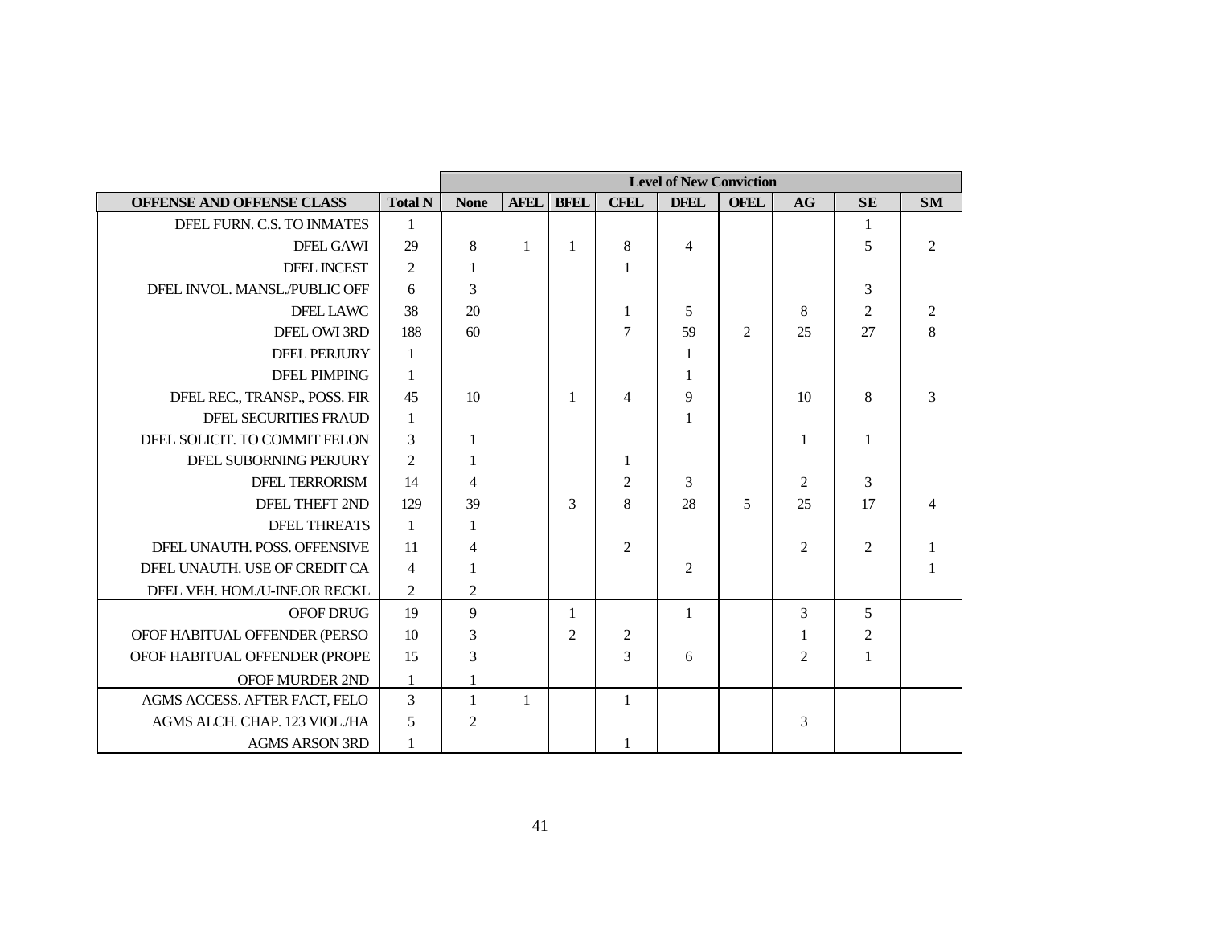| OFFENSE AND OFFENSE CLASS | Total N | Level of New Conviction | | | | | | | | |
|---|---|---|---|---|---|---|---|---|---|---|
| | | None | AFEL | BFEL | CFEL | DFEL | OFEL | AG | SE | SM |
| DFEL FURN. C.S. TO INMATES | 1 | | | | | | | | 1 | |
| DFEL GAWI | 29 | 8 | 1 | 1 | 8 | 4 | | | 5 | 2 |
| DFEL INCEST | 2 | 1 | | | 1 | | | | | |
| DFEL INVOL. MANSL./PUBLIC OFF | 6 | 3 | | | | | | | 3 | |
| DFEL LAWC | 38 | 20 | | | 1 | 5 | | 8 | 2 | 2 |
| DFEL OWI 3RD | 188 | 60 | | | 7 | 59 | 2 | 25 | 27 | 8 |
| DFEL PERJURY | 1 | | | | | 1 | | | | |
| DFEL PIMPING | 1 | | | | | 1 | | | | |
| DFEL REC., TRANSP., POSS. FIR | 45 | 10 | | 1 | 4 | 9 | | 10 | 8 | 3 |
| DFEL SECURITIES FRAUD | 1 | | | | | 1 | | | | |
| DFEL SOLICIT. TO COMMIT FELON | 3 | 1 | | | | | | 1 | 1 | |
| DFEL SUBORNING PERJURY | 2 | 1 | | | 1 | | | | | |
| DFEL TERRORISM | 14 | 4 | | | 2 | 3 | | 2 | 3 | |
| DFEL THEFT 2ND | 129 | 39 | | 3 | 8 | 28 | 5 | 25 | 17 | 4 |
| DFEL THREATS | 1 | 1 | | | | | | | | |
| DFEL UNAUTH. POSS. OFFENSIVE | 11 | 4 | | | 2 | | | 2 | 2 | 1 |
| DFEL UNAUTH. USE OF CREDIT CA | 4 | 1 | | | | 2 | | | | 1 |
| DFEL VEH. HOM./U-INF.OR RECKL | 2 | 2 | | | | | | | | |
| OFOF DRUG | 19 | 9 | | 1 | | 1 | | 3 | 5 | |
| OFOF HABITUAL OFFENDER (PERSO | 10 | 3 | | 2 | 2 | | | 1 | 2 | |
| OFOF HABITUAL OFFENDER (PROPE | 15 | 3 | | | 3 | 6 | | 2 | 1 | |
| OFOF MURDER 2ND | 1 | 1 | | | | | | | | |
| AGMS ACCESS. AFTER FACT, FELO | 3 | 1 | 1 | | 1 | | | | | |
| AGMS ALCH. CHAP. 123 VIOL./HA | 5 | 2 | | | | | | 3 | | |
| AGMS ARSON 3RD | 1 | | | | 1 | | | | | |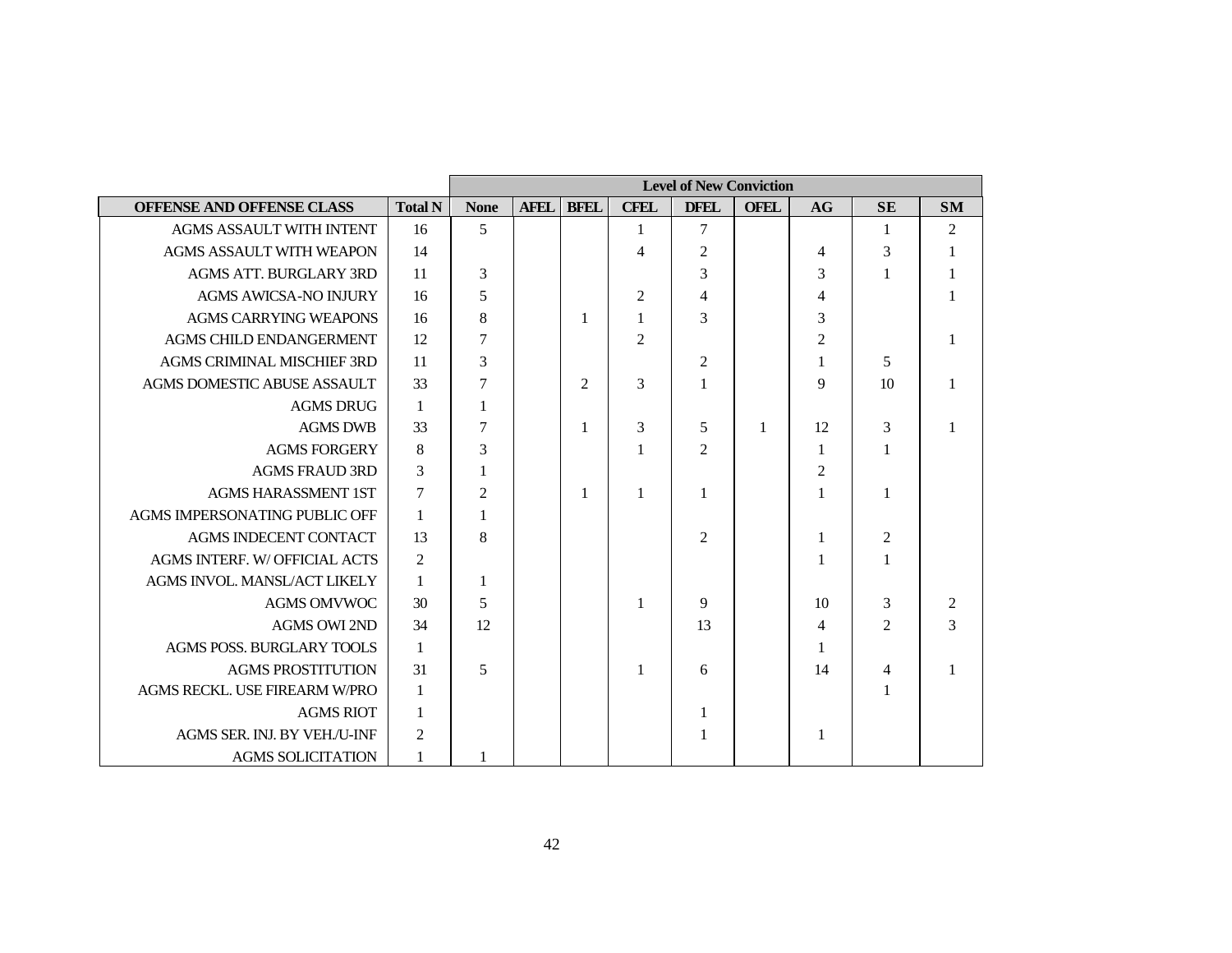| OFFENSE AND OFFENSE CLASS | Total N | Level of New Conviction | | | | | | | | |
|---|---|---|---|---|---|---|---|---|---|---|
| | | None | AFEL | BFEL | CFEL | DFEL | OFEL | AG | SE | SM |
| AGMS ASSAULT WITH INTENT | 16 | 5 | | | 1 | 7 | | | 1 | 2 |
| AGMS ASSAULT WITH WEAPON | 14 | | | | 4 | 2 | | 4 | 3 | 1 |
| AGMS ATT. BURGLARY 3RD | 11 | 3 | | | | 3 | | 3 | 1 | 1 |
| AGMS AWICSA-NO INJURY | 16 | 5 | | | 2 | 4 | | 4 | | 1 |
| AGMS CARRYING WEAPONS | 16 | 8 | | 1 | 1 | 3 | | 3 | | |
| AGMS CHILD ENDANGERMENT | 12 | 7 | | | 2 | | | 2 | | 1 |
| AGMS CRIMINAL MISCHIEF 3RD | 11 | 3 | | | | 2 | | 1 | 5 | |
| AGMS DOMESTIC ABUSE ASSAULT | 33 | 7 | | 2 | 3 | 1 | | 9 | 10 | 1 |
| AGMS DRUG | 1 | 1 | | | | | | | | |
| AGMS DWB | 33 | 7 | | 1 | 3 | 5 | 1 | 12 | 3 | 1 |
| AGMS FORGERY | 8 | 3 | | | 1 | 2 | | 1 | 1 | |
| AGMS FRAUD 3RD | 3 | 1 | | | | | | 2 | | |
| AGMS HARASSMENT 1ST | 7 | 2 | | 1 | 1 | 1 | | 1 | 1 | |
| AGMS IMPERSONATING PUBLIC OFF | 1 | 1 | | | | | | | | |
| AGMS INDECENT CONTACT | 13 | 8 | | | | 2 | | 1 | 2 | |
| AGMS INTERF. W/ OFFICIAL ACTS | 2 | | | | | | | 1 | 1 | |
| AGMS INVOL. MANSL/ACT LIKELY | 1 | 1 | | | | | | | | |
| AGMS OMVWOC | 30 | 5 | | | 1 | 9 | | 10 | 3 | 2 |
| AGMS OWI 2ND | 34 | 12 | | | | 13 | | 4 | 2 | 3 |
| AGMS POSS. BURGLARY TOOLS | 1 | | | | | | | 1 | | |
| AGMS PROSTITUTION | 31 | 5 | | | 1 | 6 | | 14 | 4 | 1 |
| AGMS RECKL. USE FIREARM W/PRO | 1 | | | | | | | | 1 | |
| AGMS RIOT | 1 | | | | | 1 | | | | |
| AGMS SER. INJ. BY VEH./U-INF | 2 | | | | | 1 | | 1 | | |
| AGMS SOLICITATION | 1 | 1 | | | | | | | | |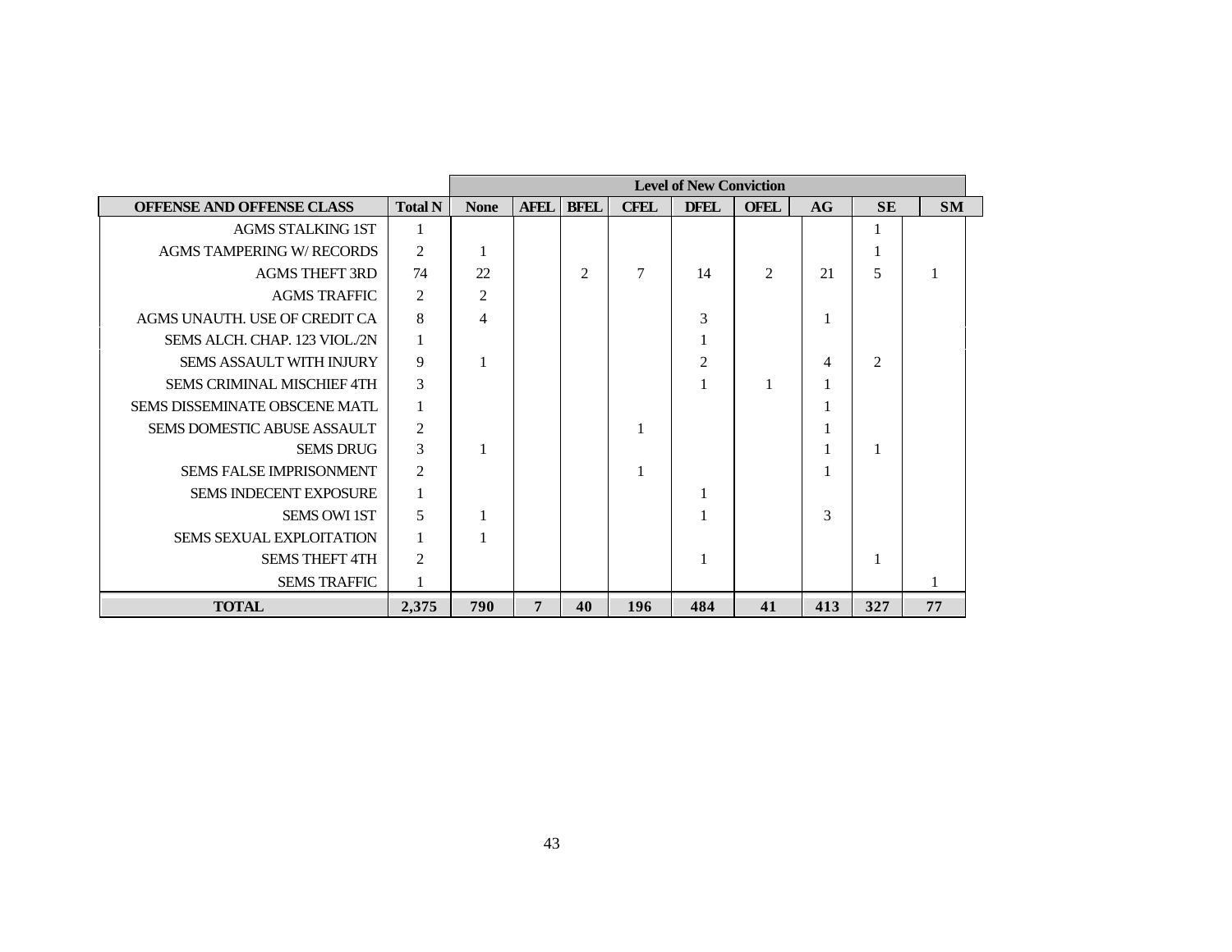| OFFENSE AND OFFENSE CLASS | Total N | Level of New Conviction | | | | | | | | |
|---|---|---|---|---|---|---|---|---|---|---|
| | | None | AFEL | BFEL | CFEL | DFEL | OFEL | AG | SE | SM |
| AGMS STALKING 1ST | 1 | | | | | | | | 1 | |
| AGMS TAMPERING W/ RECORDS | 2 | 1 | | | | | | | 1 | |
| AGMS THEFT 3RD | 74 | 22 | | 2 | 7 | 14 | 2 | 21 | 5 | 1 |
| AGMS TRAFFIC | 2 | 2 | | | | | | | | |
| AGMS UNAUTH. USE OF CREDIT CA | 8 | 4 | | | | 3 | | 1 | | |
| SEMS ALCH. CHAP. 123 VIOL./2N | 1 | | | | | 1 | | | | |
| SEMS ASSAULT WITH INJURY | 9 | 1 | | | | 2 | | 4 | 2 | |
| SEMS CRIMINAL MISCHIEF 4TH | 3 | | | | | 1 | 1 | 1 | | |
| SEMS DISSEMINATE OBSCENE MATL | 1 | | | | | | | 1 | | |
| SEMS DOMESTIC ABUSE ASSAULT | 2 | | | | 1 | | | 1 | | |
| SEMS DRUG | 3 | 1 | | | | | | 1 | 1 | |
| SEMS FALSE IMPRISONMENT | 2 | | | | 1 | | | 1 | | |
| SEMS INDECENT EXPOSURE | 1 | | | | | 1 | | | | |
| SEMS OWI 1ST | 5 | 1 | | | | 1 | | 3 | | |
| SEMS SEXUAL EXPLOITATION | 1 | 1 | | | | | | | | |
| SEMS THEFT 4TH | 2 | | | | | 1 | | | 1 | |
| SEMS TRAFFIC | 1 | | | | | | | | | 1 |
| **TOTAL** | **2,375** | **790** | **7** | **40** | **196** | **484** | **41** | **413** | **327** | **77** |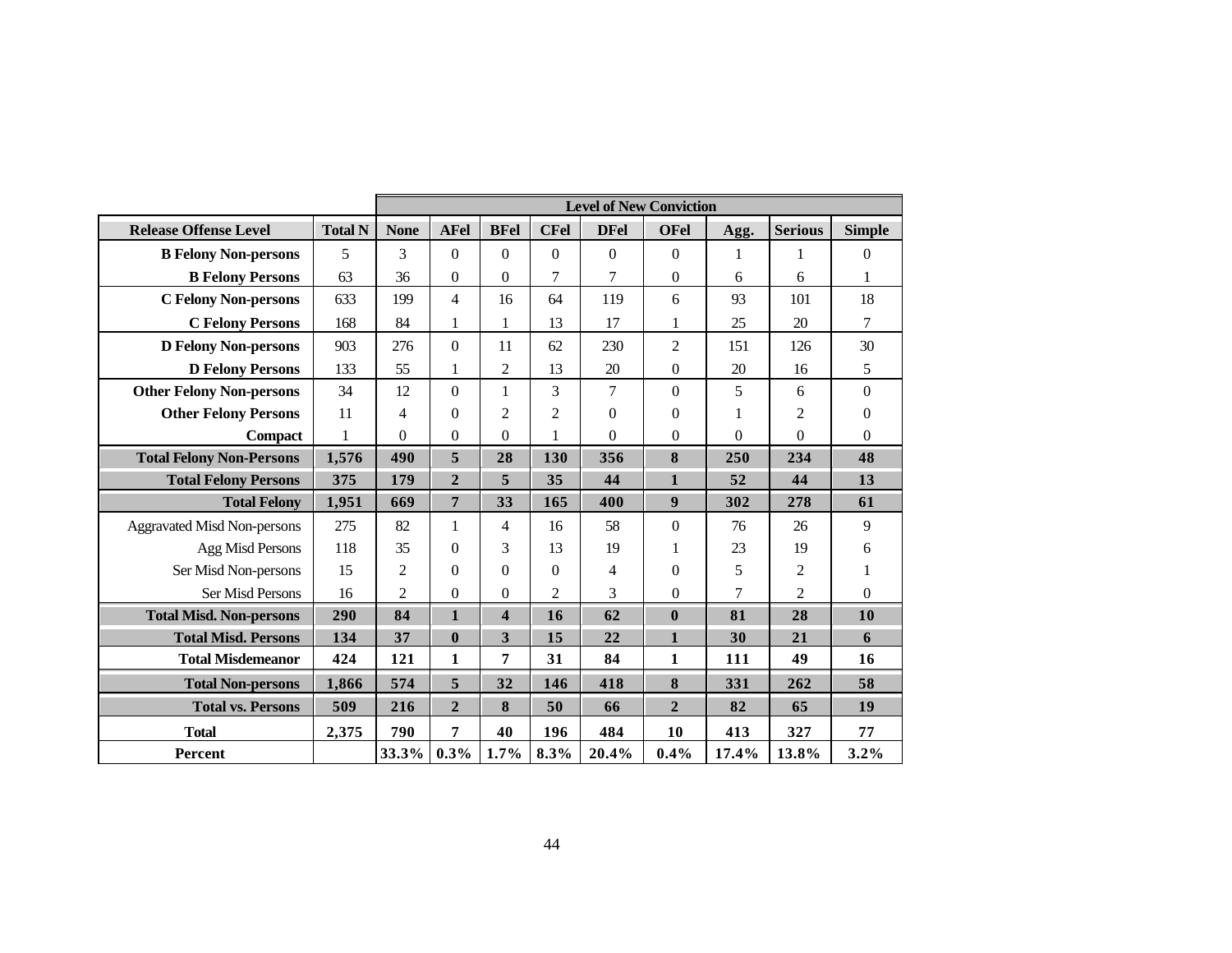| Release Offense Level | Total N | Level of New Conviction | | | | | | | | |
|---|---|---|---|---|---|---|---|---|---|---|
| | | None | AFel | BFel | CFel | DFel | OFel | Agg. | Serious | Simple |
| **B Felony Non-persons** | 5 | 3 | 0 | 0 | 0 | 0 | 0 | 1 | 1 | 0 |
| **B Felony Persons** | 63 | 36 | 0 | 0 | 7 | 7 | 0 | 6 | 6 | 1 |
| **C Felony Non-persons** | 633 | 199 | 4 | 16 | 64 | 119 | 6 | 93 | 101 | 18 |
| **C Felony Persons** | 168 | 84 | 1 | 1 | 13 | 17 | 1 | 25 | 20 | 7 |
| **D Felony Non-persons** | 903 | 276 | 0 | 11 | 62 | 230 | 2 | 151 | 126 | 30 |
| **D Felony Persons** | 133 | 55 | 1 | 2 | 13 | 20 | 0 | 20 | 16 | 5 |
| **Other Felony Non-persons** | 34 | 12 | 0 | 1 | 3 | 7 | 0 | 5 | 6 | 0 |
| **Other Felony Persons** | 11 | 4 | 0 | 2 | 2 | 0 | 0 | 1 | 2 | 0 |
| **Compact** | 1 | 0 | 0 | 0 | 1 | 0 | 0 | 0 | 0 | 0 |
| **Total Felony Non-Persons** | **1,576** | **490** | **5** | **28** | **130** | **356** | **8** | **250** | **234** | **48** |
| **Total Felony Persons** | **375** | **179** | **2** | **5** | **35** | **44** | **1** | **52** | **44** | **13** |
| **Total Felony** | **1,951** | **669** | **7** | **33** | **165** | **400** | **9** | **302** | **278** | **61** |
| Aggravated Misd Non-persons | 275 | 82 | 1 | 4 | 16 | 58 | 0 | 76 | 26 | 9 |
| Agg Misd Persons | 118 | 35 | 0 | 3 | 13 | 19 | 1 | 23 | 19 | 6 |
| Ser Misd Non-persons | 15 | 2 | 0 | 0 | 0 | 4 | 0 | 5 | 2 | 1 |
| Ser Misd Persons | 16 | 2 | 0 | 0 | 2 | 3 | 0 | 7 | 2 | 0 |
| **Total Misd. Non-persons** | **290** | **84** | **1** | **4** | **16** | **62** | **0** | **81** | **28** | **10** |
| **Total Misd. Persons** | **134** | **37** | **0** | **3** | **15** | **22** | **1** | **30** | **21** | **6** |
| **Total Misdemeanor** | **424** | **121** | **1** | **7** | **31** | **84** | **1** | **111** | **49** | **16** |
| **Total Non-persons** | **1,866** | **574** | **5** | **32** | **146** | **418** | **8** | **331** | **262** | **58** |
| **Total vs. Persons** | **509** | **216** | **2** | **8** | **50** | **66** | **2** | **82** | **65** | **19** |
| **Total** | **2,375** | **790** | **7** | **40** | **196** | **484** | **10** | **413** | **327** | **77** |
| **Percent** | | **33.3%** | **0.3%** | **1.7%** | **8.3%** | **20.4%** | **0.4%** | **17.4%** | **13.8%** | **3.2%** |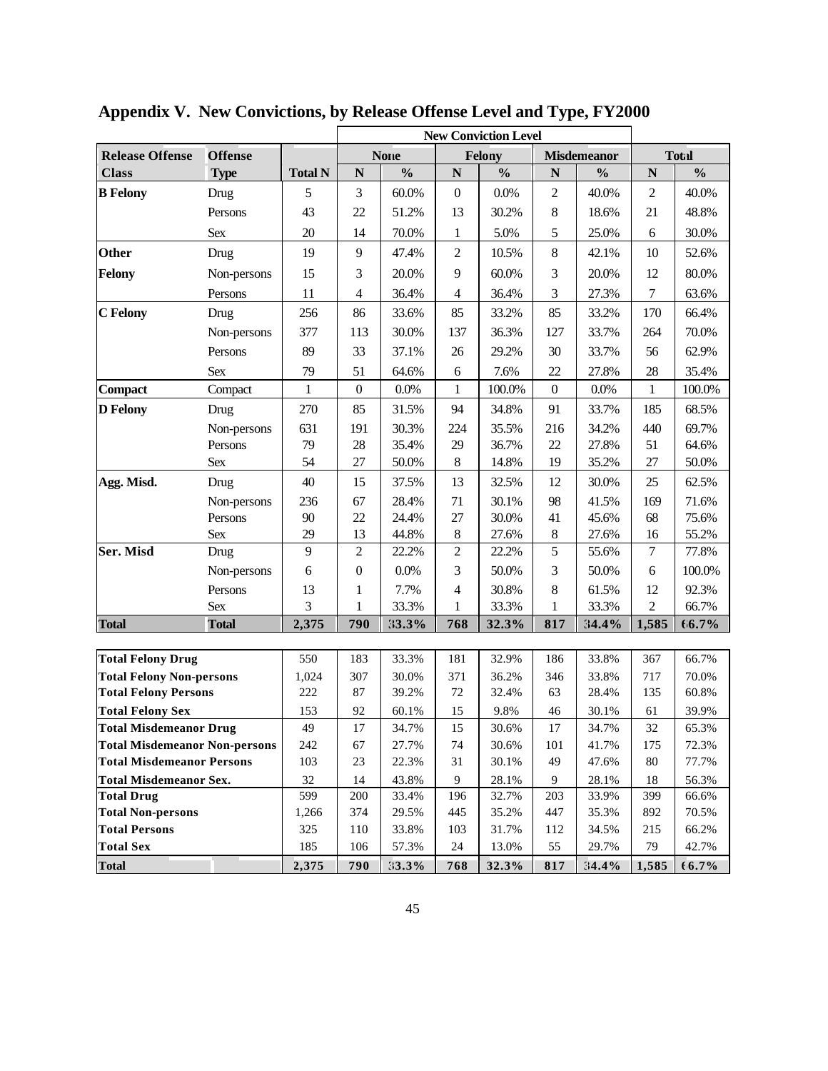## Appendix V. New Convictions, by Release Offense Level and Type, FY2000

| | | | New Conviction Level | | | | | | | |
|---|---|---|---|---|---|---|---|---|---|---|
| Release Offense | Offense | | None | | Felony | | Misdemeanor | | Total | |
| Class | Type | Total N | N | % | N | % | N | % | N | % |
| **B Felony** | Drug | 5 | 3 | 60.0% | 0 | 0.0% | 2 | 40.0% | 2 | 40.0% |
| | Persons | 43 | 22 | 51.2% | 13 | 30.2% | 8 | 18.6% | 21 | 48.8% |
| | Sex | 20 | 14 | 70.0% | 1 | 5.0% | 5 | 25.0% | 6 | 30.0% |
| **Other** | Drug | 19 | 9 | 47.4% | 2 | 10.5% | 8 | 42.1% | 10 | 52.6% |
| **Felony** | Non-persons | 15 | 3 | 20.0% | 9 | 60.0% | 3 | 20.0% | 12 | 80.0% |
| | Persons | 11 | 4 | 36.4% | 4 | 36.4% | 3 | 27.3% | 7 | 63.6% |
| **C Felony** | Drug | 256 | 86 | 33.6% | 85 | 33.2% | 85 | 33.2% | 170 | 66.4% |
| | Non-persons | 377 | 113 | 30.0% | 137 | 36.3% | 127 | 33.7% | 264 | 70.0% |
| | Persons | 89 | 33 | 37.1% | 26 | 29.2% | 30 | 33.7% | 56 | 62.9% |
| | Sex | 79 | 51 | 64.6% | 6 | 7.6% | 22 | 27.8% | 28 | 35.4% |
| **Compact** | Compact | 1 | 0 | 0.0% | 1 | 100.0% | 0 | 0.0% | 1 | 100.0% |
| **D Felony** | Drug | 270 | 85 | 31.5% | 94 | 34.8% | 91 | 33.7% | 185 | 68.5% |
| | Non-persons | 631 | 191 | 30.3% | 224 | 35.5% | 216 | 34.2% | 440 | 69.7% |
| | Persons | 79 | 28 | 35.4% | 29 | 36.7% | 22 | 27.8% | 51 | 64.6% |
| | Sex | 54 | 27 | 50.0% | 8 | 14.8% | 19 | 35.2% | 27 | 50.0% |
| **Agg. Misd.** | Drug | 40 | 15 | 37.5% | 13 | 32.5% | 12 | 30.0% | 25 | 62.5% |
| | Non-persons | 236 | 67 | 28.4% | 71 | 30.1% | 98 | 41.5% | 169 | 71.6% |
| | Persons | 90 | 22 | 24.4% | 27 | 30.0% | 41 | 45.6% | 68 | 75.6% |
| | Sex | 29 | 13 | 44.8% | 8 | 27.6% | 8 | 27.6% | 16 | 55.2% |
| **Ser. Misd** | Drug | 9 | 2 | 22.2% | 2 | 22.2% | 5 | 55.6% | 7 | 77.8% |
| | Non-persons | 6 | 0 | 0.0% | 3 | 50.0% | 3 | 50.0% | 6 | 100.0% |
| | Persons | 13 | 1 | 7.7% | 4 | 30.8% | 8 | 61.5% | 12 | 92.3% |
| | Sex | 3 | 1 | 33.3% | 1 | 33.3% | 1 | 33.3% | 2 | 66.7% |
| **Total** | **Total** | **2,375** | **790** | **33.3%** | **768** | **32.3%** | **817** | **34.4%** | **1,585** | **66.7%** |

| | Total N | None N | None % | Felony N | Felony % | Misdemeanor N | Misdemeanor % | Total N | Total % |
|---|---|---|---|---|---|---|---|---|---|
| **Total Felony Drug** | 550 | 183 | 33.3% | 181 | 32.9% | 186 | 33.8% | 367 | 66.7% |
| **Total Felony Non-persons** | 1,024 | 307 | 30.0% | 371 | 36.2% | 346 | 33.8% | 717 | 70.0% |
| **Total Felony Persons** | 222 | 87 | 39.2% | 72 | 32.4% | 63 | 28.4% | 135 | 60.8% |
| **Total Felony Sex** | 153 | 92 | 60.1% | 15 | 9.8% | 46 | 30.1% | 61 | 39.9% |
| **Total Misdemeanor Drug** | 49 | 17 | 34.7% | 15 | 30.6% | 17 | 34.7% | 32 | 65.3% |
| **Total Misdemeanor Non-persons** | 242 | 67 | 27.7% | 74 | 30.6% | 101 | 41.7% | 175 | 72.3% |
| **Total Misdemeanor Persons** | 103 | 23 | 22.3% | 31 | 30.1% | 49 | 47.6% | 80 | 77.7% |
| **Total Misdemeanor Sex.** | 32 | 14 | 43.8% | 9 | 28.1% | 9 | 28.1% | 18 | 56.3% |
| **Total Drug** | 599 | 200 | 33.4% | 196 | 32.7% | 203 | 33.9% | 399 | 66.6% |
| **Total Non-persons** | 1,266 | 374 | 29.5% | 445 | 35.2% | 447 | 35.3% | 892 | 70.5% |
| **Total Persons** | 325 | 110 | 33.8% | 103 | 31.7% | 112 | 34.5% | 215 | 66.2% |
| **Total Sex** | 185 | 106 | 57.3% | 24 | 13.0% | 55 | 29.7% | 79 | 42.7% |
| **Total** | **2,375** | **790** | **33.3%** | **768** | **32.3%** | **817** | **34.4%** | **1,585** | **66.7%** |